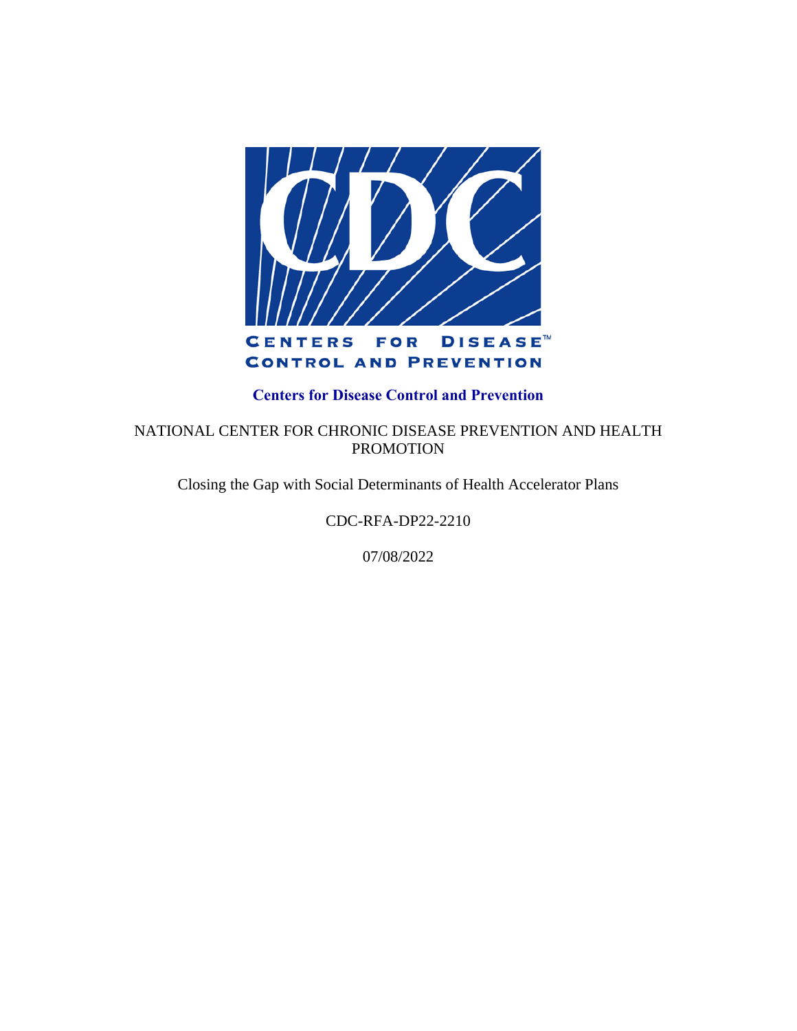**Centers for Disease Control and Prevention**

NATIONAL CENTER FOR CHRONIC DISEASE PREVENTION AND HEALTH PROMOTION

Closing the Gap with Social Determinants of Health Accelerator Plans

CDC-RFA-DP22-2210

07/08/2022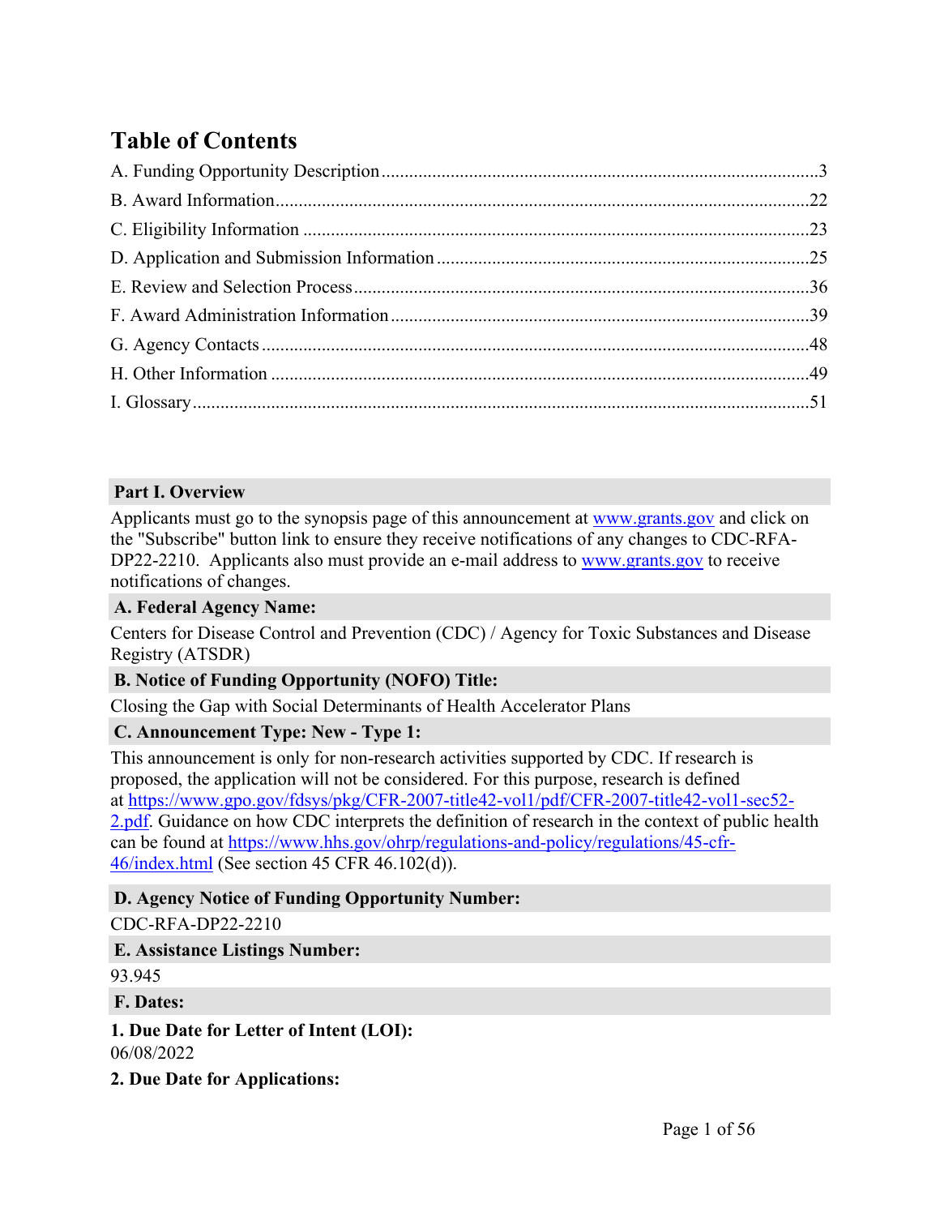# Table of Contents

A. Funding Opportunity Description ........................................................................................3

B. Award Information ..................................................................................................................22

C. Eligibility Information ............................................................................................................23

D. Application and Submission Information ...............................................................................25

E. Review and Selection Process ................................................................................................36

F. Award Administration Information .........................................................................................39

G. Agency Contacts .....................................................................................................................48

H. Other Information ...................................................................................................................49

I. Glossary ....................................................................................................................................51

## Part I. Overview

Applicants must go to the synopsis page of this announcement at [www.grants.gov](www.grants.gov) and click on the "Subscribe" button link to ensure they receive notifications of any changes to CDC-RFA-DP22-2210. Applicants also must provide an e-mail address to [www.grants.gov](www.grants.gov) to receive notifications of changes.

### A. Federal Agency Name:

Centers for Disease Control and Prevention (CDC) / Agency for Toxic Substances and Disease Registry (ATSDR)

### B. Notice of Funding Opportunity (NOFO) Title:

Closing the Gap with Social Determinants of Health Accelerator Plans

### C. Announcement Type: New - Type 1:

This announcement is only for non-research activities supported by CDC. If research is proposed, the application will not be considered. For this purpose, research is defined at [https://www.gpo.gov/fdsys/pkg/CFR-2007-title42-vol1/pdf/CFR-2007-title42-vol1-sec52-2.pdf](https://www.gpo.gov/fdsys/pkg/CFR-2007-title42-vol1/pdf/CFR-2007-title42-vol1-sec52-2.pdf). Guidance on how CDC interprets the definition of research in the context of public health can be found at [https://www.hhs.gov/ohrp/regulations-and-policy/regulations/45-cfr-46/index.html](https://www.hhs.gov/ohrp/regulations-and-policy/regulations/45-cfr-46/index.html) (See section 45 CFR 46.102(d)).

### D. Agency Notice of Funding Opportunity Number:

CDC-RFA-DP22-2210

### E. Assistance Listings Number:

93.945

### F. Dates:

**1. Due Date for Letter of Intent (LOI):**
06/08/2022

**2. Due Date for Applications:**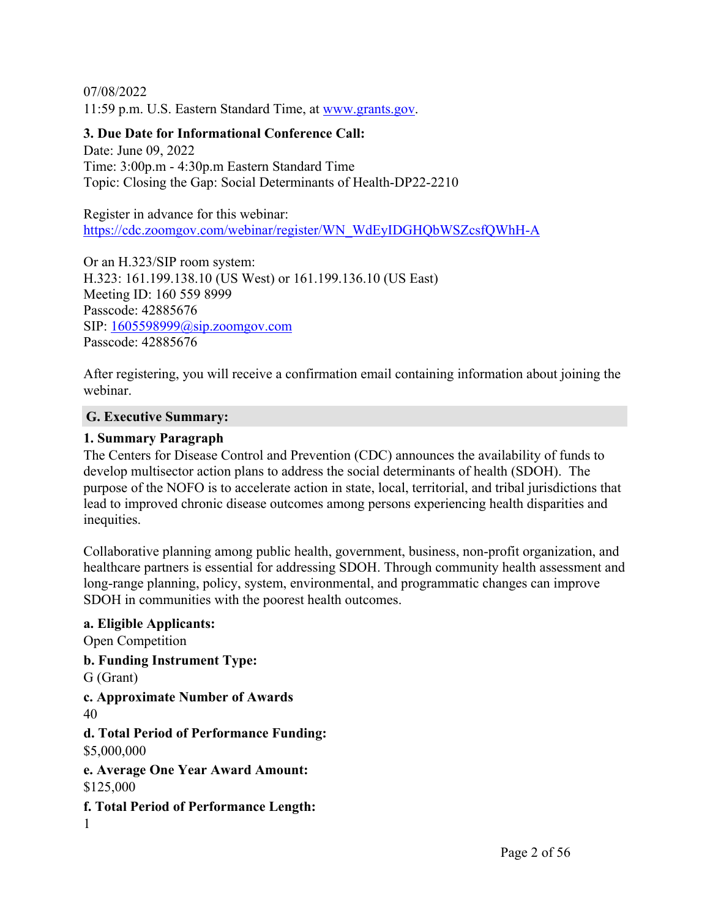07/08/2022
11:59 p.m. U.S. Eastern Standard Time, at [www.grants.gov](http://www.grants.gov).

**3. Due Date for Informational Conference Call:**
Date: June 09, 2022
Time: 3:00p.m - 4:30p.m Eastern Standard Time
Topic: Closing the Gap: Social Determinants of Health-DP22-2210

Register in advance for this webinar:
[https://cdc.zoomgov.com/webinar/register/WN_WdEyIDGHQbWSZcsfQWhH-A](https://cdc.zoomgov.com/webinar/register/WN_WdEyIDGHQbWSZcsfQWhH-A)

Or an H.323/SIP room system:
H.323: 161.199.138.10 (US West) or 161.199.136.10 (US East)
Meeting ID: 160 559 8999
Passcode: 42885676
SIP: [1605598999@sip.zoomgov.com](mailto:1605598999@sip.zoomgov.com)
Passcode: 42885676

After registering, you will receive a confirmation email containing information about joining the webinar.

## G. Executive Summary:

### 1. Summary Paragraph

The Centers for Disease Control and Prevention (CDC) announces the availability of funds to develop multisector action plans to address the social determinants of health (SDOH). The purpose of the NOFO is to accelerate action in state, local, territorial, and tribal jurisdictions that lead to improved chronic disease outcomes among persons experiencing health disparities and inequities.

Collaborative planning among public health, government, business, non-profit organization, and healthcare partners is essential for addressing SDOH. Through community health assessment and long-range planning, policy, system, environmental, and programmatic changes can improve SDOH in communities with the poorest health outcomes.

**a. Eligible Applicants:**
Open Competition

**b. Funding Instrument Type:**
G (Grant)

**c. Approximate Number of Awards**
40

**d. Total Period of Performance Funding:**
$5,000,000

**e. Average One Year Award Amount:**
$125,000

**f. Total Period of Performance Length:**
1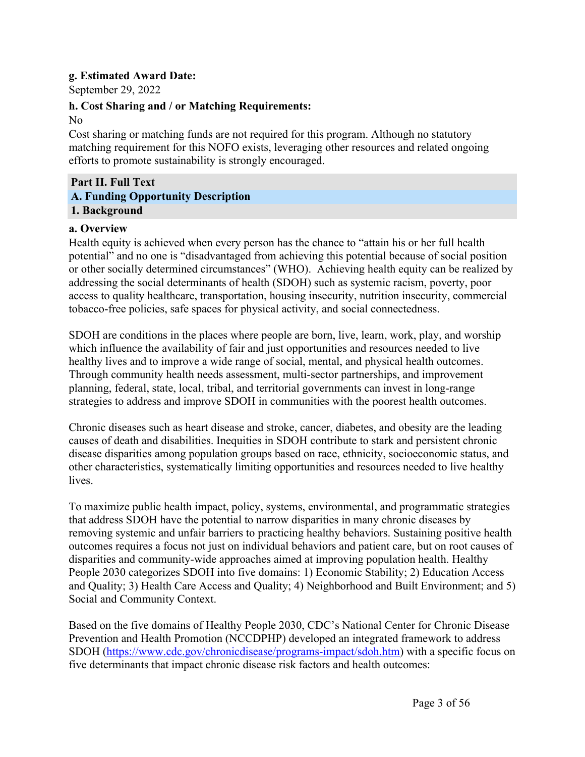**g. Estimated Award Date:**

September 29, 2022

**h. Cost Sharing and / or Matching Requirements:**

No

Cost sharing or matching funds are not required for this program. Although no statutory matching requirement for this NOFO exists, leveraging other resources and related ongoing efforts to promote sustainability is strongly encouraged.

## Part II. Full Text

## A. Funding Opportunity Description

### 1. Background

**a. Overview**

Health equity is achieved when every person has the chance to "attain his or her full health potential" and no one is "disadvantaged from achieving this potential because of social position or other socially determined circumstances" (WHO). Achieving health equity can be realized by addressing the social determinants of health (SDOH) such as systemic racism, poverty, poor access to quality healthcare, transportation, housing insecurity, nutrition insecurity, commercial tobacco-free policies, safe spaces for physical activity, and social connectedness.

SDOH are conditions in the places where people are born, live, learn, work, play, and worship which influence the availability of fair and just opportunities and resources needed to live healthy lives and to improve a wide range of social, mental, and physical health outcomes. Through community health needs assessment, multi-sector partnerships, and improvement planning, federal, state, local, tribal, and territorial governments can invest in long-range strategies to address and improve SDOH in communities with the poorest health outcomes.

Chronic diseases such as heart disease and stroke, cancer, diabetes, and obesity are the leading causes of death and disabilities. Inequities in SDOH contribute to stark and persistent chronic disease disparities among population groups based on race, ethnicity, socioeconomic status, and other characteristics, systematically limiting opportunities and resources needed to live healthy lives.

To maximize public health impact, policy, systems, environmental, and programmatic strategies that address SDOH have the potential to narrow disparities in many chronic diseases by removing systemic and unfair barriers to practicing healthy behaviors. Sustaining positive health outcomes requires a focus not just on individual behaviors and patient care, but on root causes of disparities and community-wide approaches aimed at improving population health. Healthy People 2030 categorizes SDOH into five domains: 1) Economic Stability; 2) Education Access and Quality; 3) Health Care Access and Quality; 4) Neighborhood and Built Environment; and 5) Social and Community Context.

Based on the five domains of Healthy People 2030, CDC's National Center for Chronic Disease Prevention and Health Promotion (NCCDPHP) developed an integrated framework to address SDOH (https://www.cdc.gov/chronicdisease/programs-impact/sdoh.htm) with a specific focus on five determinants that impact chronic disease risk factors and health outcomes: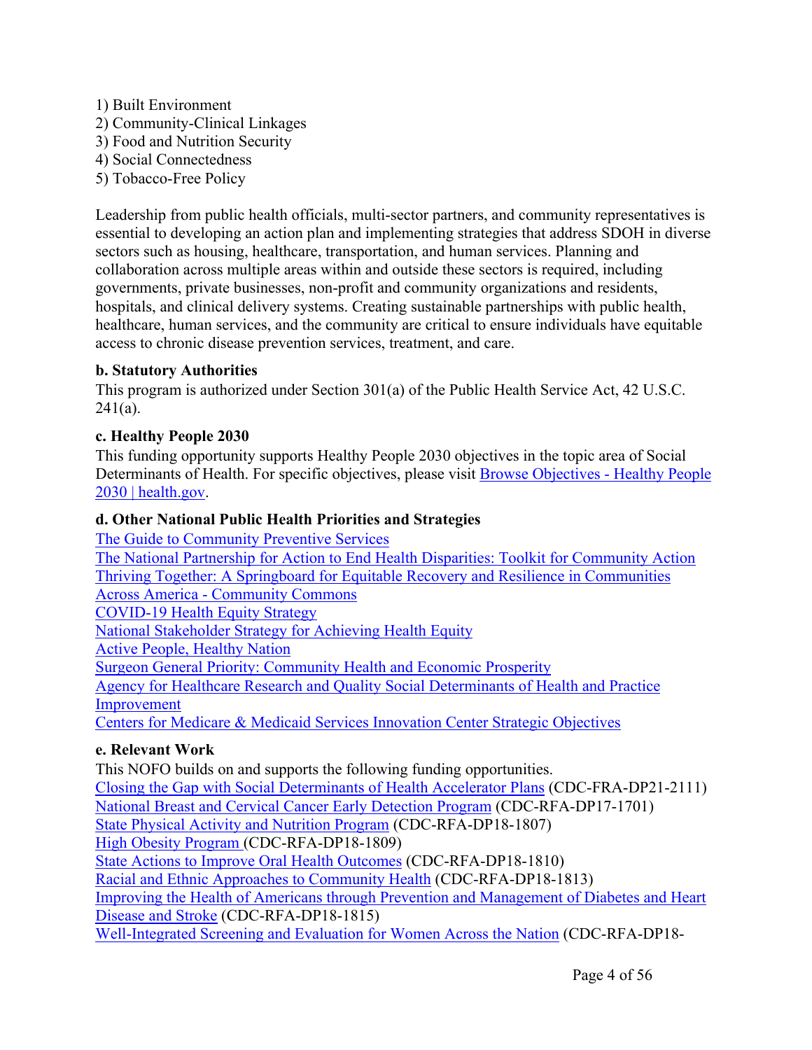1) Built Environment
2) Community-Clinical Linkages
3) Food and Nutrition Security
4) Social Connectedness
5) Tobacco-Free Policy

Leadership from public health officials, multi-sector partners, and community representatives is essential to developing an action plan and implementing strategies that address SDOH in diverse sectors such as housing, healthcare, transportation, and human services. Planning and collaboration across multiple areas within and outside these sectors is required, including governments, private businesses, non-profit and community organizations and residents, hospitals, and clinical delivery systems. Creating sustainable partnerships with public health, healthcare, human services, and the community are critical to ensure individuals have equitable access to chronic disease prevention services, treatment, and care.

**b. Statutory Authorities**

This program is authorized under Section 301(a) of the Public Health Service Act, 42 U.S.C. 241(a).

**c. Healthy People 2030**

This funding opportunity supports Healthy People 2030 objectives in the topic area of Social Determinants of Health. For specific objectives, please visit Browse Objectives - Healthy People 2030 | health.gov.

**d. Other National Public Health Priorities and Strategies**

The Guide to Community Preventive Services
The National Partnership for Action to End Health Disparities: Toolkit for Community Action
Thriving Together: A Springboard for Equitable Recovery and Resilience in Communities
Across America - Community Commons
COVID-19 Health Equity Strategy
National Stakeholder Strategy for Achieving Health Equity
Active People, Healthy Nation
Surgeon General Priority: Community Health and Economic Prosperity
Agency for Healthcare Research and Quality Social Determinants of Health and Practice Improvement
Centers for Medicare & Medicaid Services Innovation Center Strategic Objectives

**e. Relevant Work**

This NOFO builds on and supports the following funding opportunities.
Closing the Gap with Social Determinants of Health Accelerator Plans (CDC-FRA-DP21-2111)
National Breast and Cervical Cancer Early Detection Program (CDC-RFA-DP17-1701)
State Physical Activity and Nutrition Program (CDC-RFA-DP18-1807)
High Obesity Program (CDC-RFA-DP18-1809)
State Actions to Improve Oral Health Outcomes (CDC-RFA-DP18-1810)
Racial and Ethnic Approaches to Community Health (CDC-RFA-DP18-1813)
Improving the Health of Americans through Prevention and Management of Diabetes and Heart Disease and Stroke (CDC-RFA-DP18-1815)
Well-Integrated Screening and Evaluation for Women Across the Nation (CDC-RFA-DP18-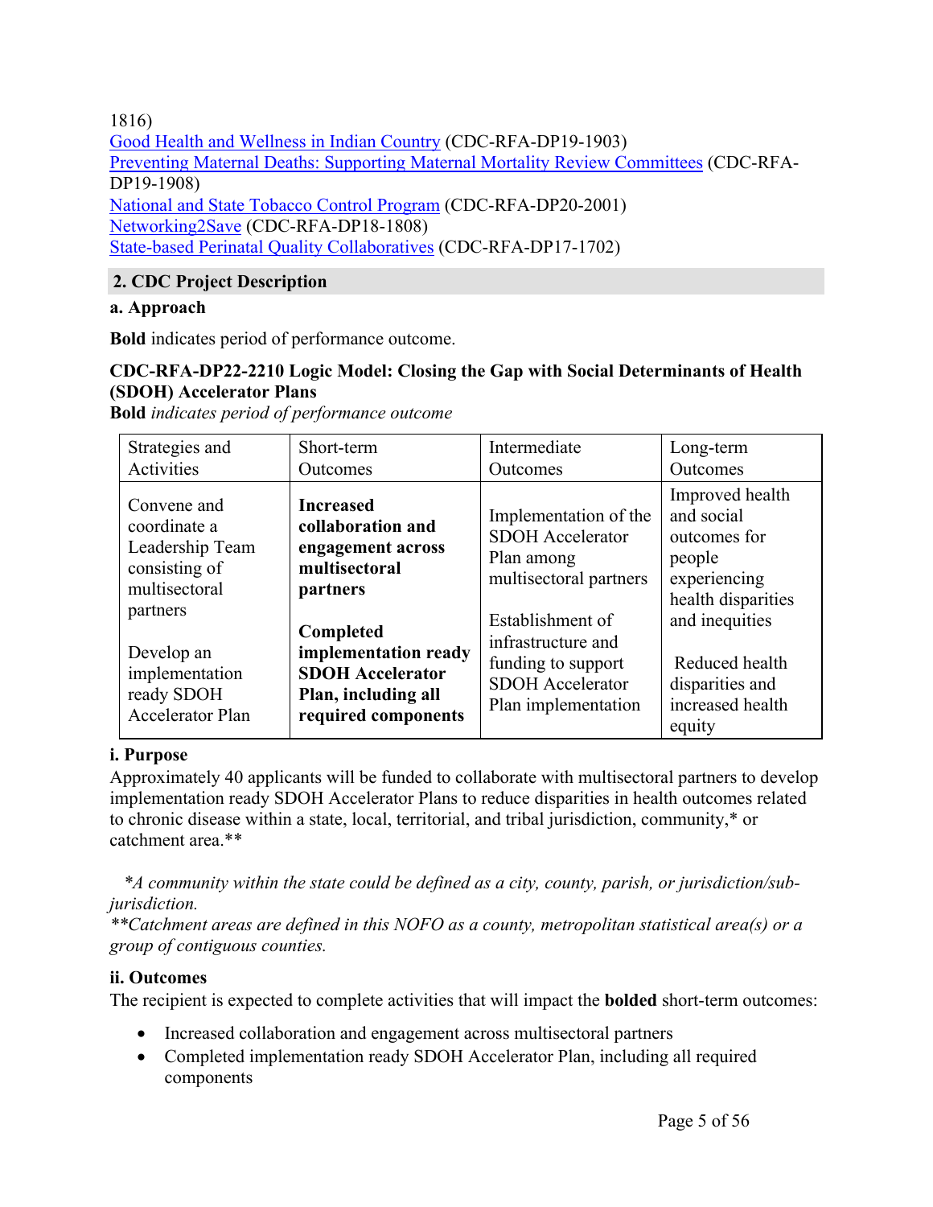1816)
Good Health and Wellness in Indian Country (CDC-RFA-DP19-1903)
Preventing Maternal Deaths: Supporting Maternal Mortality Review Committees (CDC-RFA-DP19-1908)
National and State Tobacco Control Program (CDC-RFA-DP20-2001)
Networking2Save (CDC-RFA-DP18-1808)
State-based Perinatal Quality Collaboratives (CDC-RFA-DP17-1702)

## 2. CDC Project Description

### a. Approach

**Bold** indicates period of performance outcome.

**CDC-RFA-DP22-2210 Logic Model: Closing the Gap with Social Determinants of Health (SDOH) Accelerator Plans**
**Bold** *indicates period of performance outcome*

| Strategies and Activities | Short-term Outcomes | Intermediate Outcomes | Long-term Outcomes |
|---|---|---|---|
| Convene and coordinate a Leadership Team consisting of multisectoral partners<br><br>Develop an implementation ready SDOH Accelerator Plan | **Increased collaboration and engagement across multisectoral partners**<br><br>**Completed implementation ready SDOH Accelerator Plan, including all required components** | Implementation of the SDOH Accelerator Plan among multisectoral partners<br><br>Establishment of infrastructure and funding to support SDOH Accelerator Plan implementation | Improved health and social outcomes for people experiencing health disparities and inequities<br><br>Reduced health disparities and increased health equity |

#### i. Purpose

Approximately 40 applicants will be funded to collaborate with multisectoral partners to develop implementation ready SDOH Accelerator Plans to reduce disparities in health outcomes related to chronic disease within a state, local, territorial, and tribal jurisdiction, community,* or catchment area.**

*\*A community within the state could be defined as a city, county, parish, or jurisdiction/sub-jurisdiction.*
*\*\*Catchment areas are defined in this NOFO as a county, metropolitan statistical area(s) or a group of contiguous counties.*

#### ii. Outcomes

The recipient is expected to complete activities that will impact the **bolded** short-term outcomes:

- Increased collaboration and engagement across multisectoral partners
- Completed implementation ready SDOH Accelerator Plan, including all required components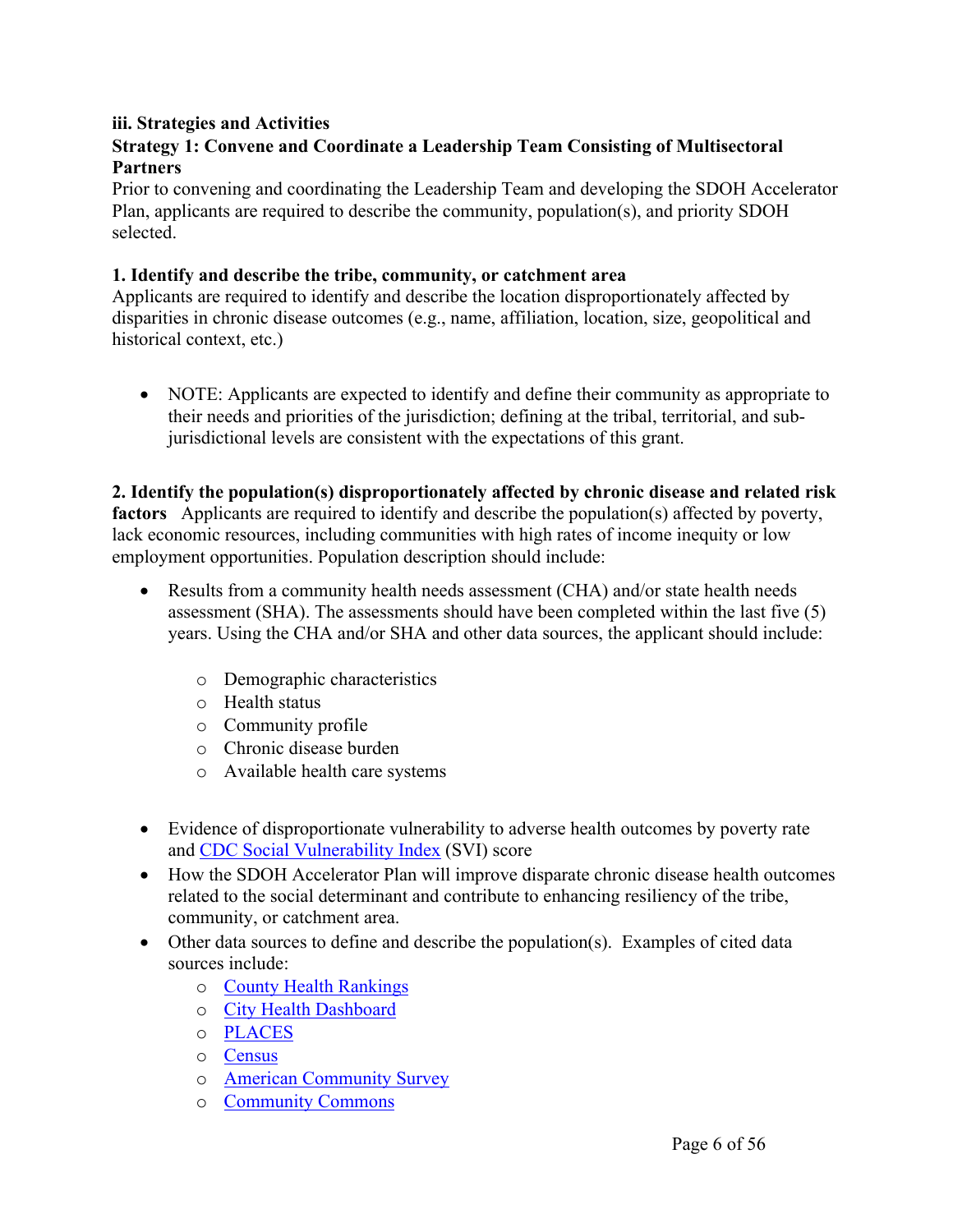### iii. Strategies and Activities

### Strategy 1: Convene and Coordinate a Leadership Team Consisting of Multisectoral Partners

Prior to convening and coordinating the Leadership Team and developing the SDOH Accelerator Plan, applicants are required to describe the community, population(s), and priority SDOH selected.

**1. Identify and describe the tribe, community, or catchment area**

Applicants are required to identify and describe the location disproportionately affected by disparities in chronic disease outcomes (e.g., name, affiliation, location, size, geopolitical and historical context, etc.)

- NOTE: Applicants are expected to identify and define their community as appropriate to their needs and priorities of the jurisdiction; defining at the tribal, territorial, and sub-jurisdictional levels are consistent with the expectations of this grant.

**2. Identify the population(s) disproportionately affected by chronic disease and related risk factors** Applicants are required to identify and describe the population(s) affected by poverty, lack economic resources, including communities with high rates of income inequity or low employment opportunities. Population description should include:

- Results from a community health needs assessment (CHA) and/or state health needs assessment (SHA). The assessments should have been completed within the last five (5) years. Using the CHA and/or SHA and other data sources, the applicant should include:
    - Demographic characteristics
    - Health status
    - Community profile
    - Chronic disease burden
    - Available health care systems

- Evidence of disproportionate vulnerability to adverse health outcomes by poverty rate and CDC Social Vulnerability Index (SVI) score
- How the SDOH Accelerator Plan will improve disparate chronic disease health outcomes related to the social determinant and contribute to enhancing resiliency of the tribe, community, or catchment area.
- Other data sources to define and describe the population(s). Examples of cited data sources include:
    - County Health Rankings
    - City Health Dashboard
    - PLACES
    - Census
    - American Community Survey
    - Community Commons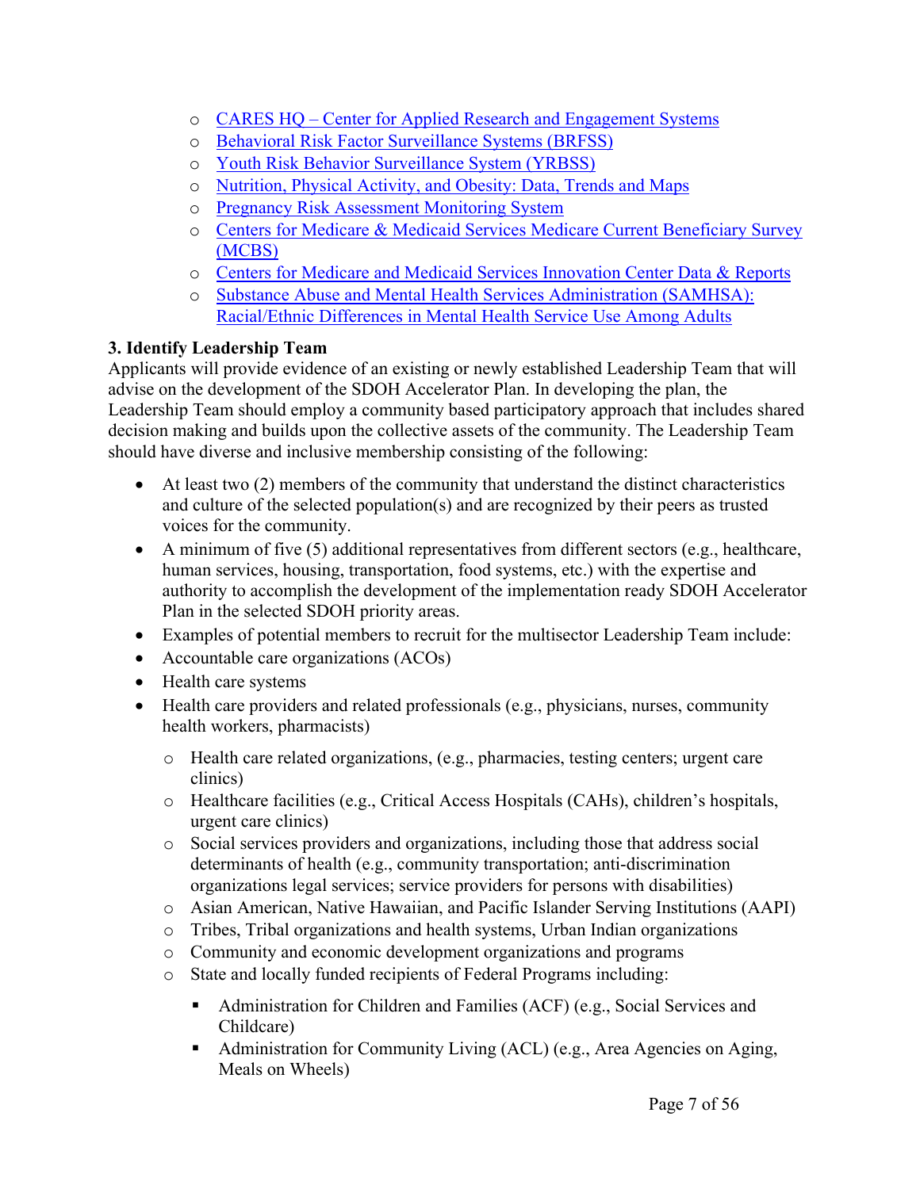- CARES HQ – Center for Applied Research and Engagement Systems
- Behavioral Risk Factor Surveillance Systems (BRFSS)
- Youth Risk Behavior Surveillance System (YRBSS)
- Nutrition, Physical Activity, and Obesity: Data, Trends and Maps
- Pregnancy Risk Assessment Monitoring System
- Centers for Medicare & Medicaid Services Medicare Current Beneficiary Survey (MCBS)
- Centers for Medicare and Medicaid Services Innovation Center Data & Reports
- Substance Abuse and Mental Health Services Administration (SAMHSA): Racial/Ethnic Differences in Mental Health Service Use Among Adults

**3. Identify Leadership Team**

Applicants will provide evidence of an existing or newly established Leadership Team that will advise on the development of the SDOH Accelerator Plan. In developing the plan, the Leadership Team should employ a community based participatory approach that includes shared decision making and builds upon the collective assets of the community. The Leadership Team should have diverse and inclusive membership consisting of the following:

- At least two (2) members of the community that understand the distinct characteristics and culture of the selected population(s) and are recognized by their peers as trusted voices for the community.
- A minimum of five (5) additional representatives from different sectors (e.g., healthcare, human services, housing, transportation, food systems, etc.) with the expertise and authority to accomplish the development of the implementation ready SDOH Accelerator Plan in the selected SDOH priority areas.
- Examples of potential members to recruit for the multisector Leadership Team include:
- Accountable care organizations (ACOs)
- Health care systems
- Health care providers and related professionals (e.g., physicians, nurses, community health workers, pharmacists)
  - Health care related organizations, (e.g., pharmacies, testing centers; urgent care clinics)
  - Healthcare facilities (e.g., Critical Access Hospitals (CAHs), children's hospitals, urgent care clinics)
  - Social services providers and organizations, including those that address social determinants of health (e.g., community transportation; anti-discrimination organizations legal services; service providers for persons with disabilities)
  - Asian American, Native Hawaiian, and Pacific Islander Serving Institutions (AAPI)
  - Tribes, Tribal organizations and health systems, Urban Indian organizations
  - Community and economic development organizations and programs
  - State and locally funded recipients of Federal Programs including:
    - Administration for Children and Families (ACF) (e.g., Social Services and Childcare)
    - Administration for Community Living (ACL) (e.g., Area Agencies on Aging, Meals on Wheels)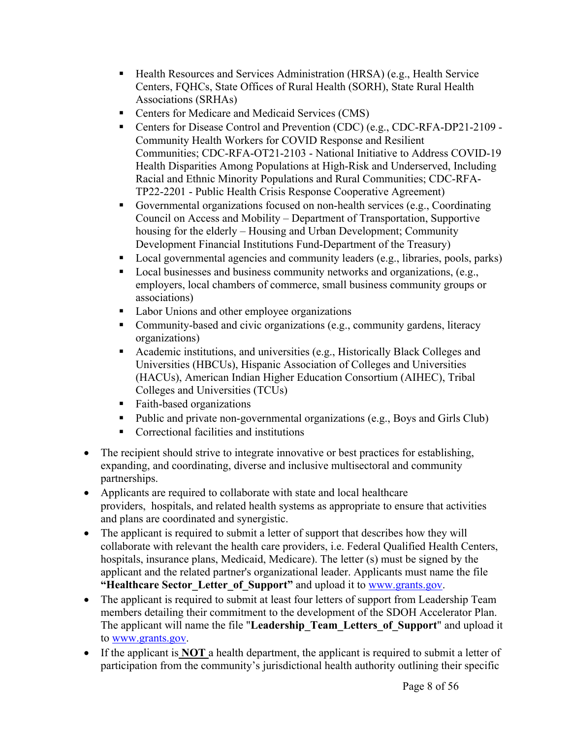- Health Resources and Services Administration (HRSA) (e.g., Health Service Centers, FQHCs, State Offices of Rural Health (SORH), State Rural Health Associations (SRHAs)
  - Centers for Medicare and Medicaid Services (CMS)
  - Centers for Disease Control and Prevention (CDC) (e.g., CDC-RFA-DP21-2109 - Community Health Workers for COVID Response and Resilient Communities; CDC-RFA-OT21-2103 - National Initiative to Address COVID-19 Health Disparities Among Populations at High-Risk and Underserved, Including Racial and Ethnic Minority Populations and Rural Communities; CDC-RFA-TP22-2201 - Public Health Crisis Response Cooperative Agreement)
  - Governmental organizations focused on non-health services (e.g., Coordinating Council on Access and Mobility – Department of Transportation, Supportive housing for the elderly – Housing and Urban Development; Community Development Financial Institutions Fund-Department of the Treasury)
  - Local governmental agencies and community leaders (e.g., libraries, pools, parks)
  - Local businesses and business community networks and organizations, (e.g., employers, local chambers of commerce, small business community groups or associations)
  - Labor Unions and other employee organizations
  - Community-based and civic organizations (e.g., community gardens, literacy organizations)
  - Academic institutions, and universities (e.g., Historically Black Colleges and Universities (HBCUs), Hispanic Association of Colleges and Universities (HACUs), American Indian Higher Education Consortium (AIHEC), Tribal Colleges and Universities (TCUs)
  - Faith-based organizations
  - Public and private non-governmental organizations (e.g., Boys and Girls Club)
  - Correctional facilities and institutions

- The recipient should strive to integrate innovative or best practices for establishing, expanding, and coordinating, diverse and inclusive multisectoral and community partnerships.
- Applicants are required to collaborate with state and local healthcare providers, hospitals, and related health systems as appropriate to ensure that activities and plans are coordinated and synergistic.
- The applicant is required to submit a letter of support that describes how they will collaborate with relevant the health care providers, i.e. Federal Qualified Health Centers, hospitals, insurance plans, Medicaid, Medicare). The letter (s) must be signed by the applicant and the related partner's organizational leader. Applicants must name the file **"Healthcare Sector_Letter_of_Support"** and upload it to [www.grants.gov](www.grants.gov).
- The applicant is required to submit at least four letters of support from Leadership Team members detailing their commitment to the development of the SDOH Accelerator Plan. The applicant will name the file "**Leadership_Team_Letters_of_Support**" and upload it to [www.grants.gov](www.grants.gov).
- If the applicant is **NOT** a health department, the applicant is required to submit a letter of participation from the community's jurisdictional health authority outlining their specific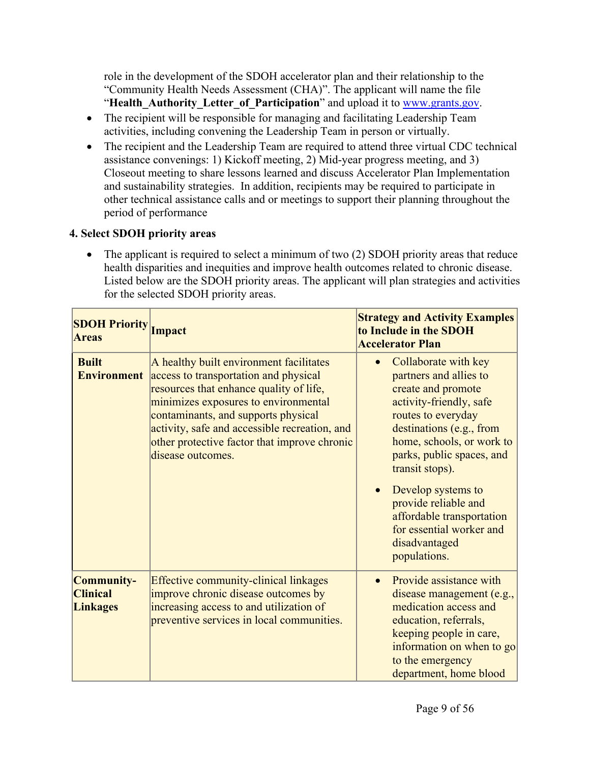role in the development of the SDOH accelerator plan and their relationship to the "Community Health Needs Assessment (CHA)". The applicant will name the file "**Health_Authority_Letter_of_Participation**" and upload it to [www.grants.gov](www.grants.gov).

- The recipient will be responsible for managing and facilitating Leadership Team activities, including convening the Leadership Team in person or virtually.
- The recipient and the Leadership Team are required to attend three virtual CDC technical assistance convenings: 1) Kickoff meeting, 2) Mid-year progress meeting, and 3) Closeout meeting to share lessons learned and discuss Accelerator Plan Implementation and sustainability strategies. In addition, recipients may be required to participate in other technical assistance calls and or meetings to support their planning throughout the period of performance

**4. Select SDOH priority areas**

- The applicant is required to select a minimum of two (2) SDOH priority areas that reduce health disparities and inequities and improve health outcomes related to chronic disease. Listed below are the SDOH priority areas. The applicant will plan strategies and activities for the selected SDOH priority areas.

| SDOH Priority Areas | Impact | Strategy and Activity Examples to Include in the SDOH Accelerator Plan |
|---|---|---|
| **Built Environment** | A healthy built environment facilitates access to transportation and physical resources that enhance quality of life, minimizes exposures to environmental contaminants, and supports physical activity, safe and accessible recreation, and other protective factor that improve chronic disease outcomes. | • Collaborate with key partners and allies to create and promote activity-friendly, safe routes to everyday destinations (e.g., from home, schools, or work to parks, public spaces, and transit stops).<br>• Develop systems to provide reliable and affordable transportation for essential worker and disadvantaged populations. |
| **Community-Clinical Linkages** | Effective community-clinical linkages improve chronic disease outcomes by increasing access to and utilization of preventive services in local communities. | • Provide assistance with disease management (e.g., medication access and education, referrals, keeping people in care, information on when to go to the emergency department, home blood |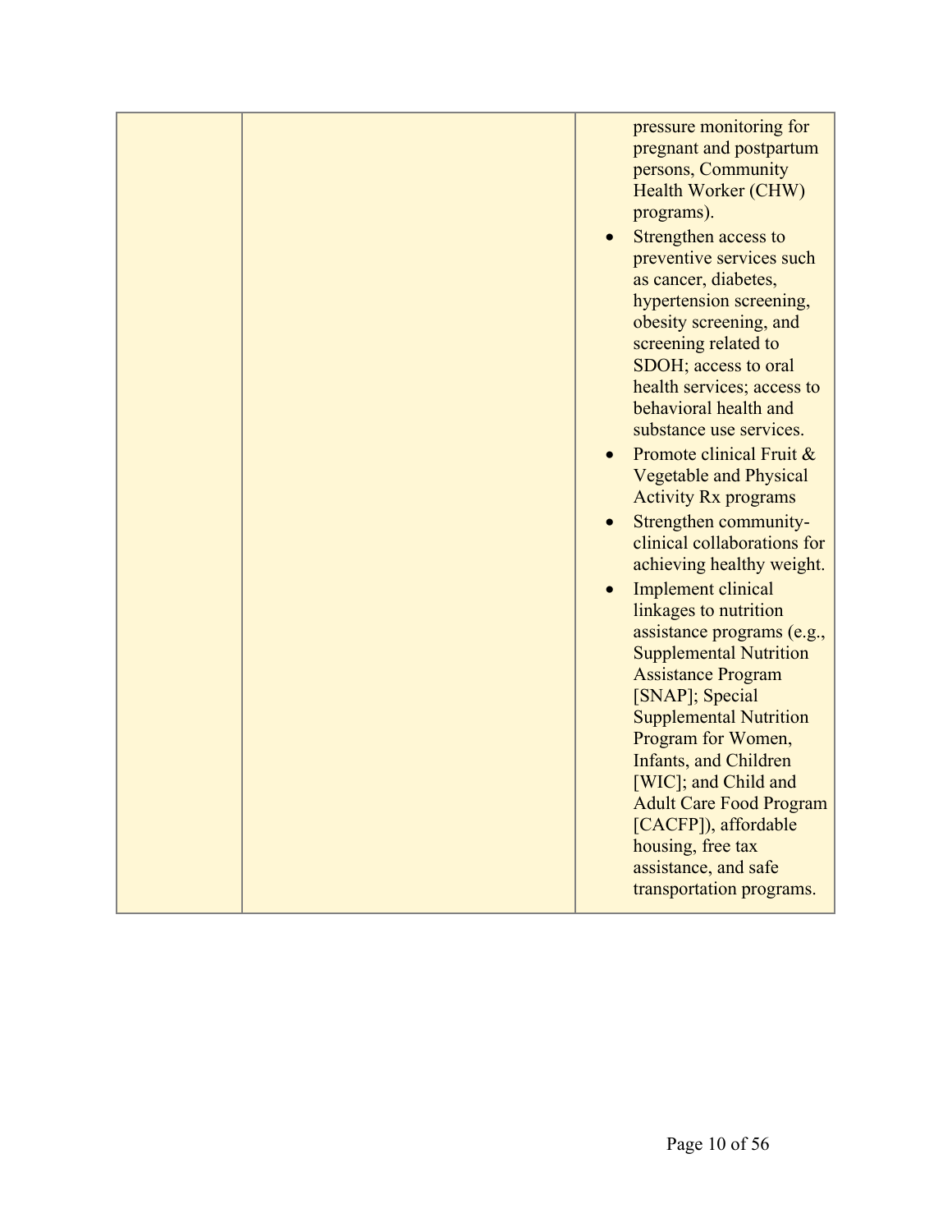|  |  | pressure monitoring for pregnant and postpartum persons, Community Health Worker (CHW) programs).<br>• Strengthen access to preventive services such as cancer, diabetes, hypertension screening, obesity screening, and screening related to SDOH; access to oral health services; access to behavioral health and substance use services.<br>• Promote clinical Fruit & Vegetable and Physical Activity Rx programs<br>• Strengthen community-clinical collaborations for achieving healthy weight.<br>• Implement clinical linkages to nutrition assistance programs (e.g., Supplemental Nutrition Assistance Program [SNAP]; Special Supplemental Nutrition Program for Women, Infants, and Children [WIC]; and Child and Adult Care Food Program [CACFP]), affordable housing, free tax assistance, and safe transportation programs. |
|---|---|---|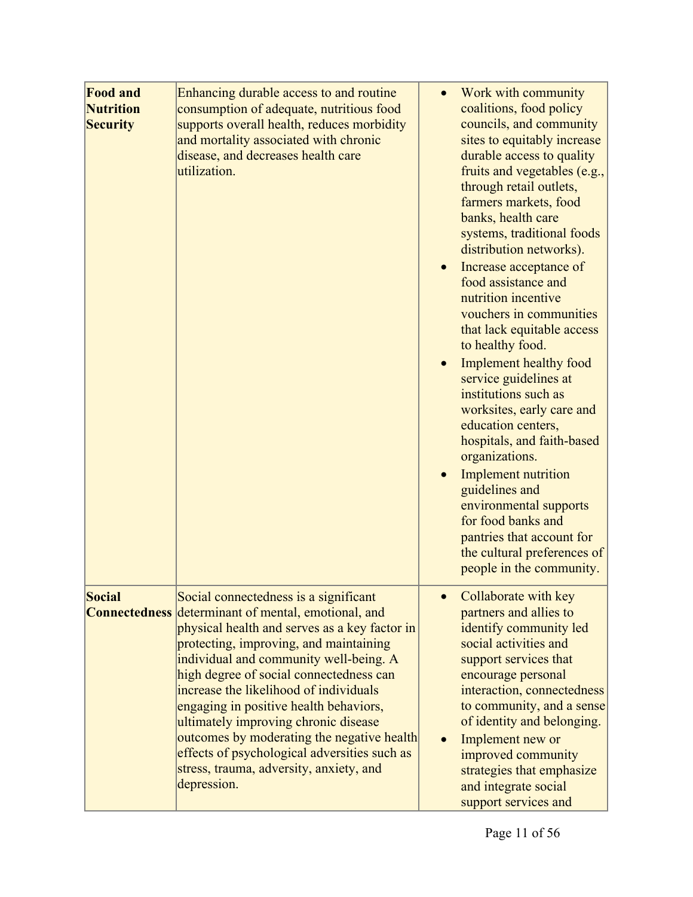| | | |
|---|---|---|
| **Food and Nutrition Security** | Enhancing durable access to and routine consumption of adequate, nutritious food supports overall health, reduces morbidity and mortality associated with chronic disease, and decreases health care utilization. | • Work with community coalitions, food policy councils, and community sites to equitably increase durable access to quality fruits and vegetables (e.g., through retail outlets, farmers markets, food banks, health care systems, traditional foods distribution networks).<br>• Increase acceptance of food assistance and nutrition incentive vouchers in communities that lack equitable access to healthy food.<br>• Implement healthy food service guidelines at institutions such as worksites, early care and education centers, hospitals, and faith-based organizations.<br>• Implement nutrition guidelines and environmental supports for food banks and pantries that account for the cultural preferences of people in the community. |
| **Social Connectedness** | Social connectedness is a significant determinant of mental, emotional, and physical health and serves as a key factor in protecting, improving, and maintaining individual and community well-being. A high degree of social connectedness can increase the likelihood of individuals engaging in positive health behaviors, ultimately improving chronic disease outcomes by moderating the negative health effects of psychological adversities such as stress, trauma, adversity, anxiety, and depression. | • Collaborate with key partners and allies to identify community led social activities and support services that encourage personal interaction, connectedness to community, and a sense of identity and belonging.<br>• Implement new or improved community strategies that emphasize and integrate social support services and |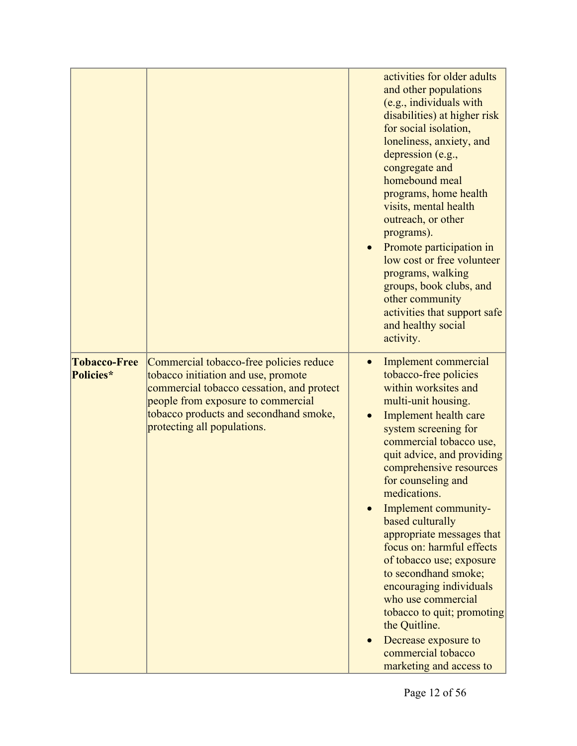| | | |
|---|---|---|
| | | activities for older adults and other populations (e.g., individuals with disabilities) at higher risk for social isolation, loneliness, anxiety, and depression (e.g., congregate and homebound meal programs, home health visits, mental health outreach, or other programs).<br>• Promote participation in low cost or free volunteer programs, walking groups, book clubs, and other community activities that support safe and healthy social activity. |
| **Tobacco-Free Policies*** | Commercial tobacco-free policies reduce tobacco initiation and use, promote commercial tobacco cessation, and protect people from exposure to commercial tobacco products and secondhand smoke, protecting all populations. | • Implement commercial tobacco-free policies within worksites and multi-unit housing.<br>• Implement health care system screening for commercial tobacco use, quit advice, and providing comprehensive resources for counseling and medications.<br>• Implement community-based culturally appropriate messages that focus on: harmful effects of tobacco use; exposure to secondhand smoke; encouraging individuals who use commercial tobacco to quit; promoting the Quitline.<br>• Decrease exposure to commercial tobacco marketing and access to |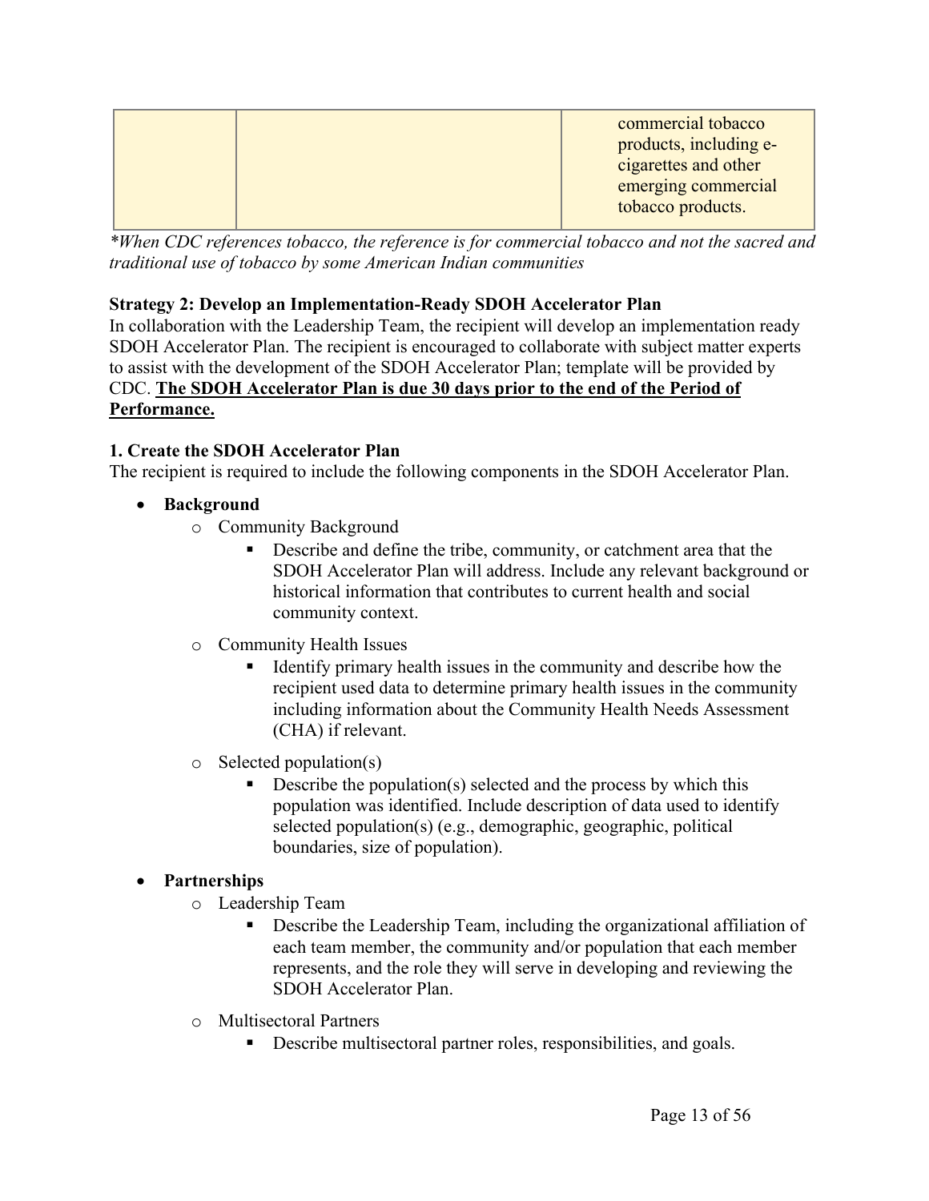| | | commercial tobacco products, including e-cigarettes and other emerging commercial tobacco products. |
|---|---|---|

*\*When CDC references tobacco, the reference is for commercial tobacco and not the sacred and traditional use of tobacco by some American Indian communities*

**Strategy 2: Develop an Implementation-Ready SDOH Accelerator Plan**

In collaboration with the Leadership Team, the recipient will develop an implementation ready SDOH Accelerator Plan. The recipient is encouraged to collaborate with subject matter experts to assist with the development of the SDOH Accelerator Plan; template will be provided by CDC. **The SDOH Accelerator Plan is due 30 days prior to the end of the Period of Performance.**

**1. Create the SDOH Accelerator Plan**

The recipient is required to include the following components in the SDOH Accelerator Plan.

- **Background**
  - Community Background
    - Describe and define the tribe, community, or catchment area that the SDOH Accelerator Plan will address. Include any relevant background or historical information that contributes to current health and social community context.
  - Community Health Issues
    - Identify primary health issues in the community and describe how the recipient used data to determine primary health issues in the community including information about the Community Health Needs Assessment (CHA) if relevant.
  - Selected population(s)
    - Describe the population(s) selected and the process by which this population was identified. Include description of data used to identify selected population(s) (e.g., demographic, geographic, political boundaries, size of population).
- **Partnerships**
  - Leadership Team
    - Describe the Leadership Team, including the organizational affiliation of each team member, the community and/or population that each member represents, and the role they will serve in developing and reviewing the SDOH Accelerator Plan.
  - Multisectoral Partners
    - Describe multisectoral partner roles, responsibilities, and goals.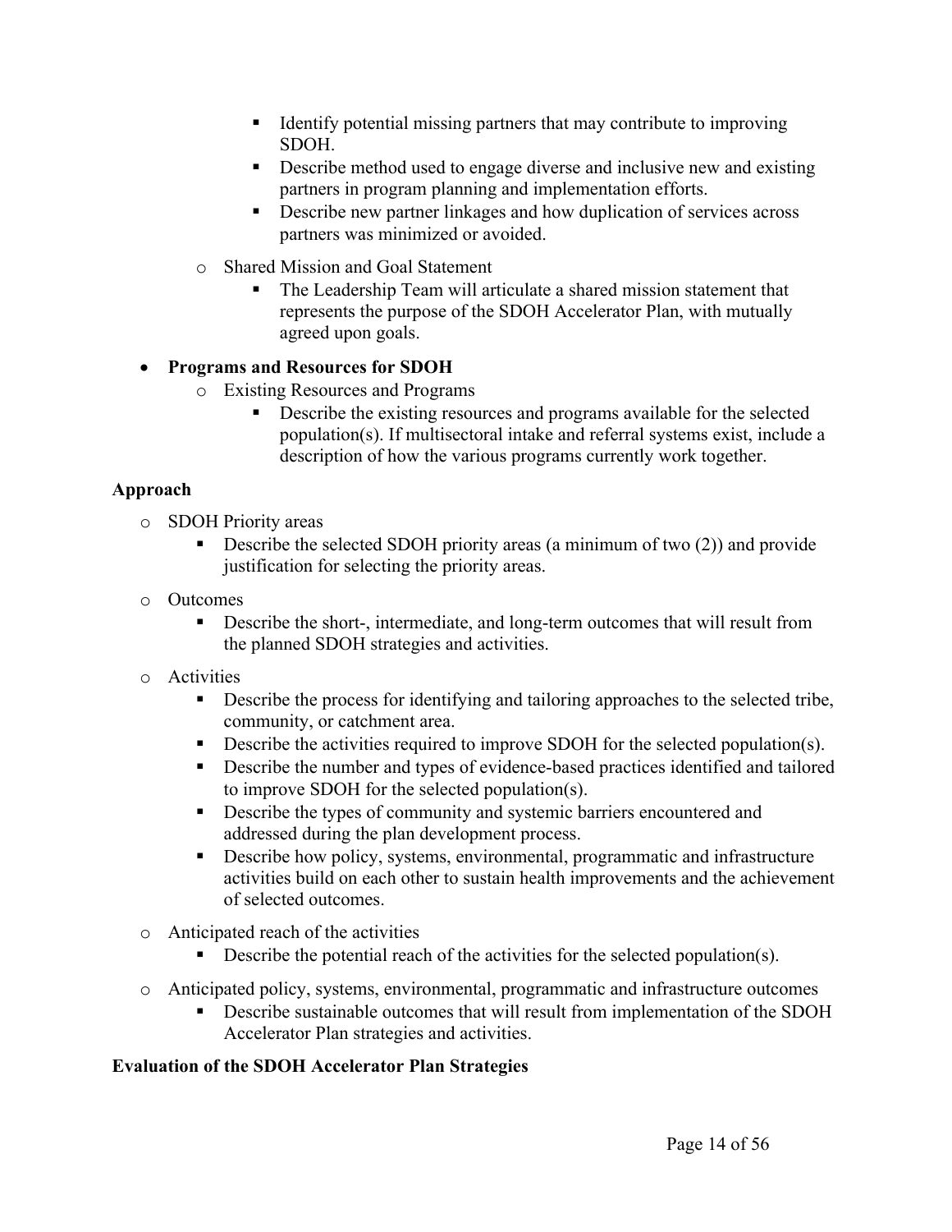- Identify potential missing partners that may contribute to improving SDOH.
    - Describe method used to engage diverse and inclusive new and existing partners in program planning and implementation efforts.
    - Describe new partner linkages and how duplication of services across partners was minimized or avoided.
  - Shared Mission and Goal Statement
    - The Leadership Team will articulate a shared mission statement that represents the purpose of the SDOH Accelerator Plan, with mutually agreed upon goals.

- **Programs and Resources for SDOH**
  - Existing Resources and Programs
    - Describe the existing resources and programs available for the selected population(s). If multisectoral intake and referral systems exist, include a description of how the various programs currently work together.

**Approach**

- SDOH Priority areas
  - Describe the selected SDOH priority areas (a minimum of two (2)) and provide justification for selecting the priority areas.
- Outcomes
  - Describe the short-, intermediate, and long-term outcomes that will result from the planned SDOH strategies and activities.
- Activities
  - Describe the process for identifying and tailoring approaches to the selected tribe, community, or catchment area.
  - Describe the activities required to improve SDOH for the selected population(s).
  - Describe the number and types of evidence-based practices identified and tailored to improve SDOH for the selected population(s).
  - Describe the types of community and systemic barriers encountered and addressed during the plan development process.
  - Describe how policy, systems, environmental, programmatic and infrastructure activities build on each other to sustain health improvements and the achievement of selected outcomes.
- Anticipated reach of the activities
  - Describe the potential reach of the activities for the selected population(s).
- Anticipated policy, systems, environmental, programmatic and infrastructure outcomes
  - Describe sustainable outcomes that will result from implementation of the SDOH Accelerator Plan strategies and activities.

**Evaluation of the SDOH Accelerator Plan Strategies**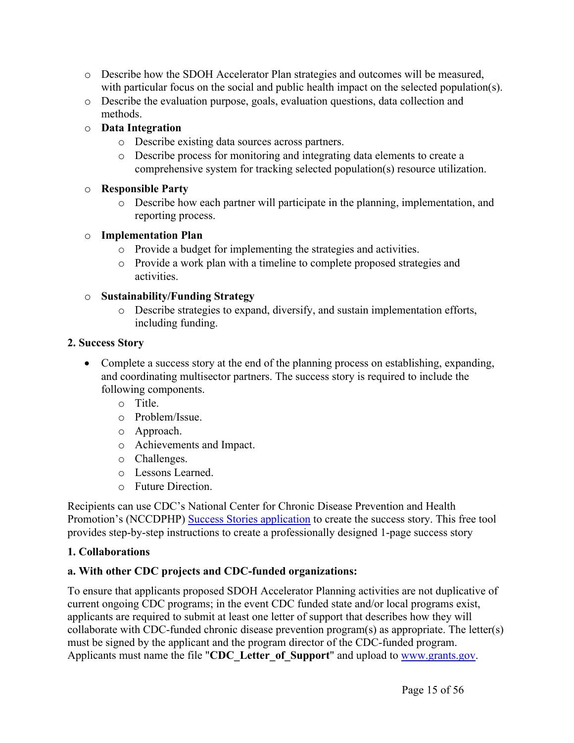- Describe how the SDOH Accelerator Plan strategies and outcomes will be measured, with particular focus on the social and public health impact on the selected population(s).
- Describe the evaluation purpose, goals, evaluation questions, data collection and methods.
- **Data Integration**
  - Describe existing data sources across partners.
  - Describe process for monitoring and integrating data elements to create a comprehensive system for tracking selected population(s) resource utilization.
- **Responsible Party**
  - Describe how each partner will participate in the planning, implementation, and reporting process.
- **Implementation Plan**
  - Provide a budget for implementing the strategies and activities.
  - Provide a work plan with a timeline to complete proposed strategies and activities.
- **Sustainability/Funding Strategy**
  - Describe strategies to expand, diversify, and sustain implementation efforts, including funding.

**2. Success Story**

- Complete a success story at the end of the planning process on establishing, expanding, and coordinating multisector partners. The success story is required to include the following components.
  - Title.
  - Problem/Issue.
  - Approach.
  - Achievements and Impact.
  - Challenges.
  - Lessons Learned.
  - Future Direction.

Recipients can use CDC's National Center for Chronic Disease Prevention and Health Promotion's (NCCDPHP) Success Stories application to create the success story. This free tool provides step-by-step instructions to create a professionally designed 1-page success story

**1. Collaborations**

**a. With other CDC projects and CDC-funded organizations:**

To ensure that applicants proposed SDOH Accelerator Planning activities are not duplicative of current ongoing CDC programs; in the event CDC funded state and/or local programs exist, applicants are required to submit at least one letter of support that describes how they will collaborate with CDC-funded chronic disease prevention program(s) as appropriate. The letter(s) must be signed by the applicant and the program director of the CDC-funded program. Applicants must name the file "**CDC_Letter_of_Support**" and upload to www.grants.gov.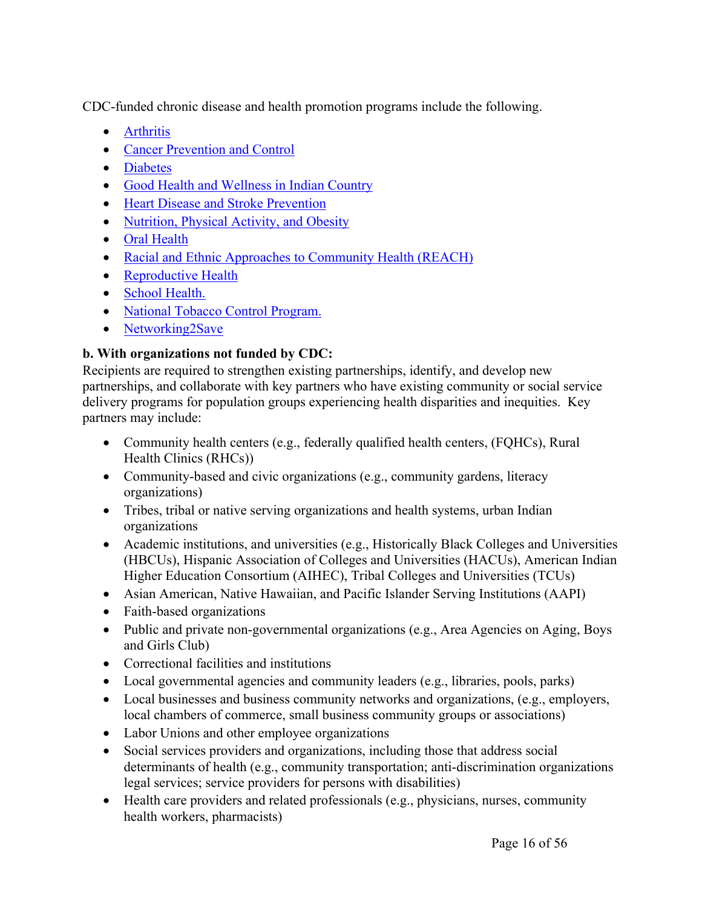CDC-funded chronic disease and health promotion programs include the following.

- Arthritis
- Cancer Prevention and Control
- Diabetes
- Good Health and Wellness in Indian Country
- Heart Disease and Stroke Prevention
- Nutrition, Physical Activity, and Obesity
- Oral Health
- Racial and Ethnic Approaches to Community Health (REACH)
- Reproductive Health
- School Health.
- National Tobacco Control Program.
- Networking2Save

**b. With organizations not funded by CDC:**
Recipients are required to strengthen existing partnerships, identify, and develop new partnerships, and collaborate with key partners who have existing community or social service delivery programs for population groups experiencing health disparities and inequities. Key partners may include:

- Community health centers (e.g., federally qualified health centers, (FQHCs), Rural Health Clinics (RHCs))
- Community-based and civic organizations (e.g., community gardens, literacy organizations)
- Tribes, tribal or native serving organizations and health systems, urban Indian organizations
- Academic institutions, and universities (e.g., Historically Black Colleges and Universities (HBCUs), Hispanic Association of Colleges and Universities (HACUs), American Indian Higher Education Consortium (AIHEC), Tribal Colleges and Universities (TCUs)
- Asian American, Native Hawaiian, and Pacific Islander Serving Institutions (AAPI)
- Faith-based organizations
- Public and private non-governmental organizations (e.g., Area Agencies on Aging, Boys and Girls Club)
- Correctional facilities and institutions
- Local governmental agencies and community leaders (e.g., libraries, pools, parks)
- Local businesses and business community networks and organizations, (e.g., employers, local chambers of commerce, small business community groups or associations)
- Labor Unions and other employee organizations
- Social services providers and organizations, including those that address social determinants of health (e.g., community transportation; anti-discrimination organizations legal services; service providers for persons with disabilities)
- Health care providers and related professionals (e.g., physicians, nurses, community health workers, pharmacists)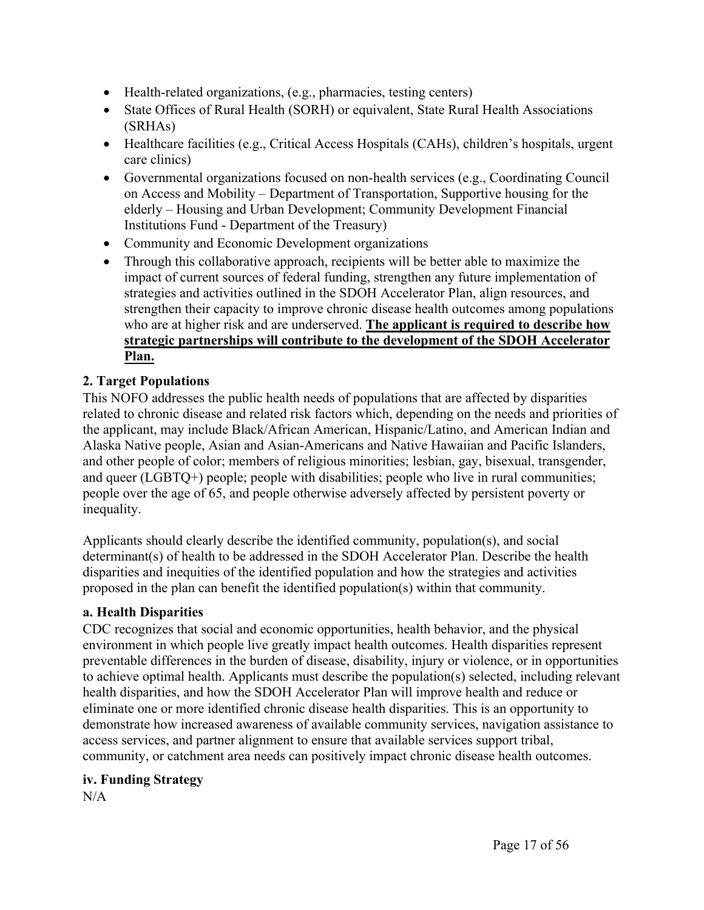- Health-related organizations, (e.g., pharmacies, testing centers)
- State Offices of Rural Health (SORH) or equivalent, State Rural Health Associations (SRHAs)
- Healthcare facilities (e.g., Critical Access Hospitals (CAHs), children's hospitals, urgent care clinics)
- Governmental organizations focused on non-health services (e.g., Coordinating Council on Access and Mobility – Department of Transportation, Supportive housing for the elderly – Housing and Urban Development; Community Development Financial Institutions Fund - Department of the Treasury)
- Community and Economic Development organizations
- Through this collaborative approach, recipients will be better able to maximize the impact of current sources of federal funding, strengthen any future implementation of strategies and activities outlined in the SDOH Accelerator Plan, align resources, and strengthen their capacity to improve chronic disease health outcomes among populations who are at higher risk and are underserved. <u>**The applicant is required to describe how strategic partnerships will contribute to the development of the SDOH Accelerator Plan.**</u>

**2. Target Populations**

This NOFO addresses the public health needs of populations that are affected by disparities related to chronic disease and related risk factors which, depending on the needs and priorities of the applicant, may include Black/African American, Hispanic/Latino, and American Indian and Alaska Native people, Asian and Asian-Americans and Native Hawaiian and Pacific Islanders, and other people of color; members of religious minorities; lesbian, gay, bisexual, transgender, and queer (LGBTQ+) people; people with disabilities; people who live in rural communities; people over the age of 65, and people otherwise adversely affected by persistent poverty or inequality.

Applicants should clearly describe the identified community, population(s), and social determinant(s) of health to be addressed in the SDOH Accelerator Plan. Describe the health disparities and inequities of the identified population and how the strategies and activities proposed in the plan can benefit the identified population(s) within that community.

**a. Health Disparities**

CDC recognizes that social and economic opportunities, health behavior, and the physical environment in which people live greatly impact health outcomes. Health disparities represent preventable differences in the burden of disease, disability, injury or violence, or in opportunities to achieve optimal health. Applicants must describe the population(s) selected, including relevant health disparities, and how the SDOH Accelerator Plan will improve health and reduce or eliminate one or more identified chronic disease health disparities. This is an opportunity to demonstrate how increased awareness of available community services, navigation assistance to access services, and partner alignment to ensure that available services support tribal, community, or catchment area needs can positively impact chronic disease health outcomes.

**iv. Funding Strategy**

N/A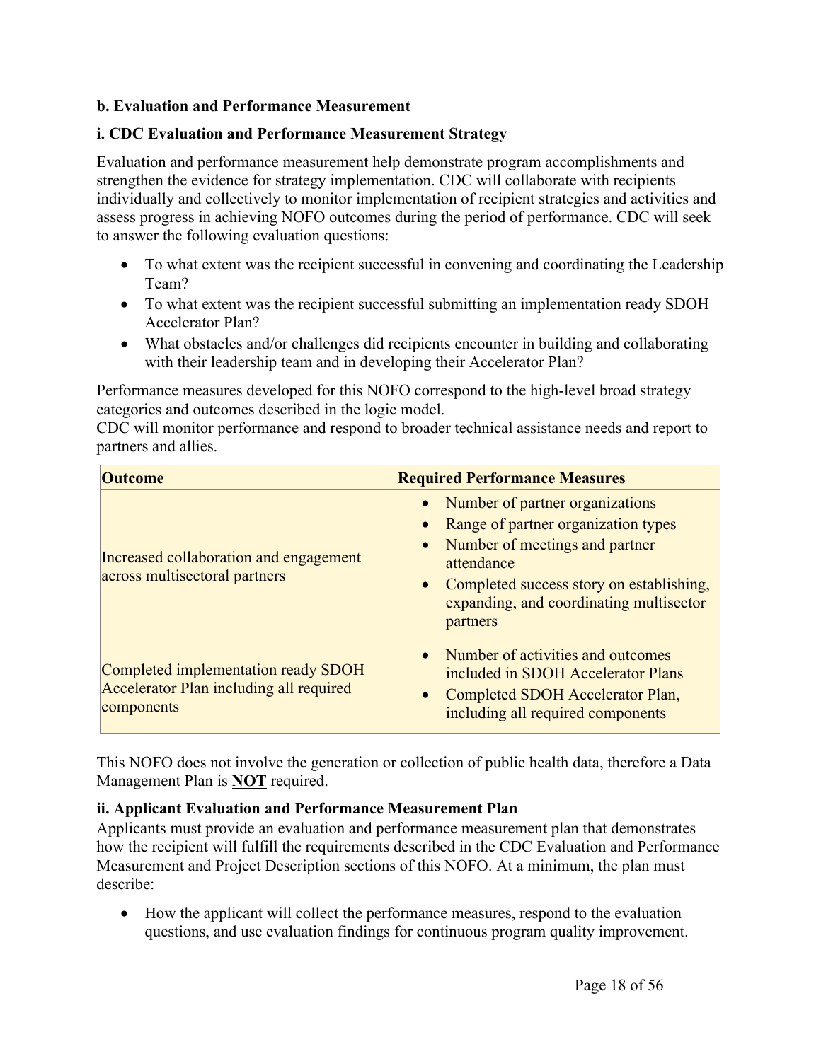**b. Evaluation and Performance Measurement**

**i. CDC Evaluation and Performance Measurement Strategy**

Evaluation and performance measurement help demonstrate program accomplishments and strengthen the evidence for strategy implementation. CDC will collaborate with recipients individually and collectively to monitor implementation of recipient strategies and activities and assess progress in achieving NOFO outcomes during the period of performance. CDC will seek to answer the following evaluation questions:

- To what extent was the recipient successful in convening and coordinating the Leadership Team?
- To what extent was the recipient successful submitting an implementation ready SDOH Accelerator Plan?
- What obstacles and/or challenges did recipients encounter in building and collaborating with their leadership team and in developing their Accelerator Plan?

Performance measures developed for this NOFO correspond to the high-level broad strategy categories and outcomes described in the logic model.
CDC will monitor performance and respond to broader technical assistance needs and report to partners and allies.

| Outcome | Required Performance Measures |
|---|---|
| Increased collaboration and engagement across multisectoral partners | • Number of partner organizations<br>• Range of partner organization types<br>• Number of meetings and partner attendance<br>• Completed success story on establishing, expanding, and coordinating multisector partners |
| Completed implementation ready SDOH Accelerator Plan including all required components | • Number of activities and outcomes included in SDOH Accelerator Plans<br>• Completed SDOH Accelerator Plan, including all required components |

This NOFO does not involve the generation or collection of public health data, therefore a Data Management Plan is **NOT** required.

**ii. Applicant Evaluation and Performance Measurement Plan**

Applicants must provide an evaluation and performance measurement plan that demonstrates how the recipient will fulfill the requirements described in the CDC Evaluation and Performance Measurement and Project Description sections of this NOFO. At a minimum, the plan must describe:

- How the applicant will collect the performance measures, respond to the evaluation questions, and use evaluation findings for continuous program quality improvement.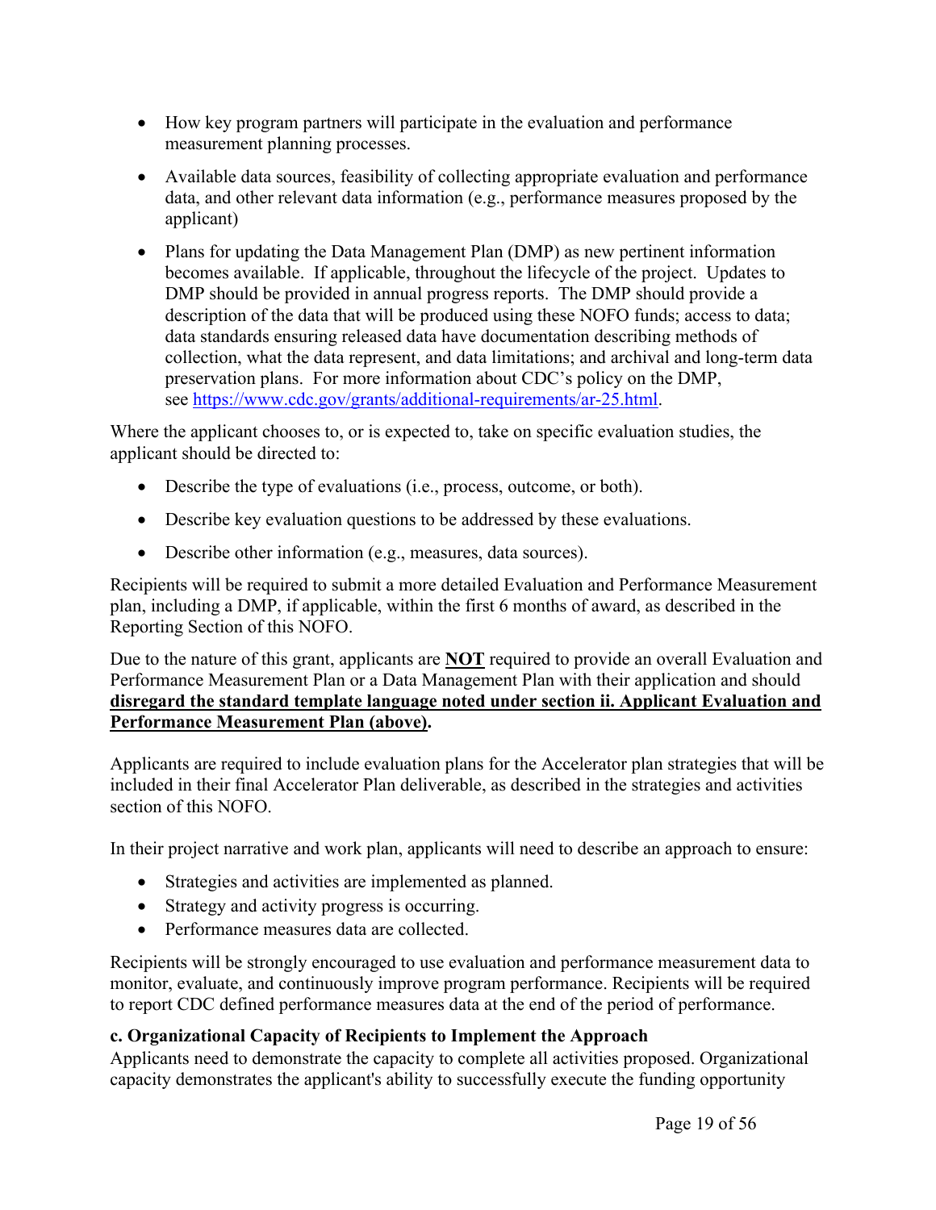- How key program partners will participate in the evaluation and performance measurement planning processes.
- Available data sources, feasibility of collecting appropriate evaluation and performance data, and other relevant data information (e.g., performance measures proposed by the applicant)
- Plans for updating the Data Management Plan (DMP) as new pertinent information becomes available. If applicable, throughout the lifecycle of the project. Updates to DMP should be provided in annual progress reports. The DMP should provide a description of the data that will be produced using these NOFO funds; access to data; data standards ensuring released data have documentation describing methods of collection, what the data represent, and data limitations; and archival and long-term data preservation plans. For more information about CDC's policy on the DMP, see [https://www.cdc.gov/grants/additional-requirements/ar-25.html](https://www.cdc.gov/grants/additional-requirements/ar-25.html).

Where the applicant chooses to, or is expected to, take on specific evaluation studies, the applicant should be directed to:

- Describe the type of evaluations (i.e., process, outcome, or both).
- Describe key evaluation questions to be addressed by these evaluations.
- Describe other information (e.g., measures, data sources).

Recipients will be required to submit a more detailed Evaluation and Performance Measurement plan, including a DMP, if applicable, within the first 6 months of award, as described in the Reporting Section of this NOFO.

Due to the nature of this grant, applicants are <u>**NOT**</u> required to provide an overall Evaluation and Performance Measurement Plan or a Data Management Plan with their application and should <u>**disregard the standard template language noted under section ii. Applicant Evaluation and Performance Measurement Plan (above)**</u>**.**

Applicants are required to include evaluation plans for the Accelerator plan strategies that will be included in their final Accelerator Plan deliverable, as described in the strategies and activities section of this NOFO.

In their project narrative and work plan, applicants will need to describe an approach to ensure:

- Strategies and activities are implemented as planned.
- Strategy and activity progress is occurring.
- Performance measures data are collected.

Recipients will be strongly encouraged to use evaluation and performance measurement data to monitor, evaluate, and continuously improve program performance. Recipients will be required to report CDC defined performance measures data at the end of the period of performance.

**c. Organizational Capacity of Recipients to Implement the Approach**

Applicants need to demonstrate the capacity to complete all activities proposed. Organizational capacity demonstrates the applicant's ability to successfully execute the funding opportunity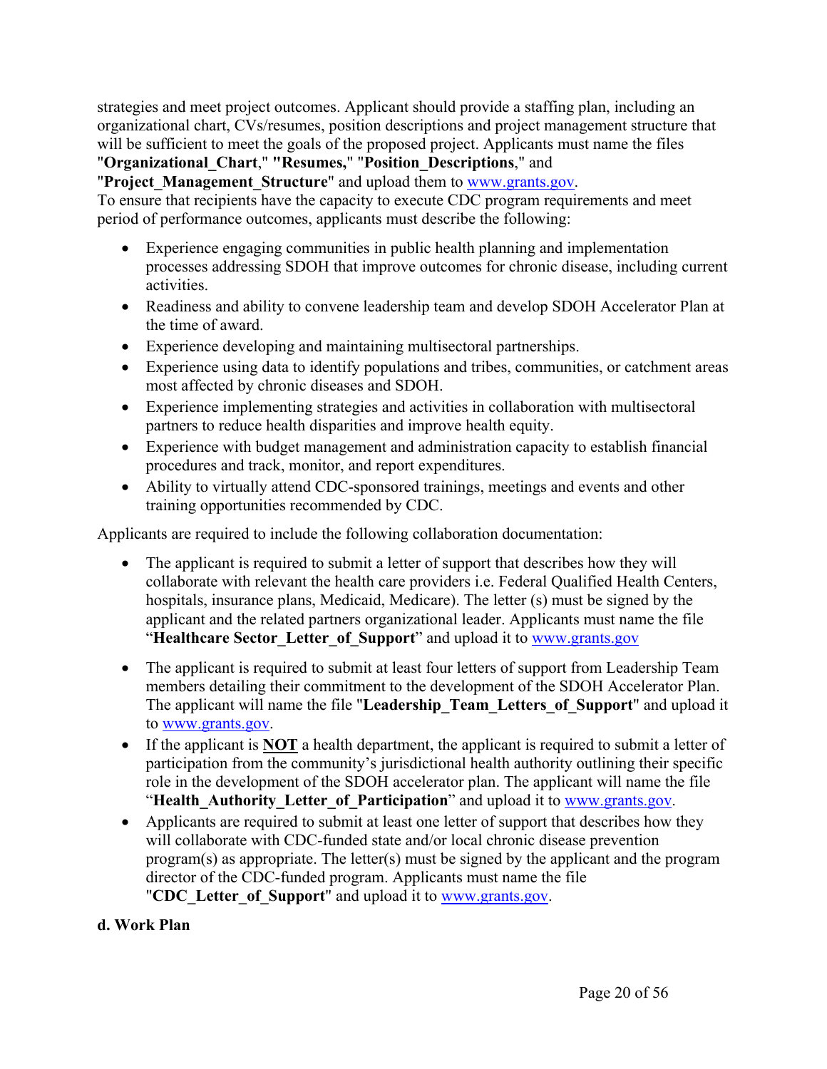strategies and meet project outcomes. Applicant should provide a staffing plan, including an organizational chart, CVs/resumes, position descriptions and project management structure that will be sufficient to meet the goals of the proposed project. Applicants must name the files "**Organizational_Chart**," "**Resumes,**" "**Position_Descriptions**," and "**Project_Management_Structure**" and upload them to www.grants.gov.

To ensure that recipients have the capacity to execute CDC program requirements and meet period of performance outcomes, applicants must describe the following:

- Experience engaging communities in public health planning and implementation processes addressing SDOH that improve outcomes for chronic disease, including current activities.
- Readiness and ability to convene leadership team and develop SDOH Accelerator Plan at the time of award.
- Experience developing and maintaining multisectoral partnerships.
- Experience using data to identify populations and tribes, communities, or catchment areas most affected by chronic diseases and SDOH.
- Experience implementing strategies and activities in collaboration with multisectoral partners to reduce health disparities and improve health equity.
- Experience with budget management and administration capacity to establish financial procedures and track, monitor, and report expenditures.
- Ability to virtually attend CDC-sponsored trainings, meetings and events and other training opportunities recommended by CDC.

Applicants are required to include the following collaboration documentation:

- The applicant is required to submit a letter of support that describes how they will collaborate with relevant the health care providers i.e. Federal Qualified Health Centers, hospitals, insurance plans, Medicaid, Medicare). The letter (s) must be signed by the applicant and the related partners organizational leader. Applicants must name the file "**Healthcare Sector_Letter_of_Support**" and upload it to www.grants.gov
- The applicant is required to submit at least four letters of support from Leadership Team members detailing their commitment to the development of the SDOH Accelerator Plan. The applicant will name the file "**Leadership_Team_Letters_of_Support**" and upload it to www.grants.gov.
- If the applicant is **NOT** a health department, the applicant is required to submit a letter of participation from the community's jurisdictional health authority outlining their specific role in the development of the SDOH accelerator plan. The applicant will name the file "**Health_Authority_Letter_of_Participation**" and upload it to www.grants.gov.
- Applicants are required to submit at least one letter of support that describes how they will collaborate with CDC-funded state and/or local chronic disease prevention program(s) as appropriate. The letter(s) must be signed by the applicant and the program director of the CDC-funded program. Applicants must name the file "**CDC_Letter_of_Support**" and upload it to www.grants.gov.

**d. Work Plan**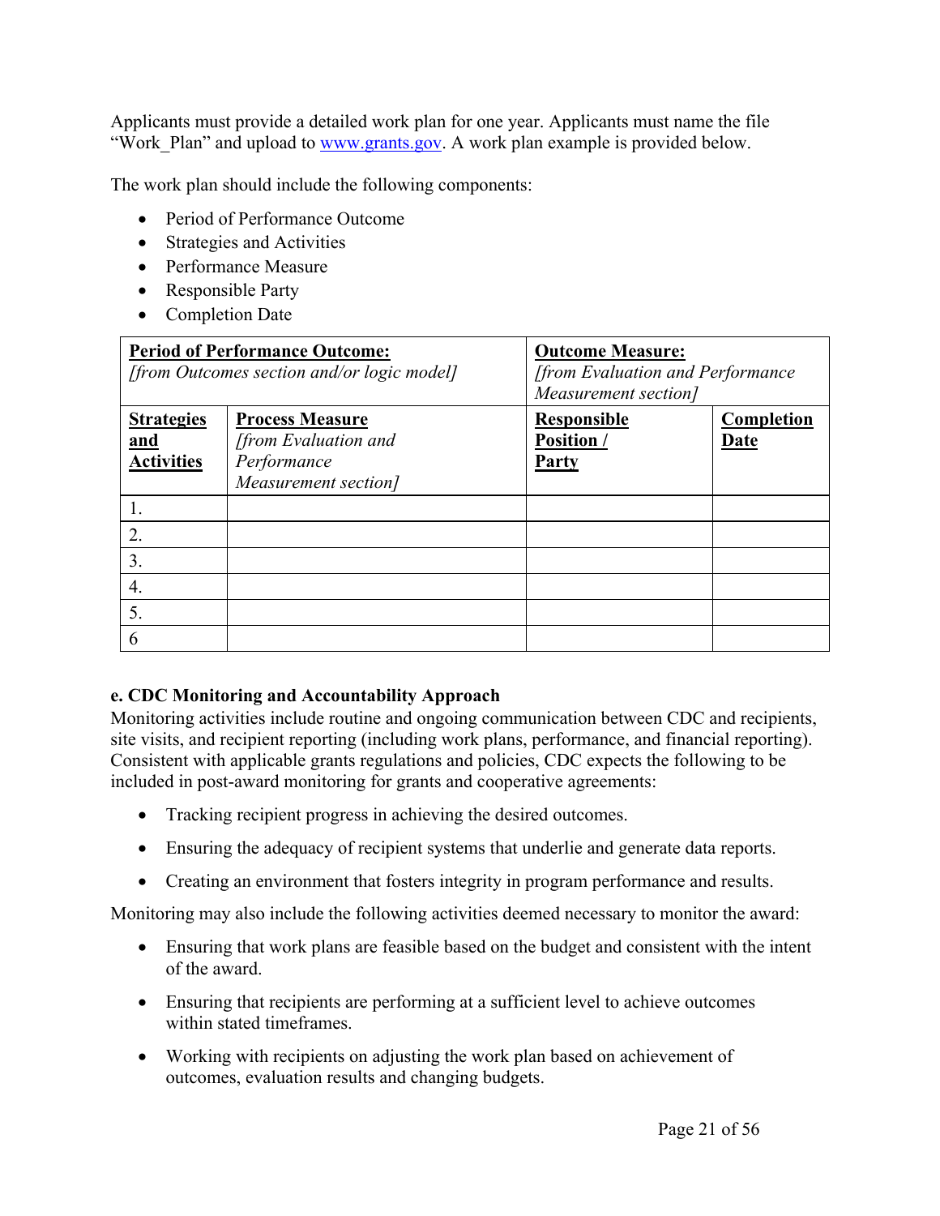Applicants must provide a detailed work plan for one year. Applicants must name the file "Work_Plan" and upload to [www.grants.gov](http://www.grants.gov). A work plan example is provided below.

The work plan should include the following components:

- Period of Performance Outcome
- Strategies and Activities
- Performance Measure
- Responsible Party
- Completion Date

| **Period of Performance Outcome:** *[from Outcomes section and/or logic model]* | | **Outcome Measure:** *[from Evaluation and Performance Measurement section]* | |
|---|---|---|---|
| **Strategies and Activities** | **Process Measure** *[from Evaluation and Performance Measurement section]* | **Responsible Position / Party** | **Completion Date** |
| 1. | | | |
| 2. | | | |
| 3. | | | |
| 4. | | | |
| 5. | | | |
| 6 | | | |

**e. CDC Monitoring and Accountability Approach**

Monitoring activities include routine and ongoing communication between CDC and recipients, site visits, and recipient reporting (including work plans, performance, and financial reporting). Consistent with applicable grants regulations and policies, CDC expects the following to be included in post-award monitoring for grants and cooperative agreements:

- Tracking recipient progress in achieving the desired outcomes.
- Ensuring the adequacy of recipient systems that underlie and generate data reports.
- Creating an environment that fosters integrity in program performance and results.

Monitoring may also include the following activities deemed necessary to monitor the award:

- Ensuring that work plans are feasible based on the budget and consistent with the intent of the award.
- Ensuring that recipients are performing at a sufficient level to achieve outcomes within stated timeframes.
- Working with recipients on adjusting the work plan based on achievement of outcomes, evaluation results and changing budgets.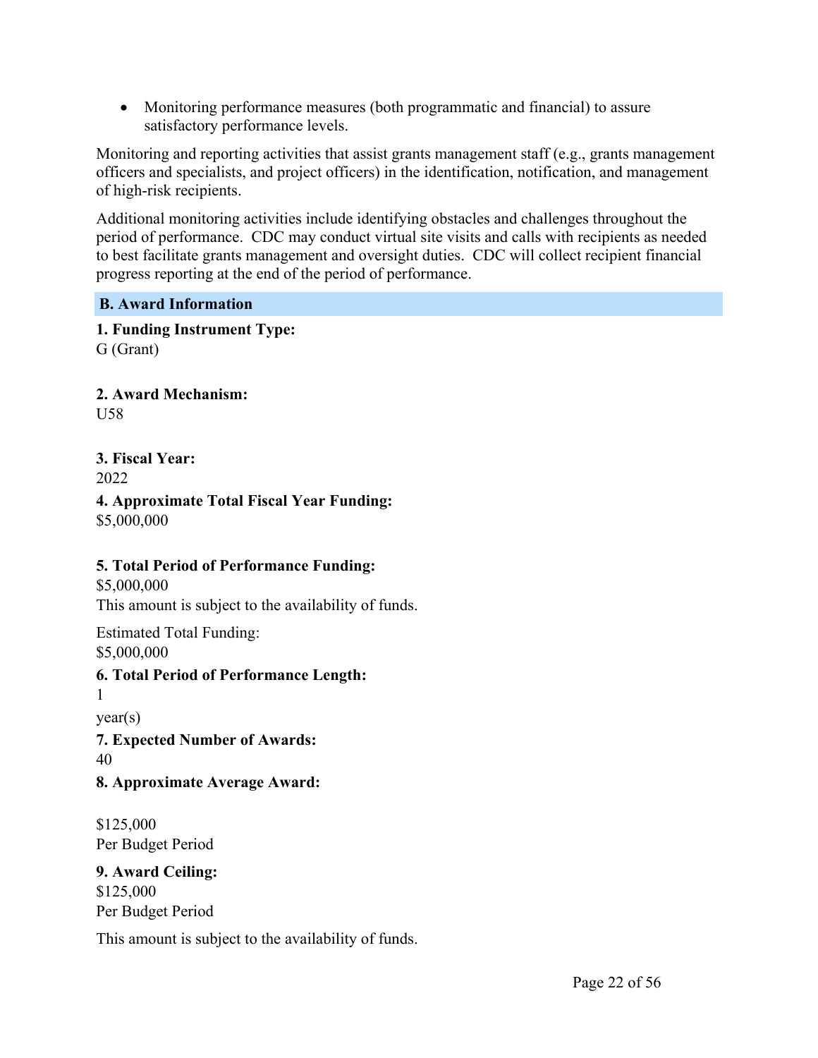- Monitoring performance measures (both programmatic and financial) to assure satisfactory performance levels.

Monitoring and reporting activities that assist grants management staff (e.g., grants management officers and specialists, and project officers) in the identification, notification, and management of high-risk recipients.

Additional monitoring activities include identifying obstacles and challenges throughout the period of performance. CDC may conduct virtual site visits and calls with recipients as needed to best facilitate grants management and oversight duties. CDC will collect recipient financial progress reporting at the end of the period of performance.

## B. Award Information

**1. Funding Instrument Type:**
G (Grant)

**2. Award Mechanism:**
U58

**3. Fiscal Year:**
2022

**4. Approximate Total Fiscal Year Funding:**
$5,000,000

**5. Total Period of Performance Funding:**
$5,000,000
This amount is subject to the availability of funds.

Estimated Total Funding:
$5,000,000

**6. Total Period of Performance Length:**
1
year(s)

**7. Expected Number of Awards:**
40

**8. Approximate Average Award:**

$125,000
Per Budget Period

**9. Award Ceiling:**
$125,000
Per Budget Period

This amount is subject to the availability of funds.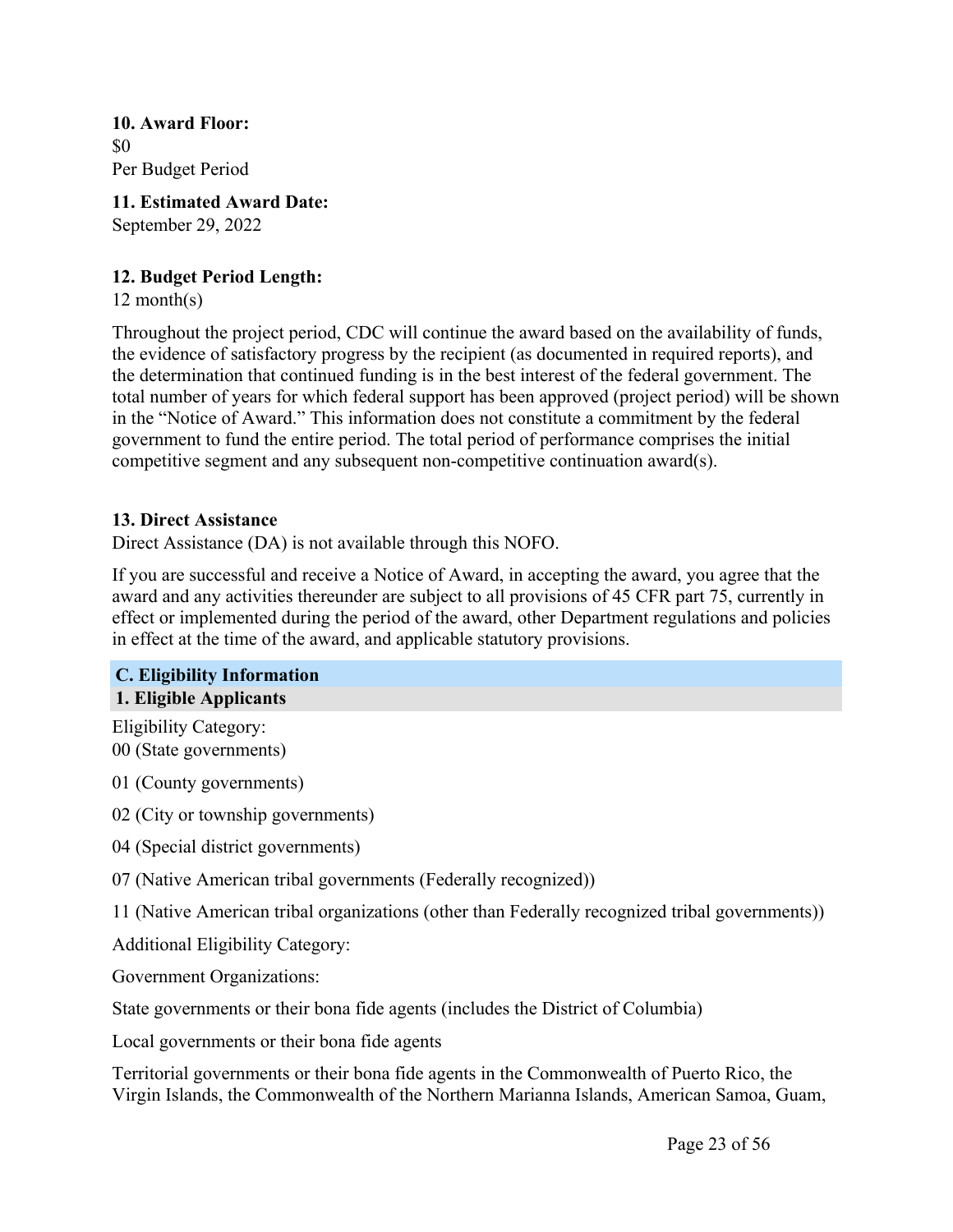**10. Award Floor:**
$0
Per Budget Period

**11. Estimated Award Date:**
September 29, 2022

**12. Budget Period Length:**
12 month(s)

Throughout the project period, CDC will continue the award based on the availability of funds, the evidence of satisfactory progress by the recipient (as documented in required reports), and the determination that continued funding is in the best interest of the federal government. The total number of years for which federal support has been approved (project period) will be shown in the "Notice of Award." This information does not constitute a commitment by the federal government to fund the entire period. The total period of performance comprises the initial competitive segment and any subsequent non-competitive continuation award(s).

**13. Direct Assistance**
Direct Assistance (DA) is not available through this NOFO.

If you are successful and receive a Notice of Award, in accepting the award, you agree that the award and any activities thereunder are subject to all provisions of 45 CFR part 75, currently in effect or implemented during the period of the award, other Department regulations and policies in effect at the time of the award, and applicable statutory provisions.

## C. Eligibility Information

### 1. Eligible Applicants

Eligibility Category:
00 (State governments)

01 (County governments)

02 (City or township governments)

04 (Special district governments)

07 (Native American tribal governments (Federally recognized))

11 (Native American tribal organizations (other than Federally recognized tribal governments))

Additional Eligibility Category:

Government Organizations:

State governments or their bona fide agents (includes the District of Columbia)

Local governments or their bona fide agents

Territorial governments or their bona fide agents in the Commonwealth of Puerto Rico, the Virgin Islands, the Commonwealth of the Northern Marianna Islands, American Samoa, Guam,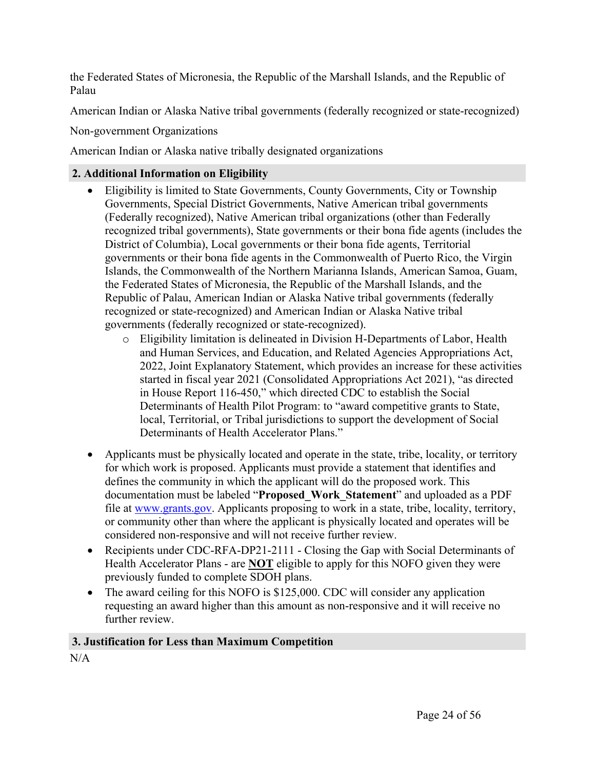the Federated States of Micronesia, the Republic of the Marshall Islands, and the Republic of Palau

American Indian or Alaska Native tribal governments (federally recognized or state-recognized)

Non-government Organizations

American Indian or Alaska native tribally designated organizations

### 2. Additional Information on Eligibility

- Eligibility is limited to State Governments, County Governments, City or Township Governments, Special District Governments, Native American tribal governments (Federally recognized), Native American tribal organizations (other than Federally recognized tribal governments), State governments or their bona fide agents (includes the District of Columbia), Local governments or their bona fide agents, Territorial governments or their bona fide agents in the Commonwealth of Puerto Rico, the Virgin Islands, the Commonwealth of the Northern Marianna Islands, American Samoa, Guam, the Federated States of Micronesia, the Republic of the Marshall Islands, and the Republic of Palau, American Indian or Alaska Native tribal governments (federally recognized or state-recognized) and American Indian or Alaska Native tribal governments (federally recognized or state-recognized).
  - Eligibility limitation is delineated in Division H-Departments of Labor, Health and Human Services, and Education, and Related Agencies Appropriations Act, 2022, Joint Explanatory Statement, which provides an increase for these activities started in fiscal year 2021 (Consolidated Appropriations Act 2021), "as directed in House Report 116-450," which directed CDC to establish the Social Determinants of Health Pilot Program: to "award competitive grants to State, local, Territorial, or Tribal jurisdictions to support the development of Social Determinants of Health Accelerator Plans."
- Applicants must be physically located and operate in the state, tribe, locality, or territory for which work is proposed. Applicants must provide a statement that identifies and defines the community in which the applicant will do the proposed work. This documentation must be labeled "**Proposed_Work_Statement**" and uploaded as a PDF file at [www.grants.gov](http://www.grants.gov). Applicants proposing to work in a state, tribe, locality, territory, or community other than where the applicant is physically located and operates will be considered non-responsive and will not receive further review.
- Recipients under CDC-RFA-DP21-2111 - Closing the Gap with Social Determinants of Health Accelerator Plans - are **<u>NOT</u>** eligible to apply for this NOFO given they were previously funded to complete SDOH plans.
- The award ceiling for this NOFO is $125,000. CDC will consider any application requesting an award higher than this amount as non-responsive and it will receive no further review.

### 3. Justification for Less than Maximum Competition

N/A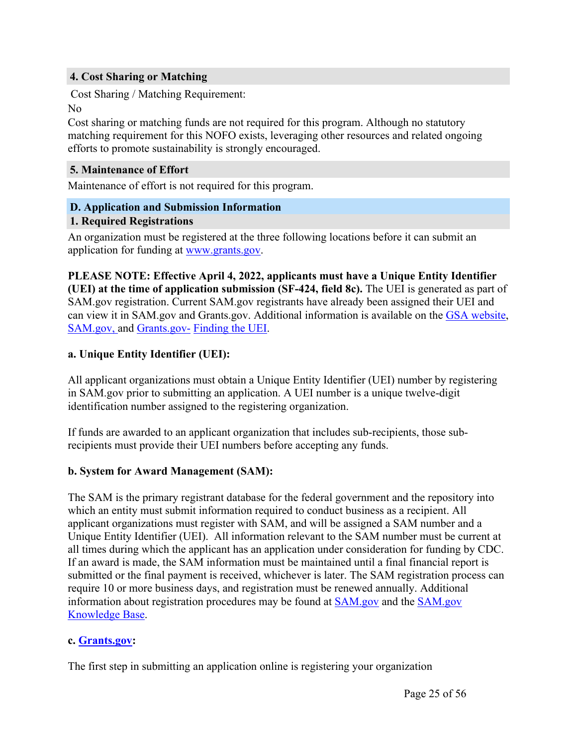### 4. Cost Sharing or Matching

Cost Sharing / Matching Requirement:

No

Cost sharing or matching funds are not required for this program. Although no statutory matching requirement for this NOFO exists, leveraging other resources and related ongoing efforts to promote sustainability is strongly encouraged.

### 5. Maintenance of Effort

Maintenance of effort is not required for this program.

## D. Application and Submission Information

### 1. Required Registrations

An organization must be registered at the three following locations before it can submit an application for funding at www.grants.gov.

**PLEASE NOTE: Effective April 4, 2022, applicants must have a Unique Entity Identifier (UEI) at the time of application submission (SF-424, field 8c).** The UEI is generated as part of SAM.gov registration. Current SAM.gov registrants have already been assigned their UEI and can view it in SAM.gov and Grants.gov. Additional information is available on the GSA website, SAM.gov, and Grants.gov- Finding the UEI.

**a. Unique Entity Identifier (UEI):**

All applicant organizations must obtain a Unique Entity Identifier (UEI) number by registering in SAM.gov prior to submitting an application. A UEI number is a unique twelve-digit identification number assigned to the registering organization.

If funds are awarded to an applicant organization that includes sub-recipients, those sub-recipients must provide their UEI numbers before accepting any funds.

**b. System for Award Management (SAM):**

The SAM is the primary registrant database for the federal government and the repository into which an entity must submit information required to conduct business as a recipient. All applicant organizations must register with SAM, and will be assigned a SAM number and a Unique Entity Identifier (UEI). All information relevant to the SAM number must be current at all times during which the applicant has an application under consideration for funding by CDC. If an award is made, the SAM information must be maintained until a final financial report is submitted or the final payment is received, whichever is later. The SAM registration process can require 10 or more business days, and registration must be renewed annually. Additional information about registration procedures may be found at SAM.gov and the SAM.gov Knowledge Base.

**c. Grants.gov:**

The first step in submitting an application online is registering your organization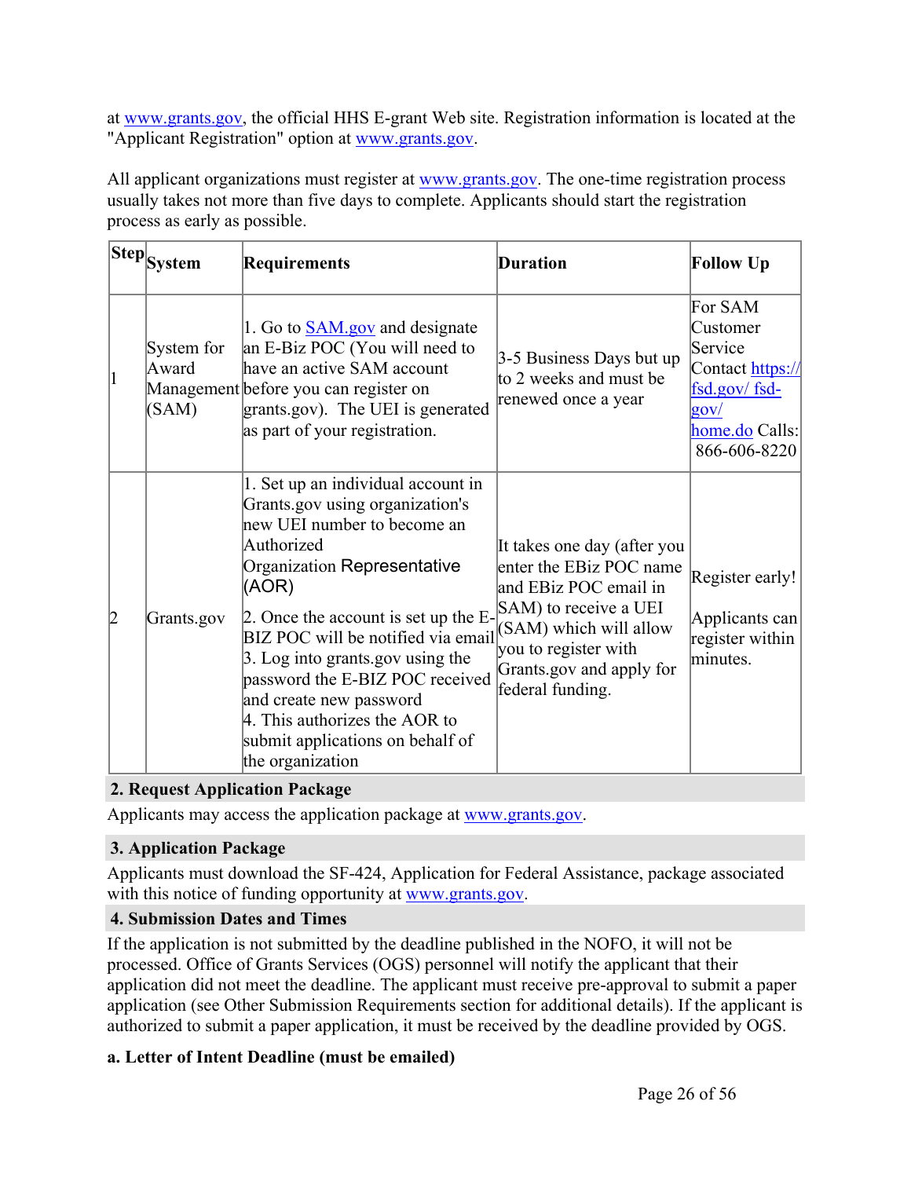at [www.grants.gov](http://www.grants.gov), the official HHS E-grant Web site. Registration information is located at the "Applicant Registration" option at [www.grants.gov](http://www.grants.gov).

All applicant organizations must register at [www.grants.gov](http://www.grants.gov). The one-time registration process usually takes not more than five days to complete. Applicants should start the registration process as early as possible.

| Step | System | Requirements | Duration | Follow Up |
| --- | --- | --- | --- | --- |
| 1 | System for Award Management (SAM) | 1. Go to [SAM.gov](https://sam.gov) and designate an E-Biz POC (You will need to have an active SAM account before you can register on grants.gov). The UEI is generated as part of your registration. | 3-5 Business Days but up to 2 weeks and must be renewed once a year | For SAM Customer Service Contact [https://fsd.gov/ fsd-gov/ home.do](https://fsd.gov/fsd-gov/home.do) Calls: 866-606-8220 |
| 2 | Grants.gov | 1. Set up an individual account in Grants.gov using organization's new UEI number to become an Authorized Organization Representative (AOR)<br>2. Once the account is set up the E-BIZ POC will be notified via email<br>3. Log into grants.gov using the password the E-BIZ POC received and create new password<br>4. This authorizes the AOR to submit applications on behalf of the organization | It takes one day (after you enter the EBiz POC name and EBiz POC email in SAM) to receive a UEI (SAM) which will allow you to register with Grants.gov and apply for federal funding. | Register early!<br><br>Applicants can register within minutes. |

### 2. Request Application Package

Applicants may access the application package at [www.grants.gov](http://www.grants.gov).

### 3. Application Package

Applicants must download the SF-424, Application for Federal Assistance, package associated with this notice of funding opportunity at [www.grants.gov](http://www.grants.gov).

### 4. Submission Dates and Times

If the application is not submitted by the deadline published in the NOFO, it will not be processed. Office of Grants Services (OGS) personnel will notify the applicant that their application did not meet the deadline. The applicant must receive pre-approval to submit a paper application (see Other Submission Requirements section for additional details). If the applicant is authorized to submit a paper application, it must be received by the deadline provided by OGS.

**a. Letter of Intent Deadline (must be emailed)**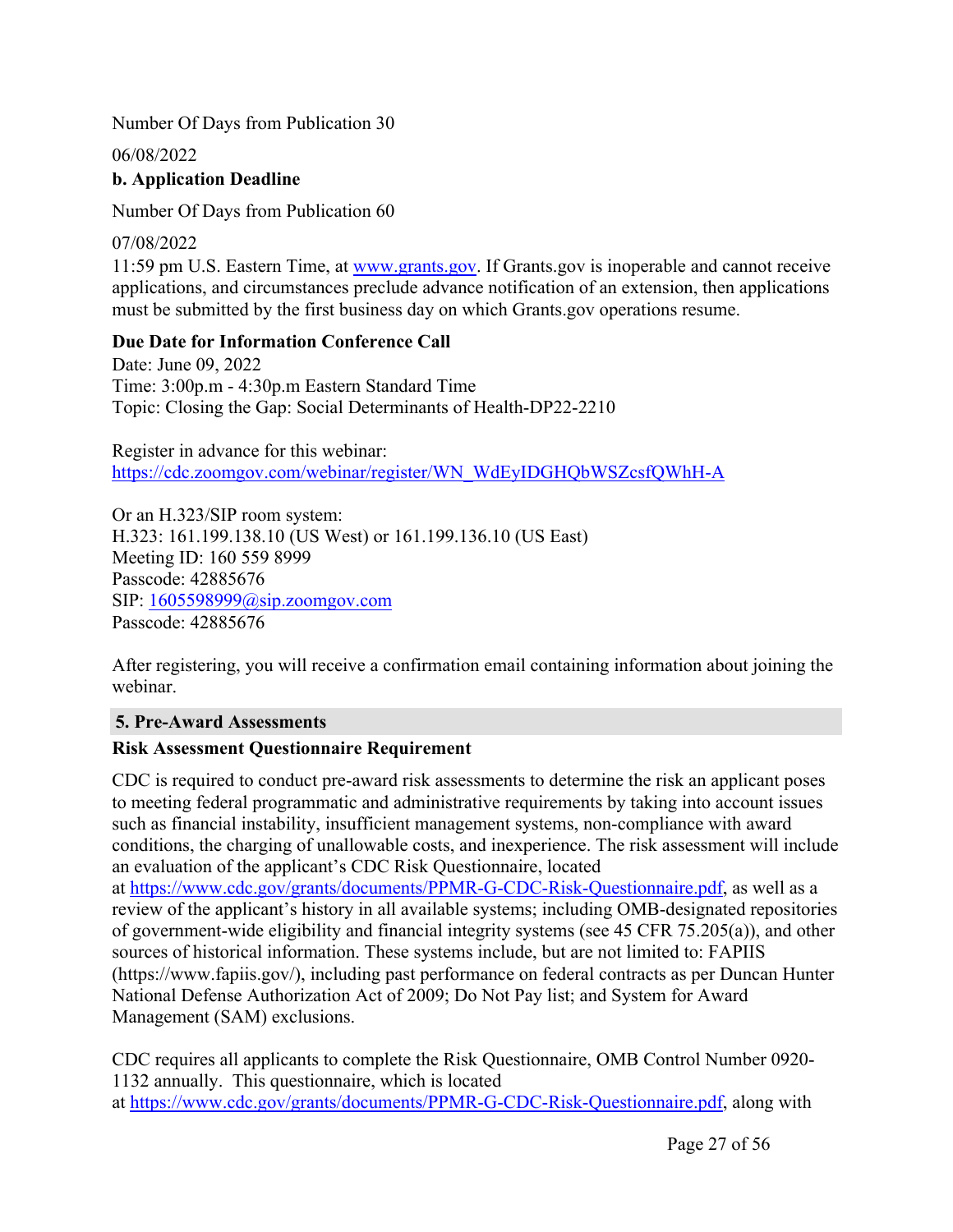Number Of Days from Publication 30

06/08/2022

**b. Application Deadline**

Number Of Days from Publication 60

07/08/2022

11:59 pm U.S. Eastern Time, at [www.grants.gov](http://www.grants.gov). If Grants.gov is inoperable and cannot receive applications, and circumstances preclude advance notification of an extension, then applications must be submitted by the first business day on which Grants.gov operations resume.

**Due Date for Information Conference Call**

Date: June 09, 2022
Time: 3:00p.m - 4:30p.m Eastern Standard Time
Topic: Closing the Gap: Social Determinants of Health-DP22-2210

Register in advance for this webinar:
[https://cdc.zoomgov.com/webinar/register/WN_WdEyIDGHQbWSZcsfQWhH-A](https://cdc.zoomgov.com/webinar/register/WN_WdEyIDGHQbWSZcsfQWhH-A)

Or an H.323/SIP room system:
H.323: 161.199.138.10 (US West) or 161.199.136.10 (US East)
Meeting ID: 160 559 8999
Passcode: 42885676
SIP: [1605598999@sip.zoomgov.com](mailto:1605598999@sip.zoomgov.com)
Passcode: 42885676

After registering, you will receive a confirmation email containing information about joining the webinar.

## 5. Pre-Award Assessments

**Risk Assessment Questionnaire Requirement**

CDC is required to conduct pre-award risk assessments to determine the risk an applicant poses to meeting federal programmatic and administrative requirements by taking into account issues such as financial instability, insufficient management systems, non-compliance with award conditions, the charging of unallowable costs, and inexperience. The risk assessment will include an evaluation of the applicant's CDC Risk Questionnaire, located at [https://www.cdc.gov/grants/documents/PPMR-G-CDC-Risk-Questionnaire.pdf](https://www.cdc.gov/grants/documents/PPMR-G-CDC-Risk-Questionnaire.pdf), as well as a review of the applicant's history in all available systems; including OMB-designated repositories of government-wide eligibility and financial integrity systems (see 45 CFR 75.205(a)), and other sources of historical information. These systems include, but are not limited to: FAPIIS (https://www.fapiis.gov/), including past performance on federal contracts as per Duncan Hunter National Defense Authorization Act of 2009; Do Not Pay list; and System for Award Management (SAM) exclusions.

CDC requires all applicants to complete the Risk Questionnaire, OMB Control Number 0920-1132 annually. This questionnaire, which is located at [https://www.cdc.gov/grants/documents/PPMR-G-CDC-Risk-Questionnaire.pdf](https://www.cdc.gov/grants/documents/PPMR-G-CDC-Risk-Questionnaire.pdf), along with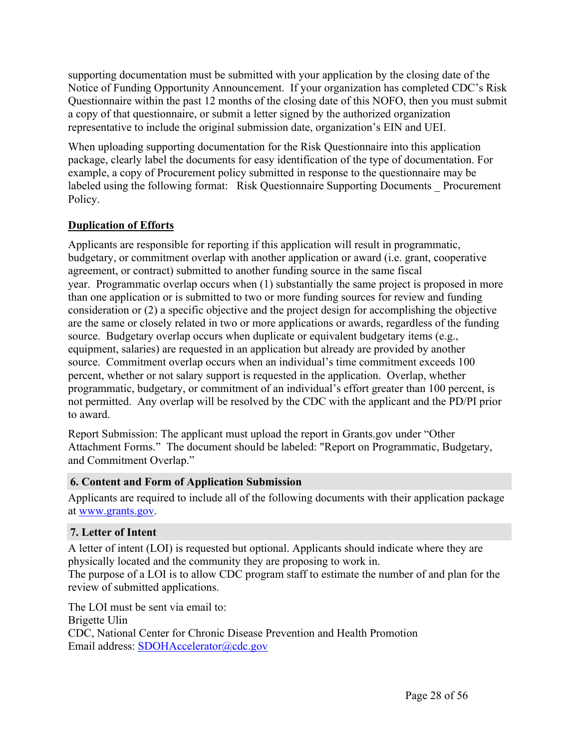supporting documentation must be submitted with your application by the closing date of the Notice of Funding Opportunity Announcement. If your organization has completed CDC's Risk Questionnaire within the past 12 months of the closing date of this NOFO, then you must submit a copy of that questionnaire, or submit a letter signed by the authorized organization representative to include the original submission date, organization's EIN and UEI.

When uploading supporting documentation for the Risk Questionnaire into this application package, clearly label the documents for easy identification of the type of documentation. For example, a copy of Procurement policy submitted in response to the questionnaire may be labeled using the following format: Risk Questionnaire Supporting Documents _ Procurement Policy.

**Duplication of Efforts**

Applicants are responsible for reporting if this application will result in programmatic, budgetary, or commitment overlap with another application or award (i.e. grant, cooperative agreement, or contract) submitted to another funding source in the same fiscal year. Programmatic overlap occurs when (1) substantially the same project is proposed in more than one application or is submitted to two or more funding sources for review and funding consideration or (2) a specific objective and the project design for accomplishing the objective are the same or closely related in two or more applications or awards, regardless of the funding source. Budgetary overlap occurs when duplicate or equivalent budgetary items (e.g., equipment, salaries) are requested in an application but already are provided by another source. Commitment overlap occurs when an individual's time commitment exceeds 100 percent, whether or not salary support is requested in the application. Overlap, whether programmatic, budgetary, or commitment of an individual's effort greater than 100 percent, is not permitted. Any overlap will be resolved by the CDC with the applicant and the PD/PI prior to award.

Report Submission: The applicant must upload the report in Grants.gov under "Other Attachment Forms." The document should be labeled: "Report on Programmatic, Budgetary, and Commitment Overlap."

### 6. Content and Form of Application Submission

Applicants are required to include all of the following documents with their application package at [www.grants.gov](http://www.grants.gov).

### 7. Letter of Intent

A letter of intent (LOI) is requested but optional. Applicants should indicate where they are physically located and the community they are proposing to work in.
The purpose of a LOI is to allow CDC program staff to estimate the number of and plan for the review of submitted applications.

The LOI must be sent via email to:
Brigette Ulin
CDC, National Center for Chronic Disease Prevention and Health Promotion
Email address: [SDOHAccelerator@cdc.gov](mailto:SDOHAccelerator@cdc.gov)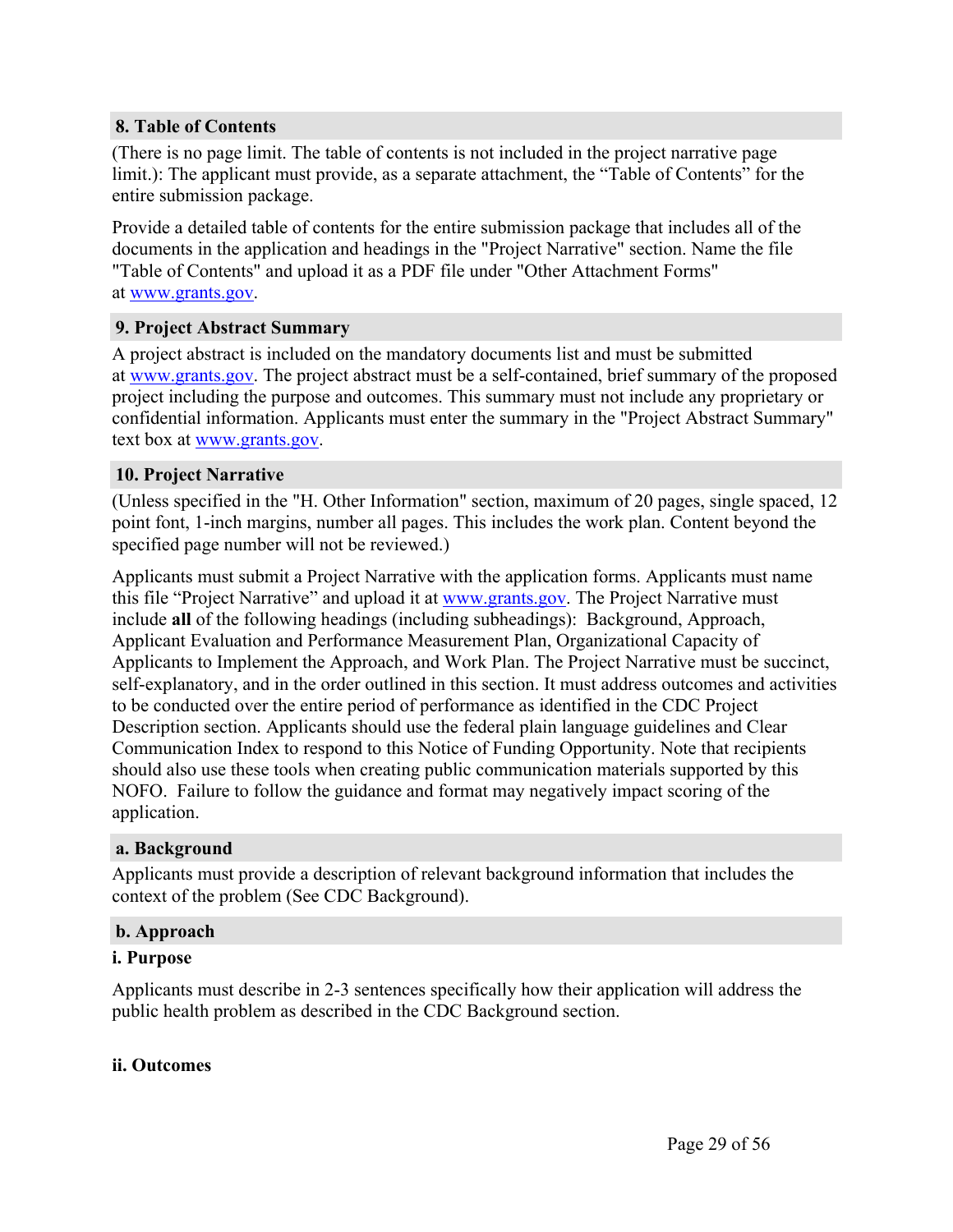### 8. Table of Contents

(There is no page limit. The table of contents is not included in the project narrative page limit.): The applicant must provide, as a separate attachment, the "Table of Contents" for the entire submission package.

Provide a detailed table of contents for the entire submission package that includes all of the documents in the application and headings in the "Project Narrative" section. Name the file "Table of Contents" and upload it as a PDF file under "Other Attachment Forms" at www.grants.gov.

### 9. Project Abstract Summary

A project abstract is included on the mandatory documents list and must be submitted at www.grants.gov. The project abstract must be a self-contained, brief summary of the proposed project including the purpose and outcomes. This summary must not include any proprietary or confidential information. Applicants must enter the summary in the "Project Abstract Summary" text box at www.grants.gov.

### 10. Project Narrative

(Unless specified in the "H. Other Information" section, maximum of 20 pages, single spaced, 12 point font, 1-inch margins, number all pages. This includes the work plan. Content beyond the specified page number will not be reviewed.)

Applicants must submit a Project Narrative with the application forms. Applicants must name this file "Project Narrative" and upload it at www.grants.gov. The Project Narrative must include **all** of the following headings (including subheadings): Background, Approach, Applicant Evaluation and Performance Measurement Plan, Organizational Capacity of Applicants to Implement the Approach, and Work Plan. The Project Narrative must be succinct, self-explanatory, and in the order outlined in this section. It must address outcomes and activities to be conducted over the entire period of performance as identified in the CDC Project Description section. Applicants should use the federal plain language guidelines and Clear Communication Index to respond to this Notice of Funding Opportunity. Note that recipients should also use these tools when creating public communication materials supported by this NOFO. Failure to follow the guidance and format may negatively impact scoring of the application.

### a. Background

Applicants must provide a description of relevant background information that includes the context of the problem (See CDC Background).

### b. Approach

#### i. Purpose

Applicants must describe in 2-3 sentences specifically how their application will address the public health problem as described in the CDC Background section.

#### ii. Outcomes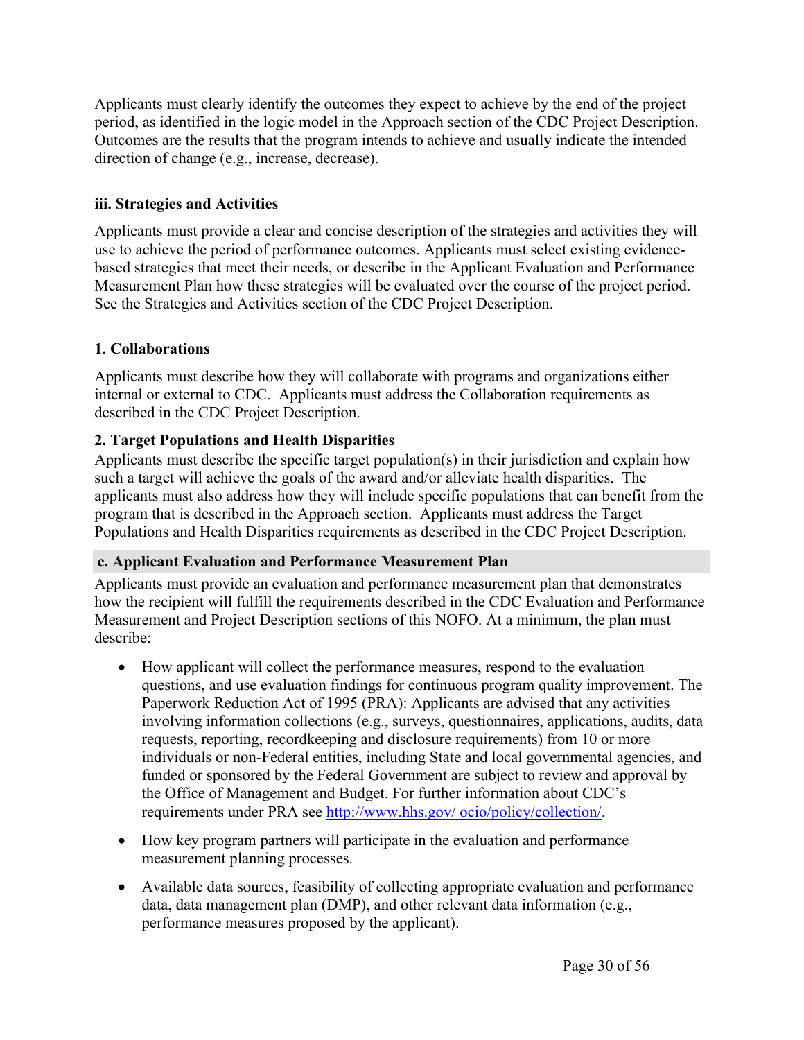Applicants must clearly identify the outcomes they expect to achieve by the end of the project period, as identified in the logic model in the Approach section of the CDC Project Description. Outcomes are the results that the program intends to achieve and usually indicate the intended direction of change (e.g., increase, decrease).

### iii. Strategies and Activities

Applicants must provide a clear and concise description of the strategies and activities they will use to achieve the period of performance outcomes. Applicants must select existing evidence-based strategies that meet their needs, or describe in the Applicant Evaluation and Performance Measurement Plan how these strategies will be evaluated over the course of the project period. See the Strategies and Activities section of the CDC Project Description.

### 1. Collaborations

Applicants must describe how they will collaborate with programs and organizations either internal or external to CDC. Applicants must address the Collaboration requirements as described in the CDC Project Description.

### 2. Target Populations and Health Disparities

Applicants must describe the specific target population(s) in their jurisdiction and explain how such a target will achieve the goals of the award and/or alleviate health disparities. The applicants must also address how they will include specific populations that can benefit from the program that is described in the Approach section. Applicants must address the Target Populations and Health Disparities requirements as described in the CDC Project Description.

## c. Applicant Evaluation and Performance Measurement Plan

Applicants must provide an evaluation and performance measurement plan that demonstrates how the recipient will fulfill the requirements described in the CDC Evaluation and Performance Measurement and Project Description sections of this NOFO. At a minimum, the plan must describe:

- How applicant will collect the performance measures, respond to the evaluation questions, and use evaluation findings for continuous program quality improvement. The Paperwork Reduction Act of 1995 (PRA): Applicants are advised that any activities involving information collections (e.g., surveys, questionnaires, applications, audits, data requests, reporting, recordkeeping and disclosure requirements) from 10 or more individuals or non-Federal entities, including State and local governmental agencies, and funded or sponsored by the Federal Government are subject to review and approval by the Office of Management and Budget. For further information about CDC's requirements under PRA see [http://www.hhs.gov/ ocio/policy/collection/](http://www.hhs.gov/ocio/policy/collection/).
- How key program partners will participate in the evaluation and performance measurement planning processes.
- Available data sources, feasibility of collecting appropriate evaluation and performance data, data management plan (DMP), and other relevant data information (e.g., performance measures proposed by the applicant).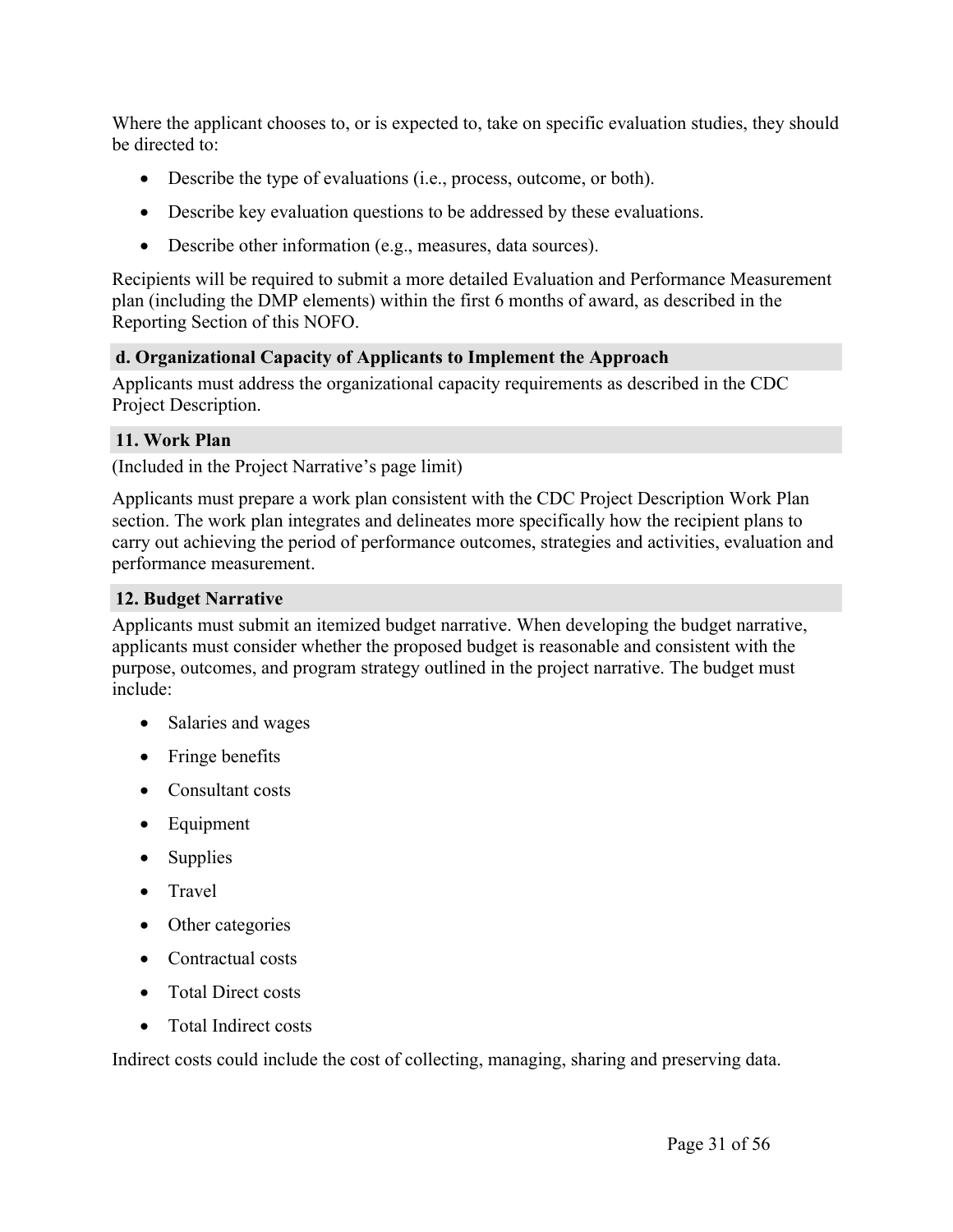Where the applicant chooses to, or is expected to, take on specific evaluation studies, they should be directed to:

- Describe the type of evaluations (i.e., process, outcome, or both).
- Describe key evaluation questions to be addressed by these evaluations.
- Describe other information (e.g., measures, data sources).

Recipients will be required to submit a more detailed Evaluation and Performance Measurement plan (including the DMP elements) within the first 6 months of award, as described in the Reporting Section of this NOFO.

### d. Organizational Capacity of Applicants to Implement the Approach

Applicants must address the organizational capacity requirements as described in the CDC Project Description.

### 11. Work Plan

(Included in the Project Narrative's page limit)

Applicants must prepare a work plan consistent with the CDC Project Description Work Plan section. The work plan integrates and delineates more specifically how the recipient plans to carry out achieving the period of performance outcomes, strategies and activities, evaluation and performance measurement.

### 12. Budget Narrative

Applicants must submit an itemized budget narrative. When developing the budget narrative, applicants must consider whether the proposed budget is reasonable and consistent with the purpose, outcomes, and program strategy outlined in the project narrative. The budget must include:

- Salaries and wages
- Fringe benefits
- Consultant costs
- Equipment
- Supplies
- Travel
- Other categories
- Contractual costs
- Total Direct costs
- Total Indirect costs

Indirect costs could include the cost of collecting, managing, sharing and preserving data.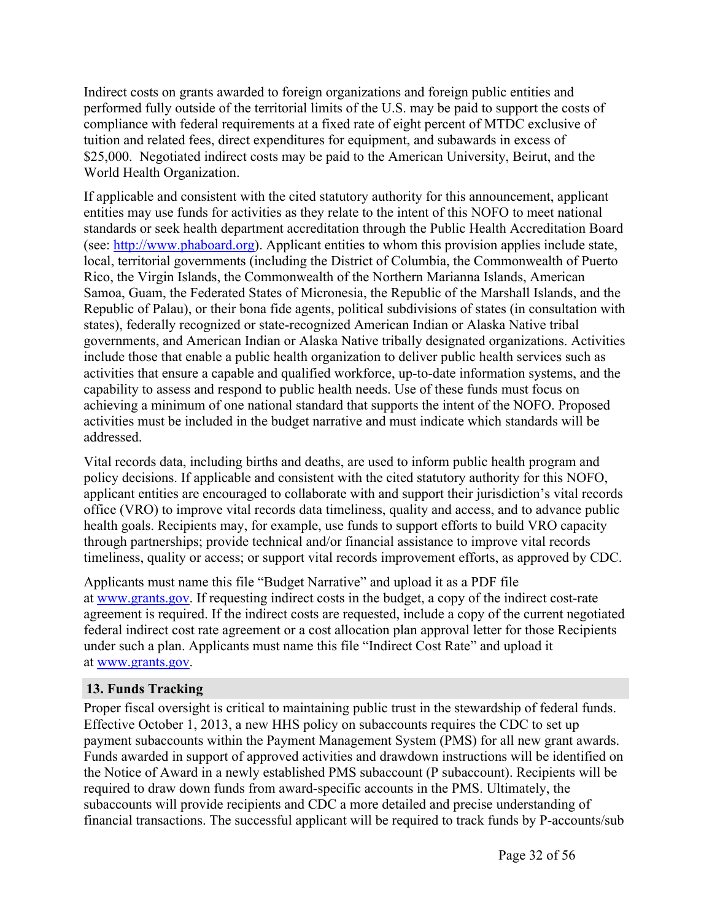Indirect costs on grants awarded to foreign organizations and foreign public entities and performed fully outside of the territorial limits of the U.S. may be paid to support the costs of compliance with federal requirements at a fixed rate of eight percent of MTDC exclusive of tuition and related fees, direct expenditures for equipment, and subawards in excess of $25,000. Negotiated indirect costs may be paid to the American University, Beirut, and the World Health Organization.

If applicable and consistent with the cited statutory authority for this announcement, applicant entities may use funds for activities as they relate to the intent of this NOFO to meet national standards or seek health department accreditation through the Public Health Accreditation Board (see: http://www.phaboard.org). Applicant entities to whom this provision applies include state, local, territorial governments (including the District of Columbia, the Commonwealth of Puerto Rico, the Virgin Islands, the Commonwealth of the Northern Marianna Islands, American Samoa, Guam, the Federated States of Micronesia, the Republic of the Marshall Islands, and the Republic of Palau), or their bona fide agents, political subdivisions of states (in consultation with states), federally recognized or state-recognized American Indian or Alaska Native tribal governments, and American Indian or Alaska Native tribally designated organizations. Activities include those that enable a public health organization to deliver public health services such as activities that ensure a capable and qualified workforce, up-to-date information systems, and the capability to assess and respond to public health needs. Use of these funds must focus on achieving a minimum of one national standard that supports the intent of the NOFO. Proposed activities must be included in the budget narrative and must indicate which standards will be addressed.

Vital records data, including births and deaths, are used to inform public health program and policy decisions. If applicable and consistent with the cited statutory authority for this NOFO, applicant entities are encouraged to collaborate with and support their jurisdiction's vital records office (VRO) to improve vital records data timeliness, quality and access, and to advance public health goals. Recipients may, for example, use funds to support efforts to build VRO capacity through partnerships; provide technical and/or financial assistance to improve vital records timeliness, quality or access; or support vital records improvement efforts, as approved by CDC.

Applicants must name this file "Budget Narrative" and upload it as a PDF file at www.grants.gov. If requesting indirect costs in the budget, a copy of the indirect cost-rate agreement is required. If the indirect costs are requested, include a copy of the current negotiated federal indirect cost rate agreement or a cost allocation plan approval letter for those Recipients under such a plan. Applicants must name this file "Indirect Cost Rate" and upload it at www.grants.gov.

### 13. Funds Tracking

Proper fiscal oversight is critical to maintaining public trust in the stewardship of federal funds. Effective October 1, 2013, a new HHS policy on subaccounts requires the CDC to set up payment subaccounts within the Payment Management System (PMS) for all new grant awards. Funds awarded in support of approved activities and drawdown instructions will be identified on the Notice of Award in a newly established PMS subaccount (P subaccount). Recipients will be required to draw down funds from award-specific accounts in the PMS. Ultimately, the subaccounts will provide recipients and CDC a more detailed and precise understanding of financial transactions. The successful applicant will be required to track funds by P-accounts/sub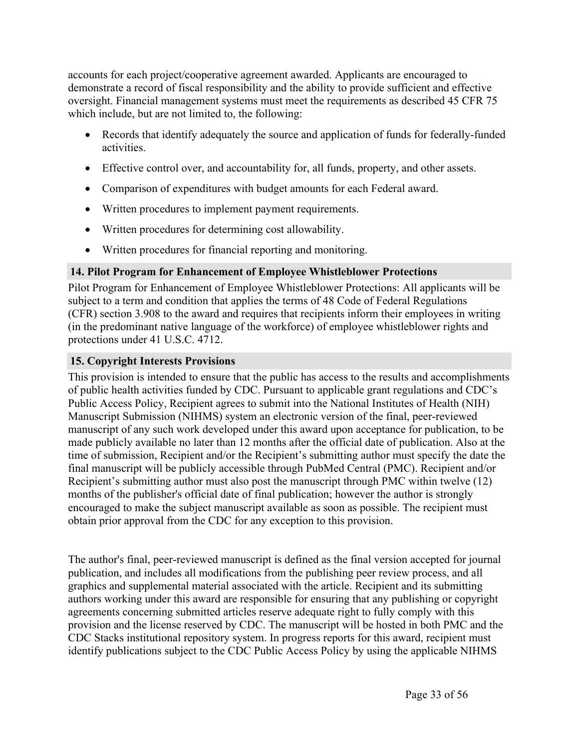accounts for each project/cooperative agreement awarded. Applicants are encouraged to demonstrate a record of fiscal responsibility and the ability to provide sufficient and effective oversight. Financial management systems must meet the requirements as described 45 CFR 75 which include, but are not limited to, the following:

- Records that identify adequately the source and application of funds for federally-funded activities.
- Effective control over, and accountability for, all funds, property, and other assets.
- Comparison of expenditures with budget amounts for each Federal award.
- Written procedures to implement payment requirements.
- Written procedures for determining cost allowability.
- Written procedures for financial reporting and monitoring.

### 14. Pilot Program for Enhancement of Employee Whistleblower Protections

Pilot Program for Enhancement of Employee Whistleblower Protections: All applicants will be subject to a term and condition that applies the terms of 48 Code of Federal Regulations (CFR) section 3.908 to the award and requires that recipients inform their employees in writing (in the predominant native language of the workforce) of employee whistleblower rights and protections under 41 U.S.C. 4712.

### 15. Copyright Interests Provisions

This provision is intended to ensure that the public has access to the results and accomplishments of public health activities funded by CDC. Pursuant to applicable grant regulations and CDC's Public Access Policy, Recipient agrees to submit into the National Institutes of Health (NIH) Manuscript Submission (NIHMS) system an electronic version of the final, peer-reviewed manuscript of any such work developed under this award upon acceptance for publication, to be made publicly available no later than 12 months after the official date of publication. Also at the time of submission, Recipient and/or the Recipient's submitting author must specify the date the final manuscript will be publicly accessible through PubMed Central (PMC). Recipient and/or Recipient's submitting author must also post the manuscript through PMC within twelve (12) months of the publisher's official date of final publication; however the author is strongly encouraged to make the subject manuscript available as soon as possible. The recipient must obtain prior approval from the CDC for any exception to this provision.

The author's final, peer-reviewed manuscript is defined as the final version accepted for journal publication, and includes all modifications from the publishing peer review process, and all graphics and supplemental material associated with the article. Recipient and its submitting authors working under this award are responsible for ensuring that any publishing or copyright agreements concerning submitted articles reserve adequate right to fully comply with this provision and the license reserved by CDC. The manuscript will be hosted in both PMC and the CDC Stacks institutional repository system. In progress reports for this award, recipient must identify publications subject to the CDC Public Access Policy by using the applicable NIHMS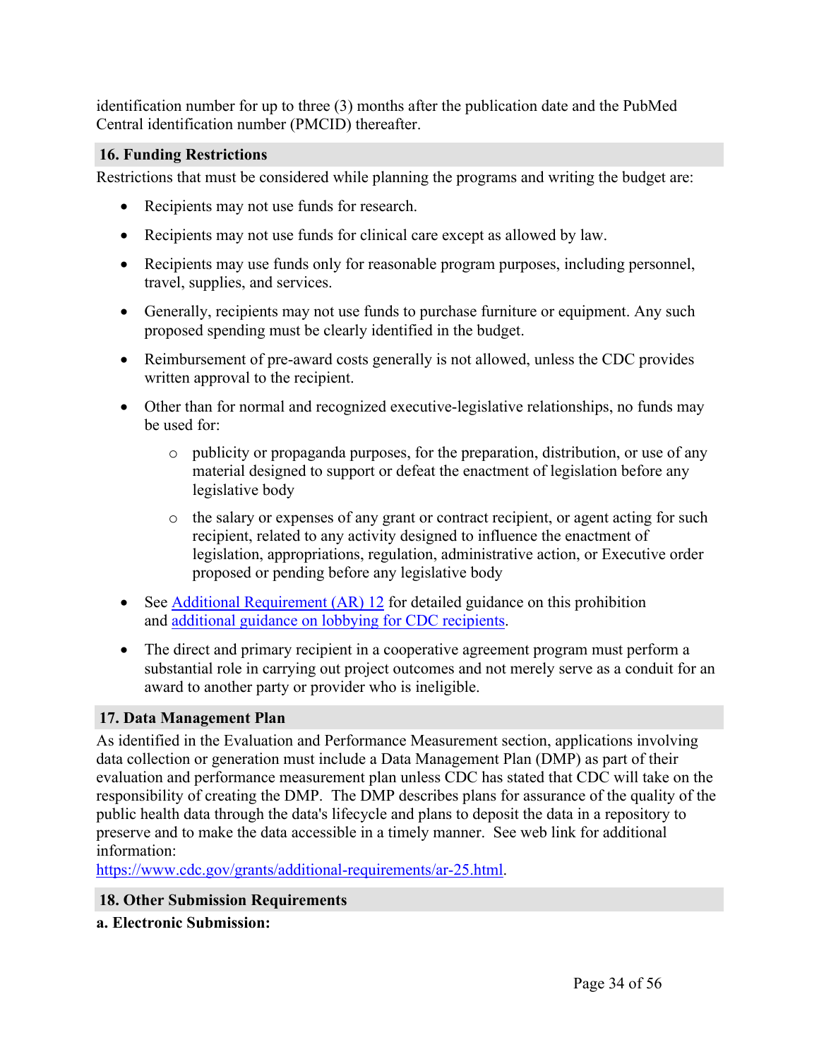identification number for up to three (3) months after the publication date and the PubMed Central identification number (PMCID) thereafter.

## 16. Funding Restrictions

Restrictions that must be considered while planning the programs and writing the budget are:

- Recipients may not use funds for research.
- Recipients may not use funds for clinical care except as allowed by law.
- Recipients may use funds only for reasonable program purposes, including personnel, travel, supplies, and services.
- Generally, recipients may not use funds to purchase furniture or equipment. Any such proposed spending must be clearly identified in the budget.
- Reimbursement of pre-award costs generally is not allowed, unless the CDC provides written approval to the recipient.
- Other than for normal and recognized executive-legislative relationships, no funds may be used for:
    - publicity or propaganda purposes, for the preparation, distribution, or use of any material designed to support or defeat the enactment of legislation before any legislative body
    - the salary or expenses of any grant or contract recipient, or agent acting for such recipient, related to any activity designed to influence the enactment of legislation, appropriations, regulation, administrative action, or Executive order proposed or pending before any legislative body
- See Additional Requirement (AR) 12 for detailed guidance on this prohibition and additional guidance on lobbying for CDC recipients.
- The direct and primary recipient in a cooperative agreement program must perform a substantial role in carrying out project outcomes and not merely serve as a conduit for an award to another party or provider who is ineligible.

## 17. Data Management Plan

As identified in the Evaluation and Performance Measurement section, applications involving data collection or generation must include a Data Management Plan (DMP) as part of their evaluation and performance measurement plan unless CDC has stated that CDC will take on the responsibility of creating the DMP. The DMP describes plans for assurance of the quality of the public health data through the data's lifecycle and plans to deposit the data in a repository to preserve and to make the data accessible in a timely manner. See web link for additional information:
https://www.cdc.gov/grants/additional-requirements/ar-25.html.

## 18. Other Submission Requirements

**a. Electronic Submission:**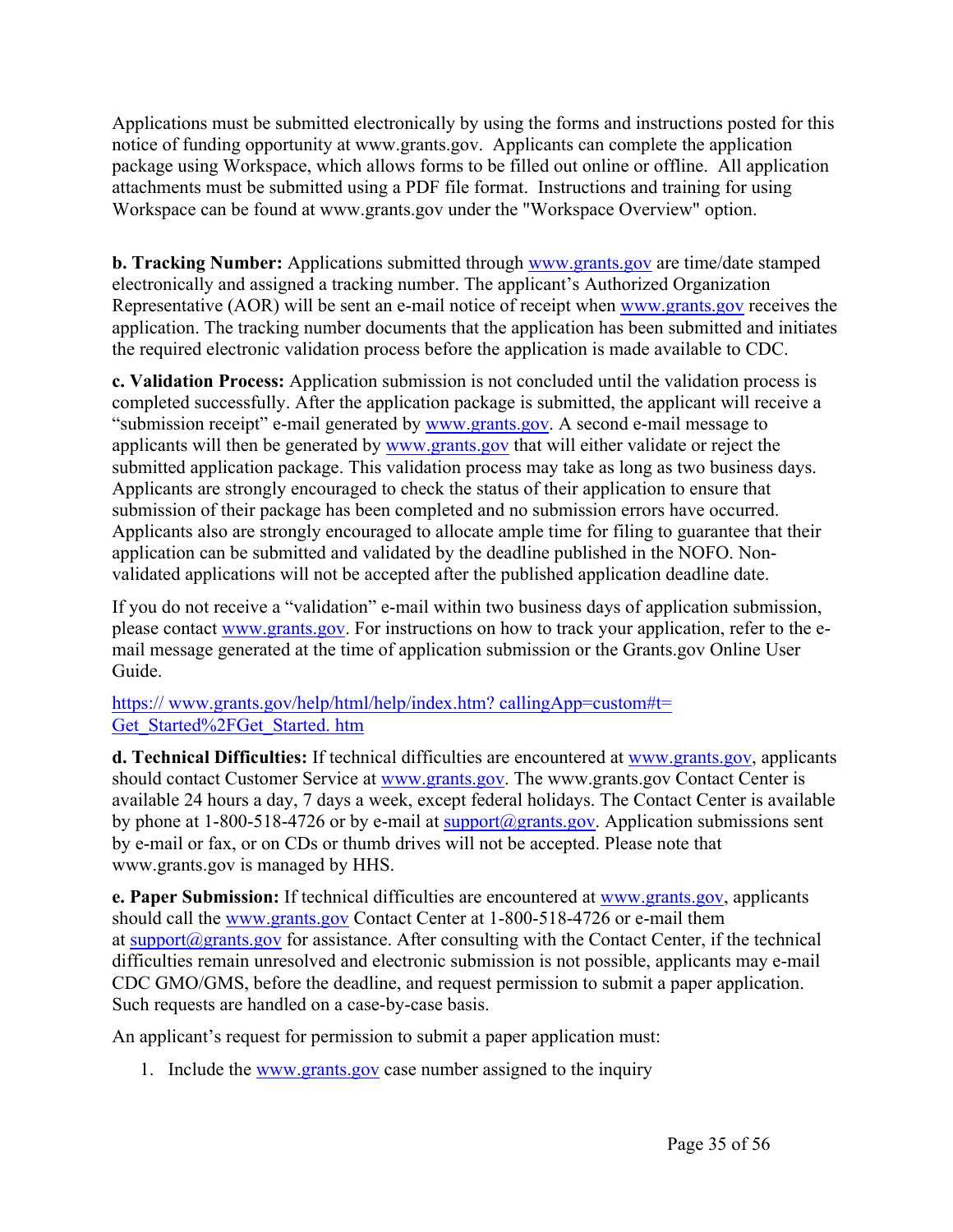Applications must be submitted electronically by using the forms and instructions posted for this notice of funding opportunity at www.grants.gov. Applicants can complete the application package using Workspace, which allows forms to be filled out online or offline. All application attachments must be submitted using a PDF file format. Instructions and training for using Workspace can be found at www.grants.gov under the "Workspace Overview" option.

**b. Tracking Number:** Applications submitted through www.grants.gov are time/date stamped electronically and assigned a tracking number. The applicant's Authorized Organization Representative (AOR) will be sent an e-mail notice of receipt when www.grants.gov receives the application. The tracking number documents that the application has been submitted and initiates the required electronic validation process before the application is made available to CDC.

**c. Validation Process:** Application submission is not concluded until the validation process is completed successfully. After the application package is submitted, the applicant will receive a "submission receipt" e-mail generated by www.grants.gov. A second e-mail message to applicants will then be generated by www.grants.gov that will either validate or reject the submitted application package. This validation process may take as long as two business days. Applicants are strongly encouraged to check the status of their application to ensure that submission of their package has been completed and no submission errors have occurred. Applicants also are strongly encouraged to allocate ample time for filing to guarantee that their application can be submitted and validated by the deadline published in the NOFO. Non-validated applications will not be accepted after the published application deadline date.

If you do not receive a "validation" e-mail within two business days of application submission, please contact www.grants.gov. For instructions on how to track your application, refer to the e-mail message generated at the time of application submission or the Grants.gov Online User Guide.

https:// www.grants.gov/help/html/help/index.htm? callingApp=custom#t= Get_Started%2FGet_Started. htm

**d. Technical Difficulties:** If technical difficulties are encountered at www.grants.gov, applicants should contact Customer Service at www.grants.gov. The www.grants.gov Contact Center is available 24 hours a day, 7 days a week, except federal holidays. The Contact Center is available by phone at 1-800-518-4726 or by e-mail at support@grants.gov. Application submissions sent by e-mail or fax, or on CDs or thumb drives will not be accepted. Please note that www.grants.gov is managed by HHS.

**e. Paper Submission:** If technical difficulties are encountered at www.grants.gov, applicants should call the www.grants.gov Contact Center at 1-800-518-4726 or e-mail them at support@grants.gov for assistance. After consulting with the Contact Center, if the technical difficulties remain unresolved and electronic submission is not possible, applicants may e-mail CDC GMO/GMS, before the deadline, and request permission to submit a paper application. Such requests are handled on a case-by-case basis.

An applicant's request for permission to submit a paper application must:

1. Include the www.grants.gov case number assigned to the inquiry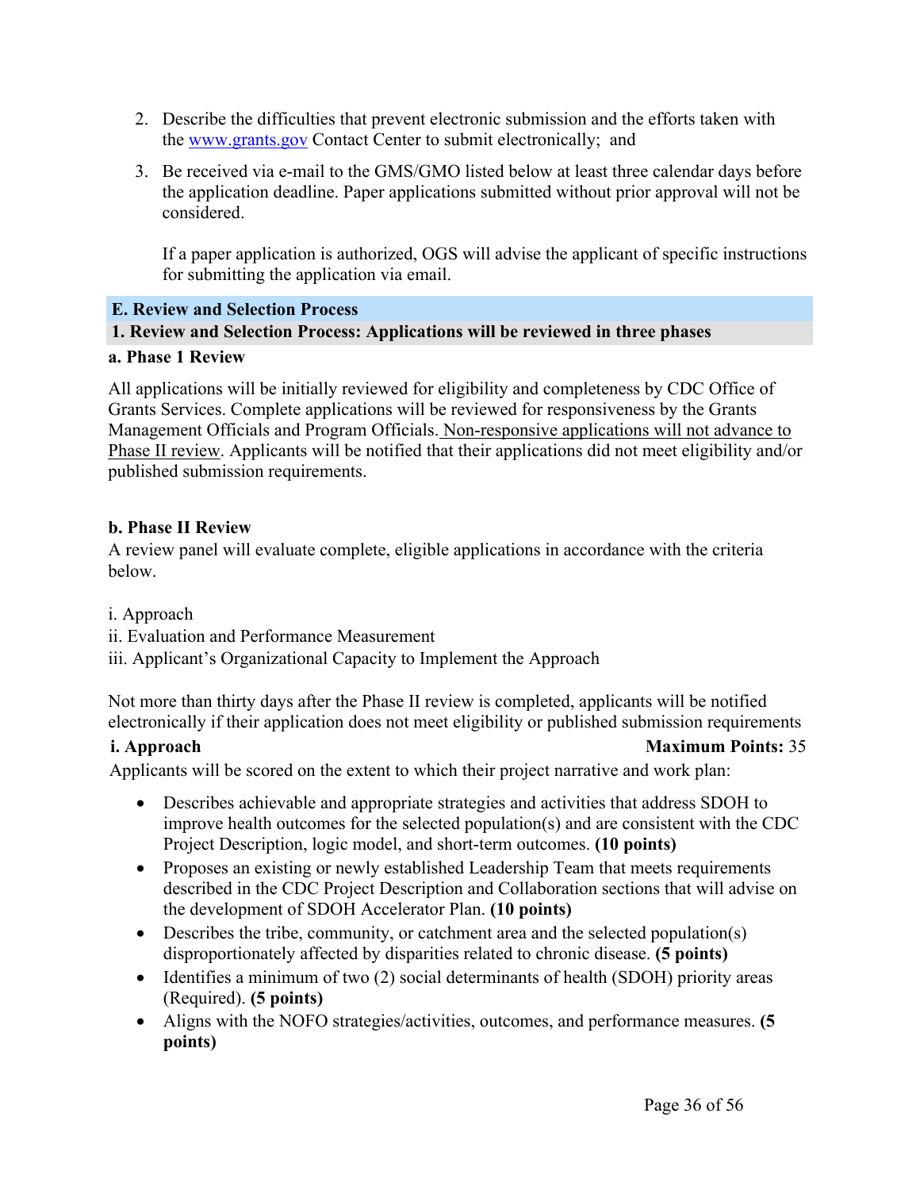2. Describe the difficulties that prevent electronic submission and the efforts taken with the [www.grants.gov](http://www.grants.gov) Contact Center to submit electronically;  and

3. Be received via e-mail to the GMS/GMO listed below at least three calendar days before the application deadline. Paper applications submitted without prior approval will not be considered.

   If a paper application is authorized, OGS will advise the applicant of specific instructions for submitting the application via email.

## E. Review and Selection Process

### 1. Review and Selection Process: Applications will be reviewed in three phases

#### a. Phase 1 Review

All applications will be initially reviewed for eligibility and completeness by CDC Office of Grants Services. Complete applications will be reviewed for responsiveness by the Grants Management Officials and Program Officials. <u>Non-responsive applications will not advance to Phase II review</u>. Applicants will be notified that their applications did not meet eligibility and/or published submission requirements.

#### b. Phase II Review

A review panel will evaluate complete, eligible applications in accordance with the criteria below.

i. Approach
ii. Evaluation and Performance Measurement
iii. Applicant's Organizational Capacity to Implement the Approach

Not more than thirty days after the Phase II review is completed, applicants will be notified electronically if their application does not meet eligibility or published submission requirements

**i. Approach** **Maximum Points:** 35

Applicants will be scored on the extent to which their project narrative and work plan:

- Describes achievable and appropriate strategies and activities that address SDOH to improve health outcomes for the selected population(s) and are consistent with the CDC Project Description, logic model, and short-term outcomes. **(10 points)**
- Proposes an existing or newly established Leadership Team that meets requirements described in the CDC Project Description and Collaboration sections that will advise on the development of SDOH Accelerator Plan. **(10 points)**
- Describes the tribe, community, or catchment area and the selected population(s) disproportionately affected by disparities related to chronic disease. **(5 points)**
- Identifies a minimum of two (2) social determinants of health (SDOH) priority areas (Required). **(5 points)**
- Aligns with the NOFO strategies/activities, outcomes, and performance measures. **(5 points)**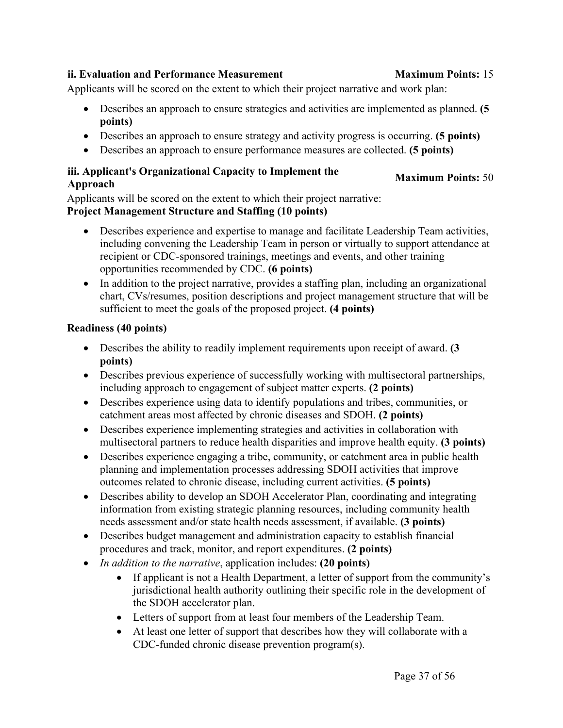**ii. Evaluation and Performance Measurement** **Maximum Points:** 15

Applicants will be scored on the extent to which their project narrative and work plan:

- Describes an approach to ensure strategies and activities are implemented as planned. **(5 points)**
- Describes an approach to ensure strategy and activity progress is occurring. **(5 points)**
- Describes an approach to ensure performance measures are collected. **(5 points)**

**iii. Applicant's Organizational Capacity to Implement the Approach** **Maximum Points:** 50

Applicants will be scored on the extent to which their project narrative:

**Project Management Structure and Staffing (10 points)**

- Describes experience and expertise to manage and facilitate Leadership Team activities, including convening the Leadership Team in person or virtually to support attendance at recipient or CDC-sponsored trainings, meetings and events, and other training opportunities recommended by CDC. **(6 points)**
- In addition to the project narrative, provides a staffing plan, including an organizational chart, CVs/resumes, position descriptions and project management structure that will be sufficient to meet the goals of the proposed project. **(4 points)**

**Readiness (40 points)**

- Describes the ability to readily implement requirements upon receipt of award. **(3 points)**
- Describes previous experience of successfully working with multisectoral partnerships, including approach to engagement of subject matter experts. **(2 points)**
- Describes experience using data to identify populations and tribes, communities, or catchment areas most affected by chronic diseases and SDOH. **(2 points)**
- Describes experience implementing strategies and activities in collaboration with multisectoral partners to reduce health disparities and improve health equity. **(3 points)**
- Describes experience engaging a tribe, community, or catchment area in public health planning and implementation processes addressing SDOH activities that improve outcomes related to chronic disease, including current activities. **(5 points)**
- Describes ability to develop an SDOH Accelerator Plan, coordinating and integrating information from existing strategic planning resources, including community health needs assessment and/or state health needs assessment, if available. **(3 points)**
- Describes budget management and administration capacity to establish financial procedures and track, monitor, and report expenditures. **(2 points)**
- *In addition to the narrative*, application includes: **(20 points)**
  - If applicant is not a Health Department, a letter of support from the community's jurisdictional health authority outlining their specific role in the development of the SDOH accelerator plan.
  - Letters of support from at least four members of the Leadership Team.
  - At least one letter of support that describes how they will collaborate with a CDC-funded chronic disease prevention program(s).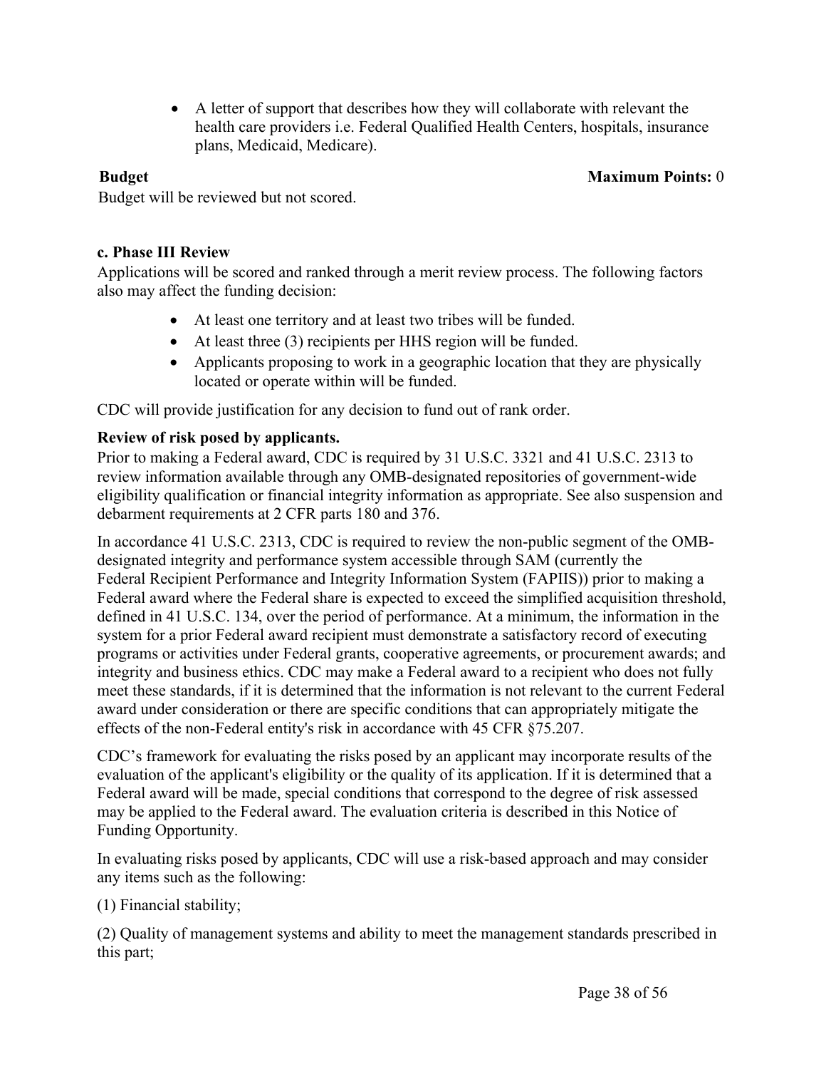- A letter of support that describes how they will collaborate with relevant the health care providers i.e. Federal Qualified Health Centers, hospitals, insurance plans, Medicaid, Medicare).

**Budget** **Maximum Points:** 0

Budget will be reviewed but not scored.

**c. Phase III Review**

Applications will be scored and ranked through a merit review process. The following factors also may affect the funding decision:

- At least one territory and at least two tribes will be funded.
- At least three (3) recipients per HHS region will be funded.
- Applicants proposing to work in a geographic location that they are physically located or operate within will be funded.

CDC will provide justification for any decision to fund out of rank order.

**Review of risk posed by applicants.**

Prior to making a Federal award, CDC is required by 31 U.S.C. 3321 and 41 U.S.C. 2313 to review information available through any OMB-designated repositories of government-wide eligibility qualification or financial integrity information as appropriate. See also suspension and debarment requirements at 2 CFR parts 180 and 376.

In accordance 41 U.S.C. 2313, CDC is required to review the non-public segment of the OMB-designated integrity and performance system accessible through SAM (currently the Federal Recipient Performance and Integrity Information System (FAPIIS)) prior to making a Federal award where the Federal share is expected to exceed the simplified acquisition threshold, defined in 41 U.S.C. 134, over the period of performance. At a minimum, the information in the system for a prior Federal award recipient must demonstrate a satisfactory record of executing programs or activities under Federal grants, cooperative agreements, or procurement awards; and integrity and business ethics. CDC may make a Federal award to a recipient who does not fully meet these standards, if it is determined that the information is not relevant to the current Federal award under consideration or there are specific conditions that can appropriately mitigate the effects of the non-Federal entity's risk in accordance with 45 CFR §75.207.

CDC's framework for evaluating the risks posed by an applicant may incorporate results of the evaluation of the applicant's eligibility or the quality of its application. If it is determined that a Federal award will be made, special conditions that correspond to the degree of risk assessed may be applied to the Federal award. The evaluation criteria is described in this Notice of Funding Opportunity.

In evaluating risks posed by applicants, CDC will use a risk-based approach and may consider any items such as the following:

(1) Financial stability;

(2) Quality of management systems and ability to meet the management standards prescribed in this part;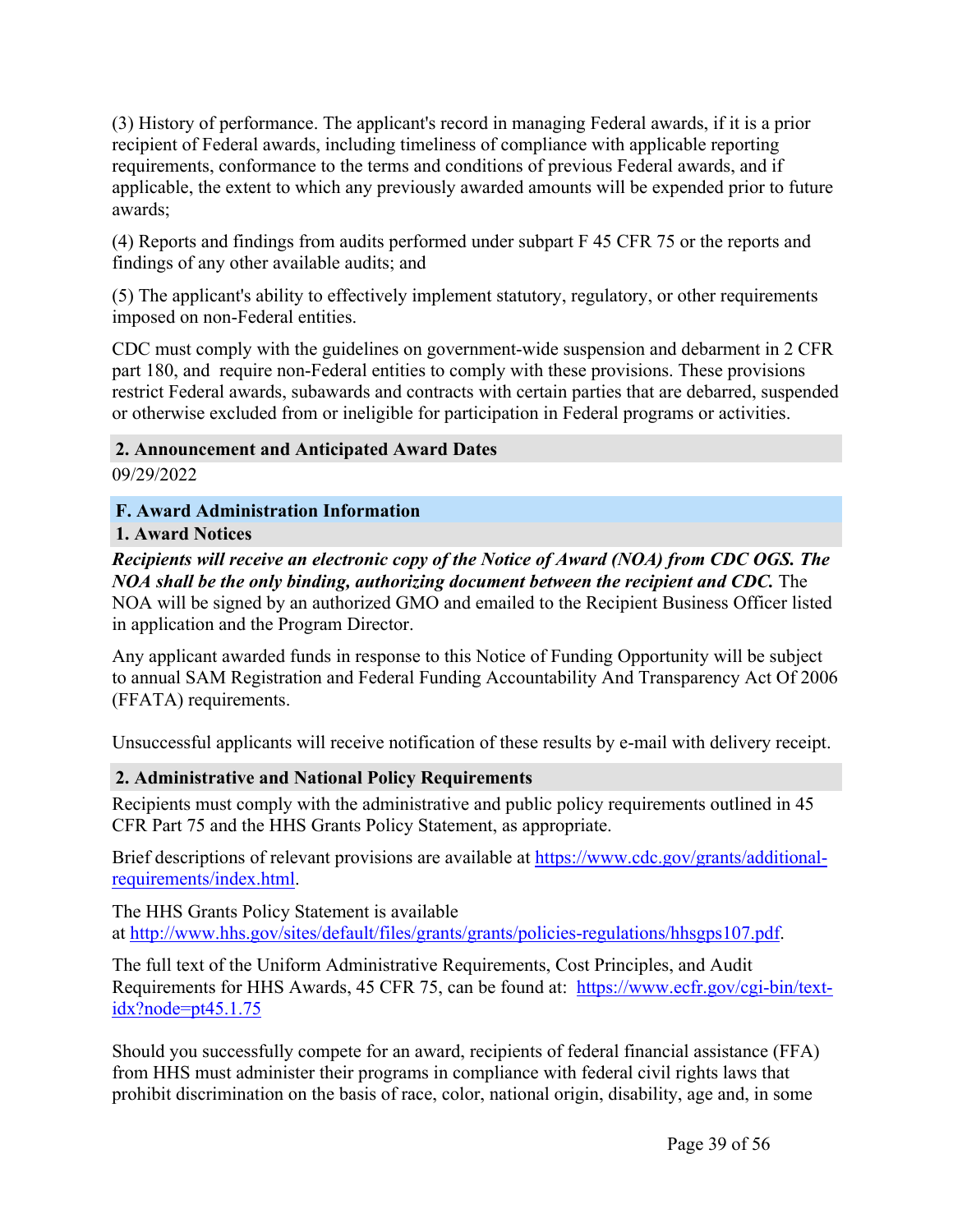(3) History of performance. The applicant's record in managing Federal awards, if it is a prior recipient of Federal awards, including timeliness of compliance with applicable reporting requirements, conformance to the terms and conditions of previous Federal awards, and if applicable, the extent to which any previously awarded amounts will be expended prior to future awards;

(4) Reports and findings from audits performed under subpart F 45 CFR 75 or the reports and findings of any other available audits; and

(5) The applicant's ability to effectively implement statutory, regulatory, or other requirements imposed on non-Federal entities.

CDC must comply with the guidelines on government-wide suspension and debarment in 2 CFR part 180, and require non-Federal entities to comply with these provisions. These provisions restrict Federal awards, subawards and contracts with certain parties that are debarred, suspended or otherwise excluded from or ineligible for participation in Federal programs or activities.

### 2. Announcement and Anticipated Award Dates

09/29/2022

## F. Award Administration Information

### 1. Award Notices

***Recipients will receive an electronic copy of the Notice of Award (NOA) from CDC OGS. The NOA shall be the only binding, authorizing document between the recipient and CDC.*** The NOA will be signed by an authorized GMO and emailed to the Recipient Business Officer listed in application and the Program Director.

Any applicant awarded funds in response to this Notice of Funding Opportunity will be subject to annual SAM Registration and Federal Funding Accountability And Transparency Act Of 2006 (FFATA) requirements.

Unsuccessful applicants will receive notification of these results by e-mail with delivery receipt.

### 2. Administrative and National Policy Requirements

Recipients must comply with the administrative and public policy requirements outlined in 45 CFR Part 75 and the HHS Grants Policy Statement, as appropriate.

Brief descriptions of relevant provisions are available at [https://www.cdc.gov/grants/additional-requirements/index.html](https://www.cdc.gov/grants/additional-requirements/index.html).

The HHS Grants Policy Statement is available at [http://www.hhs.gov/sites/default/files/grants/grants/policies-regulations/hhsgps107.pdf](http://www.hhs.gov/sites/default/files/grants/grants/policies-regulations/hhsgps107.pdf).

The full text of the Uniform Administrative Requirements, Cost Principles, and Audit Requirements for HHS Awards, 45 CFR 75, can be found at: [https://www.ecfr.gov/cgi-bin/text-idx?node=pt45.1.75](https://www.ecfr.gov/cgi-bin/text-idx?node=pt45.1.75)

Should you successfully compete for an award, recipients of federal financial assistance (FFA) from HHS must administer their programs in compliance with federal civil rights laws that prohibit discrimination on the basis of race, color, national origin, disability, age and, in some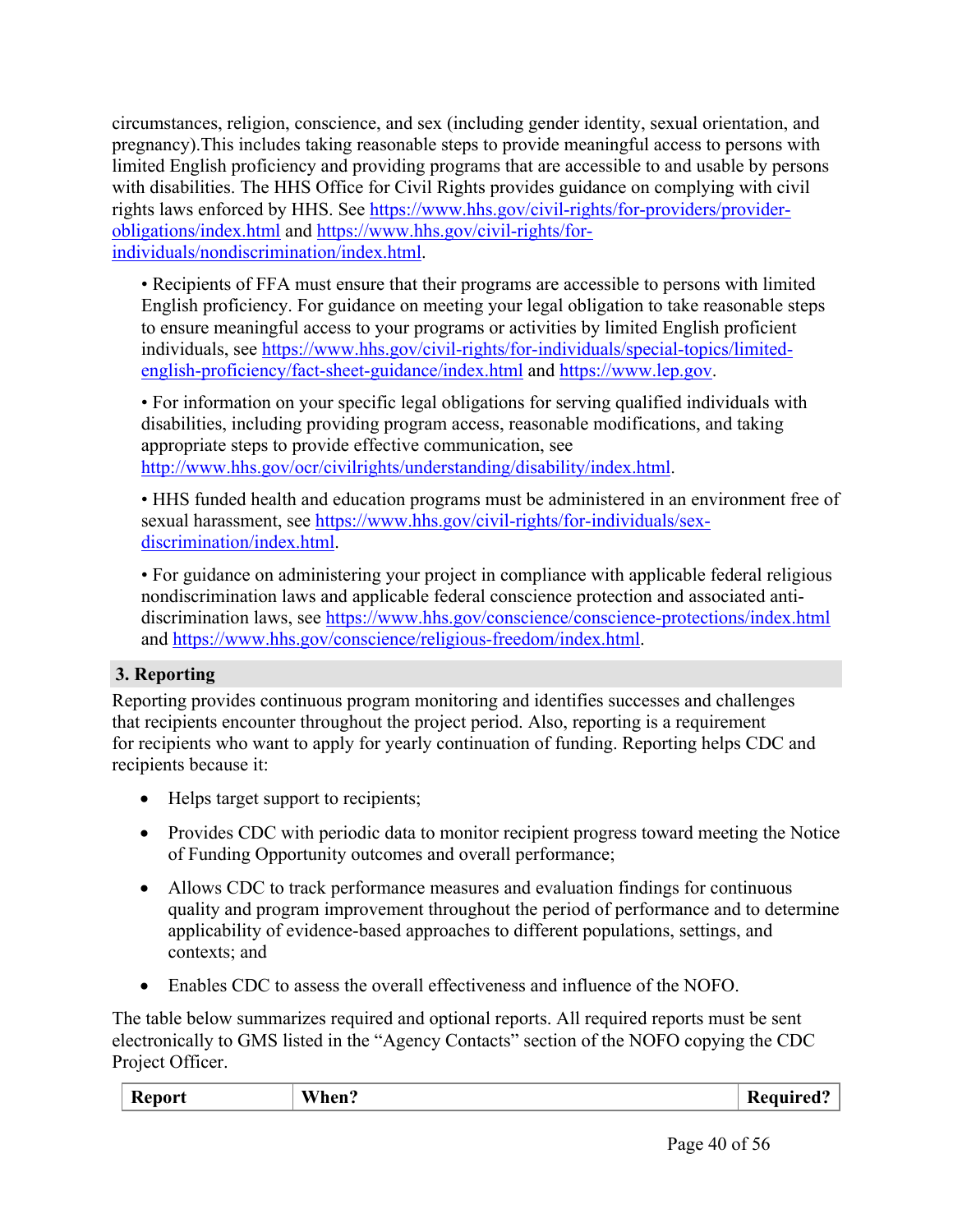circumstances, religion, conscience, and sex (including gender identity, sexual orientation, and pregnancy).This includes taking reasonable steps to provide meaningful access to persons with limited English proficiency and providing programs that are accessible to and usable by persons with disabilities. The HHS Office for Civil Rights provides guidance on complying with civil rights laws enforced by HHS. See https://www.hhs.gov/civil-rights/for-providers/provider-obligations/index.html and https://www.hhs.gov/civil-rights/for-individuals/nondiscrimination/index.html.

- Recipients of FFA must ensure that their programs are accessible to persons with limited English proficiency. For guidance on meeting your legal obligation to take reasonable steps to ensure meaningful access to your programs or activities by limited English proficient individuals, see https://www.hhs.gov/civil-rights/for-individuals/special-topics/limited-english-proficiency/fact-sheet-guidance/index.html and https://www.lep.gov.

- For information on your specific legal obligations for serving qualified individuals with disabilities, including providing program access, reasonable modifications, and taking appropriate steps to provide effective communication, see http://www.hhs.gov/ocr/civilrights/understanding/disability/index.html.

- HHS funded health and education programs must be administered in an environment free of sexual harassment, see https://www.hhs.gov/civil-rights/for-individuals/sex-discrimination/index.html.

- For guidance on administering your project in compliance with applicable federal religious nondiscrimination laws and applicable federal conscience protection and associated anti-discrimination laws, see https://www.hhs.gov/conscience/conscience-protections/index.html and https://www.hhs.gov/conscience/religious-freedom/index.html.

## 3. Reporting

Reporting provides continuous program monitoring and identifies successes and challenges that recipients encounter throughout the project period. Also, reporting is a requirement for recipients who want to apply for yearly continuation of funding. Reporting helps CDC and recipients because it:

- Helps target support to recipients;
- Provides CDC with periodic data to monitor recipient progress toward meeting the Notice of Funding Opportunity outcomes and overall performance;
- Allows CDC to track performance measures and evaluation findings for continuous quality and program improvement throughout the period of performance and to determine applicability of evidence-based approaches to different populations, settings, and contexts; and
- Enables CDC to assess the overall effectiveness and influence of the NOFO.

The table below summarizes required and optional reports. All required reports must be sent electronically to GMS listed in the "Agency Contacts" section of the NOFO copying the CDC Project Officer.

| Report | When? | Required? |
| --- | --- | --- |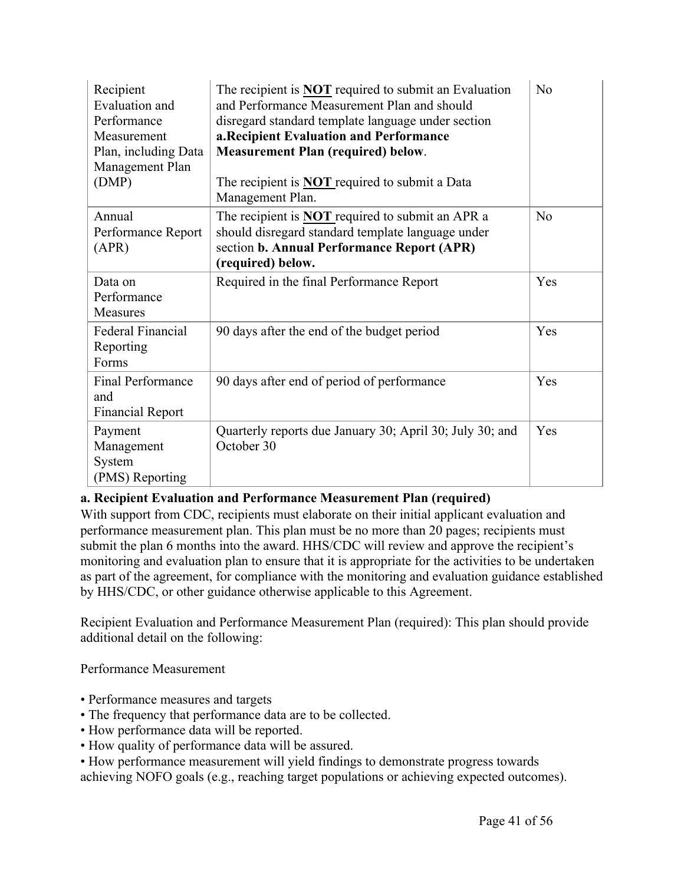| Recipient Evaluation and Performance Measurement Plan, including Data Management Plan (DMP) | The recipient is **NOT** required to submit an Evaluation and Performance Measurement Plan and should disregard standard template language under section **a.Recipient Evaluation and Performance Measurement Plan (required) below**.<br><br>The recipient is **NOT** required to submit a Data Management Plan. | No |
|---|---|---|
| Annual Performance Report (APR) | The recipient is **NOT** required to submit an APR a should disregard standard template language under section **b. Annual Performance Report (APR) (required) below.** | No |
| Data on Performance Measures | Required in the final Performance Report | Yes |
| Federal Financial Reporting Forms | 90 days after the end of the budget period | Yes |
| Final Performance and Financial Report | 90 days after end of period of performance | Yes |
| Payment Management System (PMS) Reporting | Quarterly reports due January 30; April 30; July 30; and October 30 | Yes |

**a. Recipient Evaluation and Performance Measurement Plan (required)**

With support from CDC, recipients must elaborate on their initial applicant evaluation and performance measurement plan. This plan must be no more than 20 pages; recipients must submit the plan 6 months into the award. HHS/CDC will review and approve the recipient's monitoring and evaluation plan to ensure that it is appropriate for the activities to be undertaken as part of the agreement, for compliance with the monitoring and evaluation guidance established by HHS/CDC, or other guidance otherwise applicable to this Agreement.

Recipient Evaluation and Performance Measurement Plan (required): This plan should provide additional detail on the following:

Performance Measurement

- Performance measures and targets
- The frequency that performance data are to be collected.
- How performance data will be reported.
- How quality of performance data will be assured.
- How performance measurement will yield findings to demonstrate progress towards achieving NOFO goals (e.g., reaching target populations or achieving expected outcomes).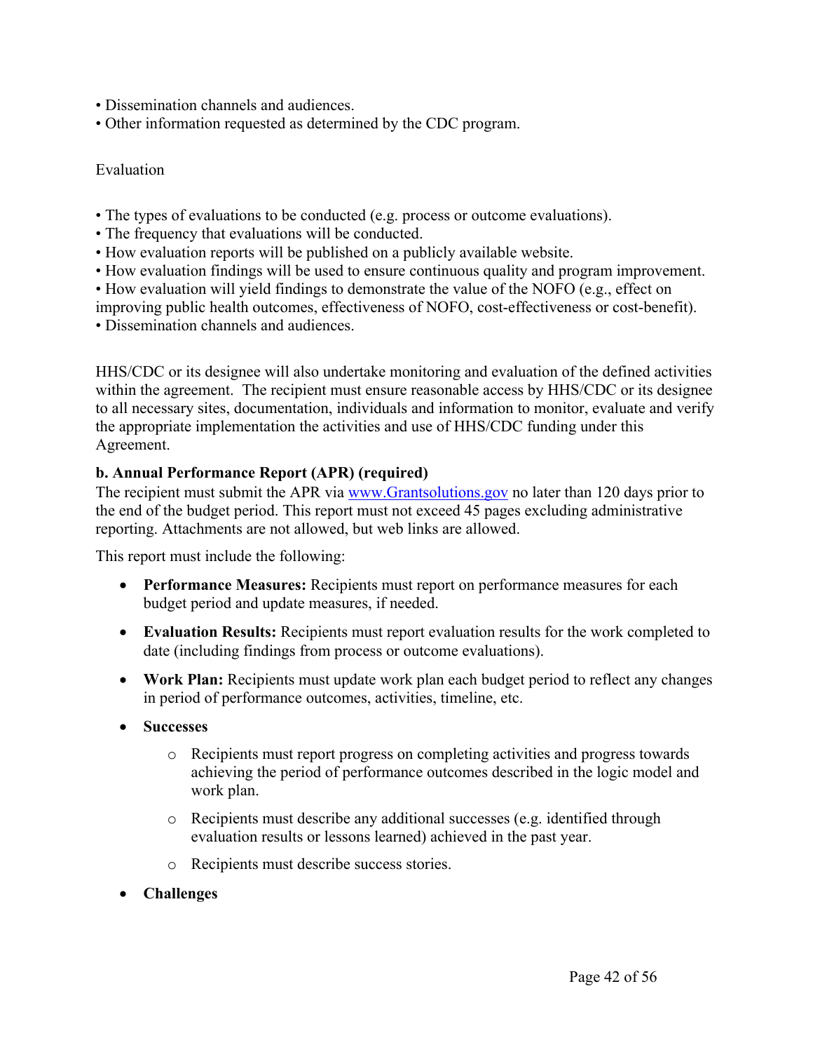• Dissemination channels and audiences.
• Other information requested as determined by the CDC program.

Evaluation

• The types of evaluations to be conducted (e.g. process or outcome evaluations).
• The frequency that evaluations will be conducted.
• How evaluation reports will be published on a publicly available website.
• How evaluation findings will be used to ensure continuous quality and program improvement.
• How evaluation will yield findings to demonstrate the value of the NOFO (e.g., effect on improving public health outcomes, effectiveness of NOFO, cost-effectiveness or cost-benefit).
• Dissemination channels and audiences.

HHS/CDC or its designee will also undertake monitoring and evaluation of the defined activities within the agreement. The recipient must ensure reasonable access by HHS/CDC or its designee to all necessary sites, documentation, individuals and information to monitor, evaluate and verify the appropriate implementation the activities and use of HHS/CDC funding under this Agreement.

**b. Annual Performance Report (APR) (required)**

The recipient must submit the APR via www.Grantsolutions.gov no later than 120 days prior to the end of the budget period. This report must not exceed 45 pages excluding administrative reporting. Attachments are not allowed, but web links are allowed.

This report must include the following:

- **Performance Measures:** Recipients must report on performance measures for each budget period and update measures, if needed.
- **Evaluation Results:** Recipients must report evaluation results for the work completed to date (including findings from process or outcome evaluations).
- **Work Plan:** Recipients must update work plan each budget period to reflect any changes in period of performance outcomes, activities, timeline, etc.
- **Successes**
  - Recipients must report progress on completing activities and progress towards achieving the period of performance outcomes described in the logic model and work plan.
  - Recipients must describe any additional successes (e.g. identified through evaluation results or lessons learned) achieved in the past year.
  - Recipients must describe success stories.
- **Challenges**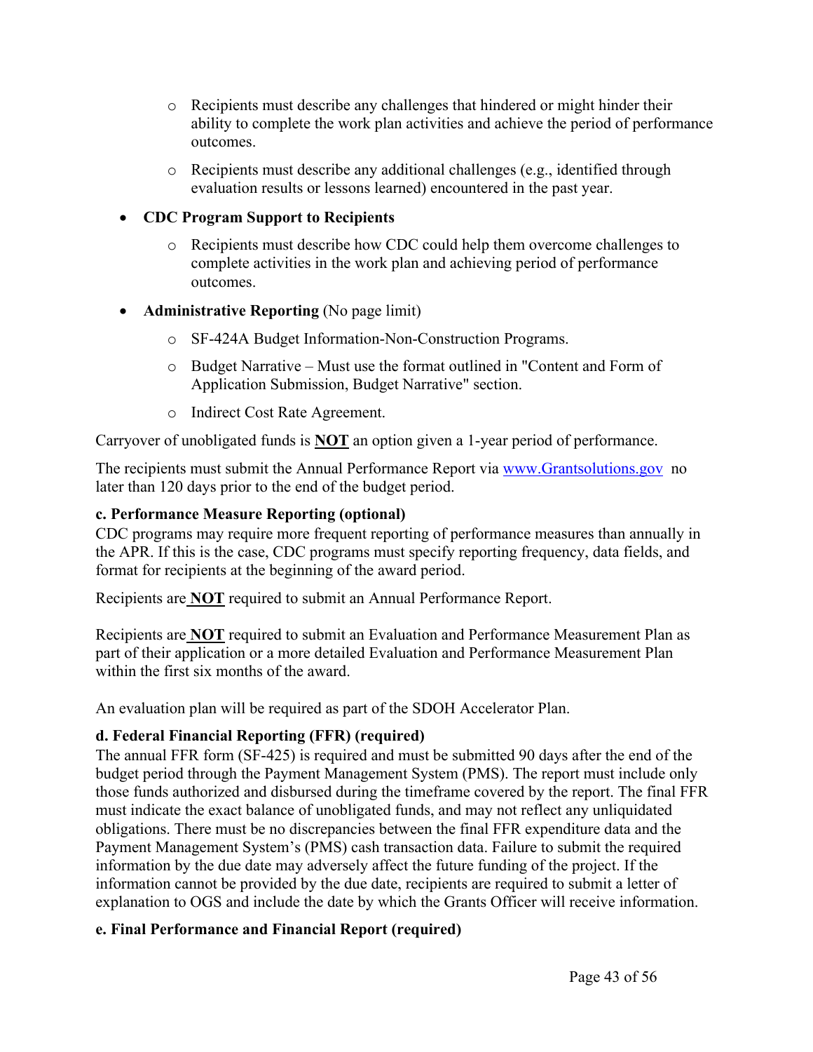- Recipients must describe any challenges that hindered or might hinder their ability to complete the work plan activities and achieve the period of performance outcomes.
    - Recipients must describe any additional challenges (e.g., identified through evaluation results or lessons learned) encountered in the past year.

- **CDC Program Support to Recipients**
    - Recipients must describe how CDC could help them overcome challenges to complete activities in the work plan and achieving period of performance outcomes.

- **Administrative Reporting** (No page limit)
    - SF-424A Budget Information-Non-Construction Programs.
    - Budget Narrative – Must use the format outlined in "Content and Form of Application Submission, Budget Narrative" section.
    - Indirect Cost Rate Agreement.

Carryover of unobligated funds is **NOT** an option given a 1-year period of performance.

The recipients must submit the Annual Performance Report via www.Grantsolutions.gov no later than 120 days prior to the end of the budget period.

**c. Performance Measure Reporting (optional)**

CDC programs may require more frequent reporting of performance measures than annually in the APR. If this is the case, CDC programs must specify reporting frequency, data fields, and format for recipients at the beginning of the award period.

Recipients are **NOT** required to submit an Annual Performance Report.

Recipients are **NOT** required to submit an Evaluation and Performance Measurement Plan as part of their application or a more detailed Evaluation and Performance Measurement Plan within the first six months of the award.

An evaluation plan will be required as part of the SDOH Accelerator Plan.

**d. Federal Financial Reporting (FFR) (required)**

The annual FFR form (SF-425) is required and must be submitted 90 days after the end of the budget period through the Payment Management System (PMS). The report must include only those funds authorized and disbursed during the timeframe covered by the report. The final FFR must indicate the exact balance of unobligated funds, and may not reflect any unliquidated obligations. There must be no discrepancies between the final FFR expenditure data and the Payment Management System's (PMS) cash transaction data. Failure to submit the required information by the due date may adversely affect the future funding of the project. If the information cannot be provided by the due date, recipients are required to submit a letter of explanation to OGS and include the date by which the Grants Officer will receive information.

**e. Final Performance and Financial Report (required)**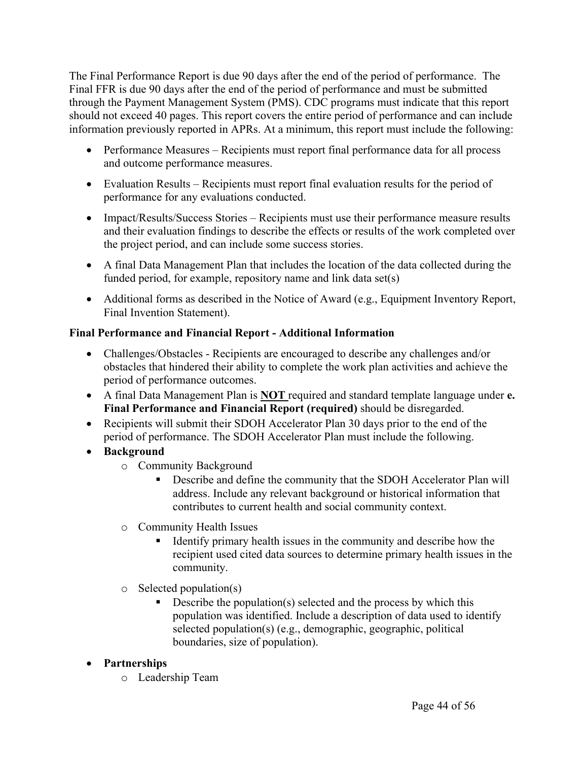The Final Performance Report is due 90 days after the end of the period of performance. The Final FFR is due 90 days after the end of the period of performance and must be submitted through the Payment Management System (PMS). CDC programs must indicate that this report should not exceed 40 pages. This report covers the entire period of performance and can include information previously reported in APRs. At a minimum, this report must include the following:

- Performance Measures – Recipients must report final performance data for all process and outcome performance measures.
- Evaluation Results – Recipients must report final evaluation results for the period of performance for any evaluations conducted.
- Impact/Results/Success Stories – Recipients must use their performance measure results and their evaluation findings to describe the effects or results of the work completed over the project period, and can include some success stories.
- A final Data Management Plan that includes the location of the data collected during the funded period, for example, repository name and link data set(s)
- Additional forms as described in the Notice of Award (e.g., Equipment Inventory Report, Final Invention Statement).

**Final Performance and Financial Report - Additional Information**

- Challenges/Obstacles - Recipients are encouraged to describe any challenges and/or obstacles that hindered their ability to complete the work plan activities and achieve the period of performance outcomes.
- A final Data Management Plan is **NOT** required and standard template language under **e. Final Performance and Financial Report (required)** should be disregarded.
- Recipients will submit their SDOH Accelerator Plan 30 days prior to the end of the period of performance. The SDOH Accelerator Plan must include the following.
- **Background**
  - Community Background
    - Describe and define the community that the SDOH Accelerator Plan will address. Include any relevant background or historical information that contributes to current health and social community context.
  - Community Health Issues
    - Identify primary health issues in the community and describe how the recipient used cited data sources to determine primary health issues in the community.
  - Selected population(s)
    - Describe the population(s) selected and the process by which this population was identified. Include a description of data used to identify selected population(s) (e.g., demographic, geographic, political boundaries, size of population).
- **Partnerships**
  - Leadership Team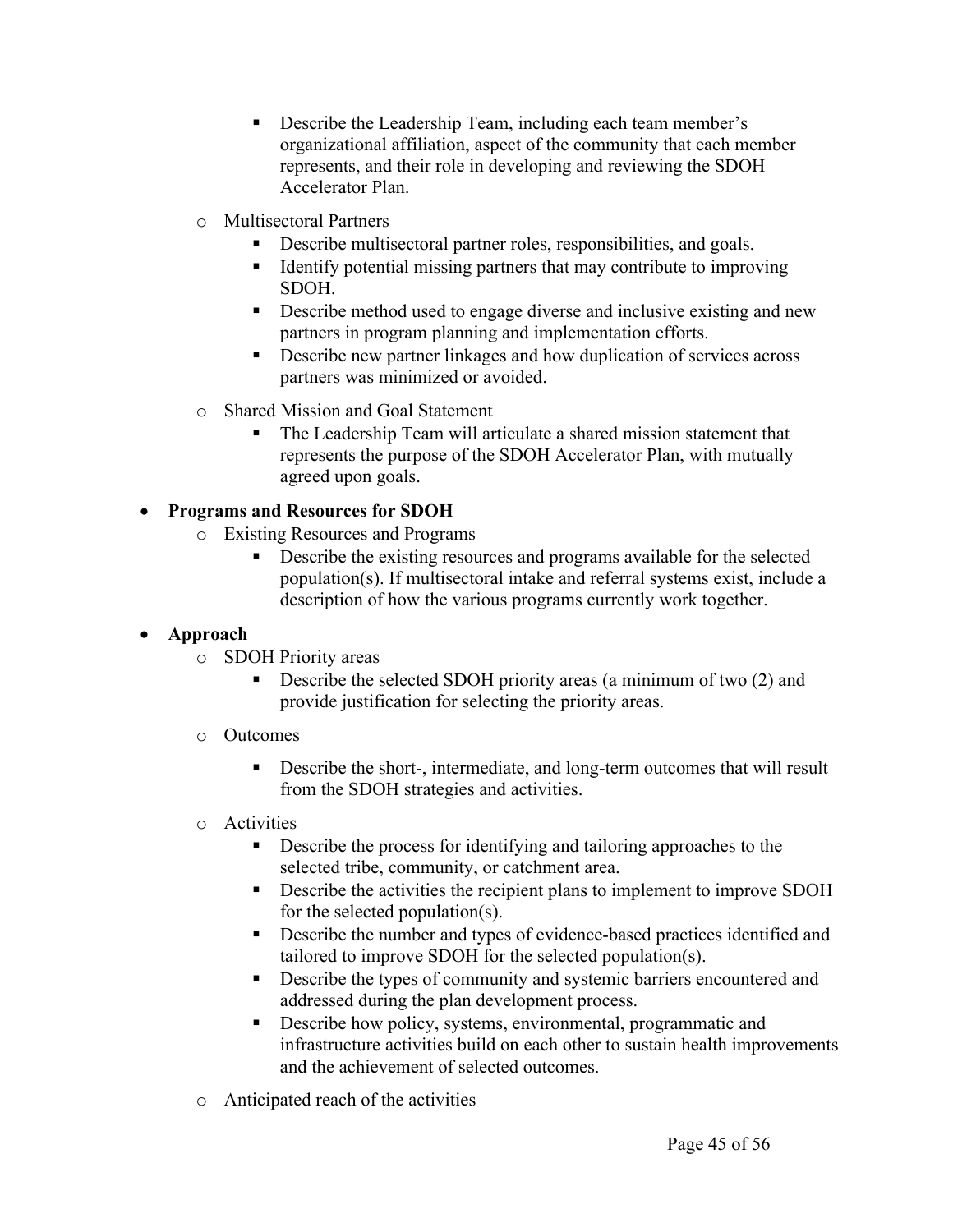- Describe the Leadership Team, including each team member's organizational affiliation, aspect of the community that each member represents, and their role in developing and reviewing the SDOH Accelerator Plan.
  - Multisectoral Partners
      - Describe multisectoral partner roles, responsibilities, and goals.
      - Identify potential missing partners that may contribute to improving SDOH.
      - Describe method used to engage diverse and inclusive existing and new partners in program planning and implementation efforts.
      - Describe new partner linkages and how duplication of services across partners was minimized or avoided.
  - Shared Mission and Goal Statement
      - The Leadership Team will articulate a shared mission statement that represents the purpose of the SDOH Accelerator Plan, with mutually agreed upon goals.

- **Programs and Resources for SDOH**
  - Existing Resources and Programs
      - Describe the existing resources and programs available for the selected population(s). If multisectoral intake and referral systems exist, include a description of how the various programs currently work together.

- **Approach**
  - SDOH Priority areas
      - Describe the selected SDOH priority areas (a minimum of two (2) and provide justification for selecting the priority areas.
  - Outcomes
      - Describe the short-, intermediate, and long-term outcomes that will result from the SDOH strategies and activities.
  - Activities
      - Describe the process for identifying and tailoring approaches to the selected tribe, community, or catchment area.
      - Describe the activities the recipient plans to implement to improve SDOH for the selected population(s).
      - Describe the number and types of evidence-based practices identified and tailored to improve SDOH for the selected population(s).
      - Describe the types of community and systemic barriers encountered and addressed during the plan development process.
      - Describe how policy, systems, environmental, programmatic and infrastructure activities build on each other to sustain health improvements and the achievement of selected outcomes.
  - Anticipated reach of the activities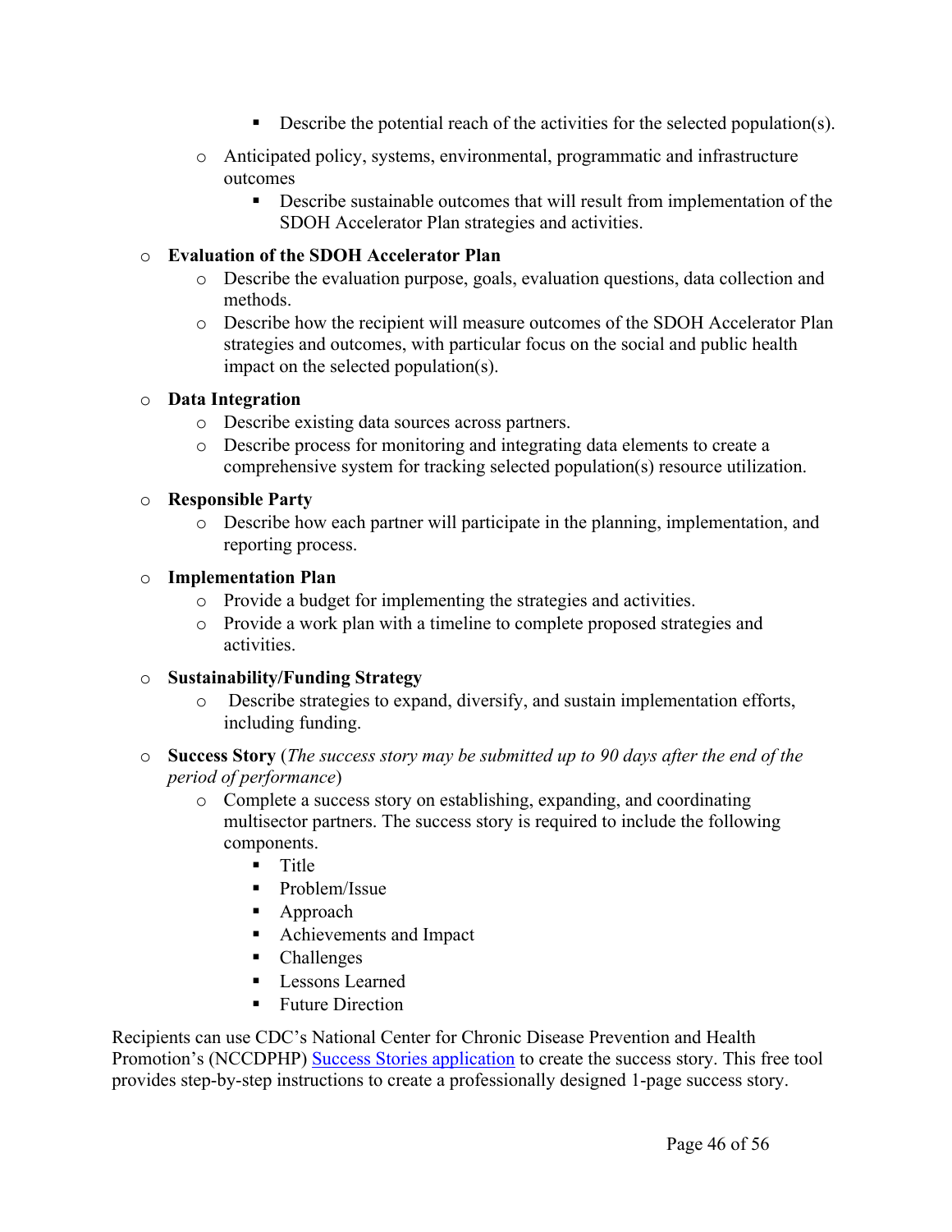- Describe the potential reach of the activities for the selected population(s).
    - Anticipated policy, systems, environmental, programmatic and infrastructure outcomes
        - Describe sustainable outcomes that will result from implementation of the SDOH Accelerator Plan strategies and activities.
- **Evaluation of the SDOH Accelerator Plan**
    - Describe the evaluation purpose, goals, evaluation questions, data collection and methods.
    - Describe how the recipient will measure outcomes of the SDOH Accelerator Plan strategies and outcomes, with particular focus on the social and public health impact on the selected population(s).
- **Data Integration**
    - Describe existing data sources across partners.
    - Describe process for monitoring and integrating data elements to create a comprehensive system for tracking selected population(s) resource utilization.
- **Responsible Party**
    - Describe how each partner will participate in the planning, implementation, and reporting process.
- **Implementation Plan**
    - Provide a budget for implementing the strategies and activities.
    - Provide a work plan with a timeline to complete proposed strategies and activities.
- **Sustainability/Funding Strategy**
    - Describe strategies to expand, diversify, and sustain implementation efforts, including funding.
- **Success Story** (*The success story may be submitted up to 90 days after the end of the period of performance*)
    - Complete a success story on establishing, expanding, and coordinating multisector partners. The success story is required to include the following components.
        - Title
        - Problem/Issue
        - Approach
        - Achievements and Impact
        - Challenges
        - Lessons Learned
        - Future Direction

Recipients can use CDC's National Center for Chronic Disease Prevention and Health Promotion's (NCCDPHP) Success Stories application to create the success story. This free tool provides step-by-step instructions to create a professionally designed 1-page success story.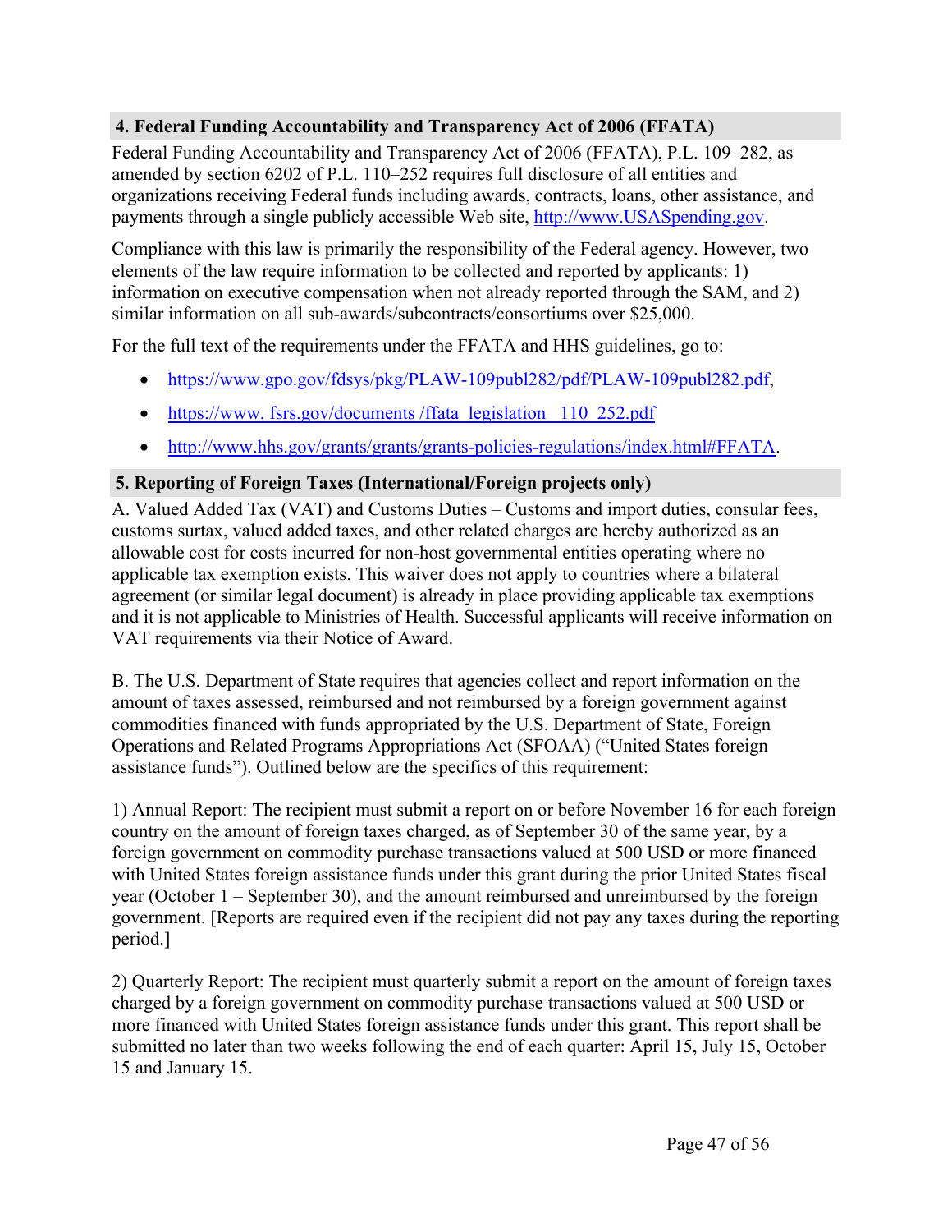### 4. Federal Funding Accountability and Transparency Act of 2006 (FFATA)

Federal Funding Accountability and Transparency Act of 2006 (FFATA), P.L. 109–282, as amended by section 6202 of P.L. 110–252 requires full disclosure of all entities and organizations receiving Federal funds including awards, contracts, loans, other assistance, and payments through a single publicly accessible Web site, http://www.USASpending.gov.

Compliance with this law is primarily the responsibility of the Federal agency. However, two elements of the law require information to be collected and reported by applicants: 1) information on executive compensation when not already reported through the SAM, and 2) similar information on all sub-awards/subcontracts/consortiums over $25,000.

For the full text of the requirements under the FFATA and HHS guidelines, go to:

- https://www.gpo.gov/fdsys/pkg/PLAW-109publ282/pdf/PLAW-109publ282.pdf,
- https://www. fsrs.gov/documents /ffata_legislation _110_252.pdf
- http://www.hhs.gov/grants/grants/grants-policies-regulations/index.html#FFATA.

### 5. Reporting of Foreign Taxes (International/Foreign projects only)

A. Valued Added Tax (VAT) and Customs Duties – Customs and import duties, consular fees, customs surtax, valued added taxes, and other related charges are hereby authorized as an allowable cost for costs incurred for non-host governmental entities operating where no applicable tax exemption exists. This waiver does not apply to countries where a bilateral agreement (or similar legal document) is already in place providing applicable tax exemptions and it is not applicable to Ministries of Health. Successful applicants will receive information on VAT requirements via their Notice of Award.

B. The U.S. Department of State requires that agencies collect and report information on the amount of taxes assessed, reimbursed and not reimbursed by a foreign government against commodities financed with funds appropriated by the U.S. Department of State, Foreign Operations and Related Programs Appropriations Act (SFOAA) ("United States foreign assistance funds"). Outlined below are the specifics of this requirement:

1) Annual Report: The recipient must submit a report on or before November 16 for each foreign country on the amount of foreign taxes charged, as of September 30 of the same year, by a foreign government on commodity purchase transactions valued at 500 USD or more financed with United States foreign assistance funds under this grant during the prior United States fiscal year (October 1 – September 30), and the amount reimbursed and unreimbursed by the foreign government. [Reports are required even if the recipient did not pay any taxes during the reporting period.]

2) Quarterly Report: The recipient must quarterly submit a report on the amount of foreign taxes charged by a foreign government on commodity purchase transactions valued at 500 USD or more financed with United States foreign assistance funds under this grant. This report shall be submitted no later than two weeks following the end of each quarter: April 15, July 15, October 15 and January 15.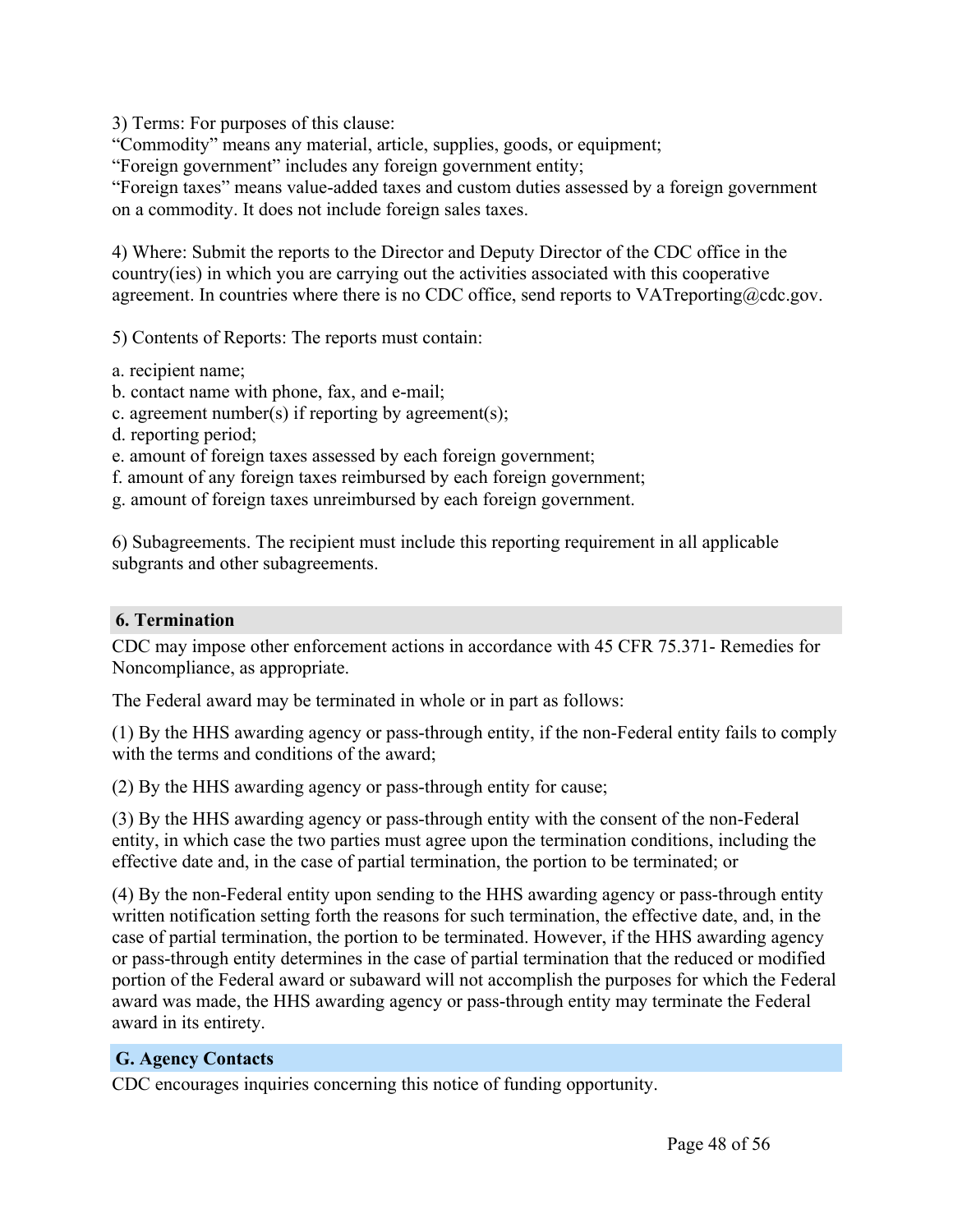3) Terms: For purposes of this clause:
"Commodity" means any material, article, supplies, goods, or equipment;
"Foreign government" includes any foreign government entity;
"Foreign taxes" means value-added taxes and custom duties assessed by a foreign government on a commodity. It does not include foreign sales taxes.

4) Where: Submit the reports to the Director and Deputy Director of the CDC office in the country(ies) in which you are carrying out the activities associated with this cooperative agreement. In countries where there is no CDC office, send reports to VATreporting@cdc.gov.

5) Contents of Reports: The reports must contain:

a. recipient name;
b. contact name with phone, fax, and e-mail;
c. agreement number(s) if reporting by agreement(s);
d. reporting period;
e. amount of foreign taxes assessed by each foreign government;
f. amount of any foreign taxes reimbursed by each foreign government;
g. amount of foreign taxes unreimbursed by each foreign government.

6) Subagreements. The recipient must include this reporting requirement in all applicable subgrants and other subagreements.

### 6. Termination

CDC may impose other enforcement actions in accordance with 45 CFR 75.371- Remedies for Noncompliance, as appropriate.

The Federal award may be terminated in whole or in part as follows:

(1) By the HHS awarding agency or pass-through entity, if the non-Federal entity fails to comply with the terms and conditions of the award;

(2) By the HHS awarding agency or pass-through entity for cause;

(3) By the HHS awarding agency or pass-through entity with the consent of the non-Federal entity, in which case the two parties must agree upon the termination conditions, including the effective date and, in the case of partial termination, the portion to be terminated; or

(4) By the non-Federal entity upon sending to the HHS awarding agency or pass-through entity written notification setting forth the reasons for such termination, the effective date, and, in the case of partial termination, the portion to be terminated. However, if the HHS awarding agency or pass-through entity determines in the case of partial termination that the reduced or modified portion of the Federal award or subaward will not accomplish the purposes for which the Federal award was made, the HHS awarding agency or pass-through entity may terminate the Federal award in its entirety.

## G. Agency Contacts

CDC encourages inquiries concerning this notice of funding opportunity.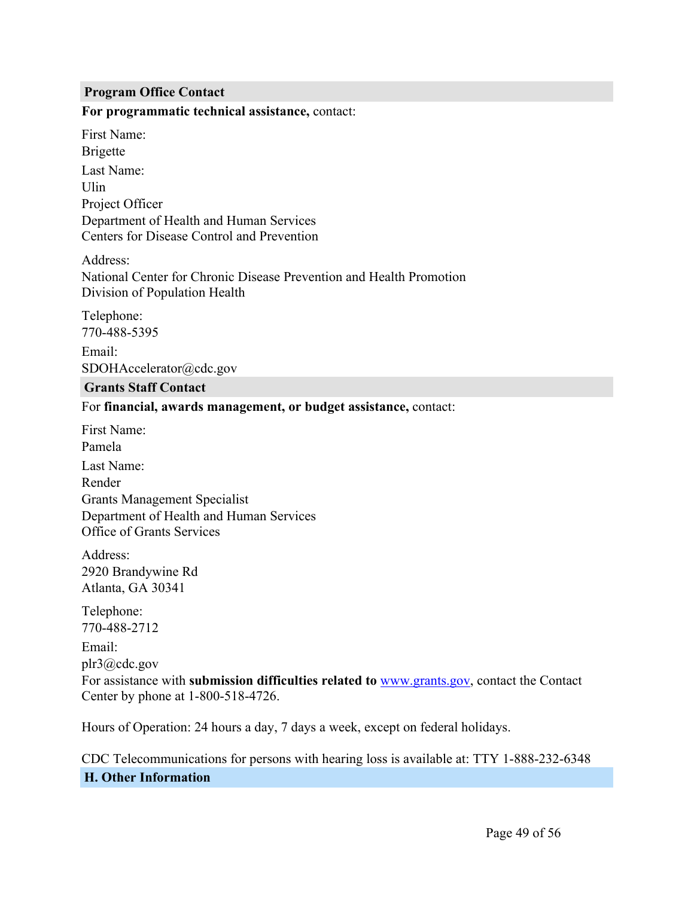### Program Office Contact

**For programmatic technical assistance,** contact:

First Name:
Brigette

Last Name:
Ulin
Project Officer
Department of Health and Human Services
Centers for Disease Control and Prevention

Address:
National Center for Chronic Disease Prevention and Health Promotion
Division of Population Health

Telephone:
770-488-5395

Email:
SDOHAccelerator@cdc.gov

### Grants Staff Contact

For **financial, awards management, or budget assistance,** contact:

First Name:
Pamela

Last Name:
Render
Grants Management Specialist
Department of Health and Human Services
Office of Grants Services

Address:
2920 Brandywine Rd
Atlanta, GA 30341

Telephone:
770-488-2712

Email:
plr3@cdc.gov
For assistance with **submission difficulties related to** www.grants.gov, contact the Contact Center by phone at 1-800-518-4726.

Hours of Operation: 24 hours a day, 7 days a week, except on federal holidays.

CDC Telecommunications for persons with hearing loss is available at: TTY 1-888-232-6348

## H. Other Information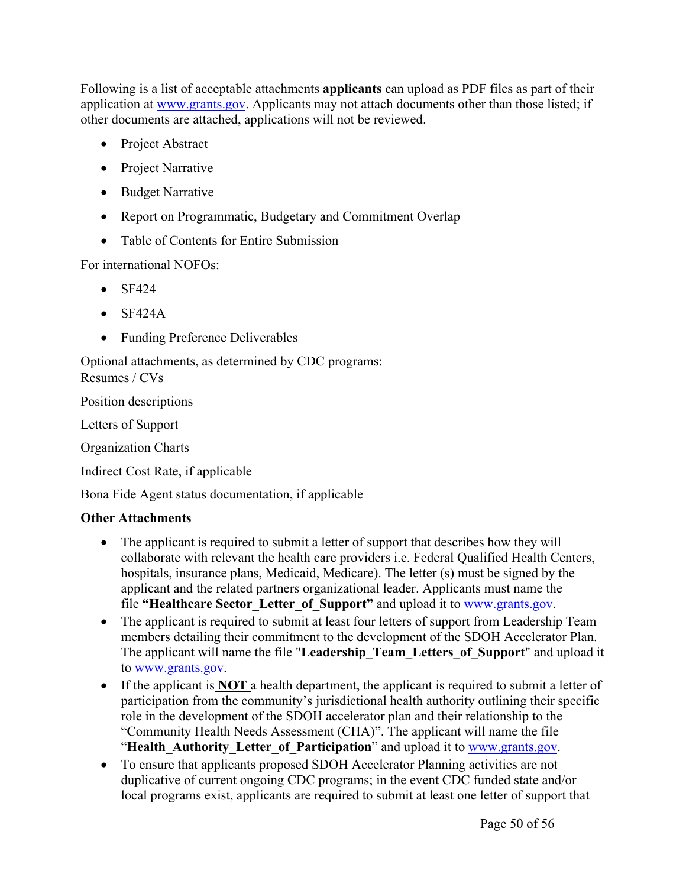Following is a list of acceptable attachments **applicants** can upload as PDF files as part of their application at www.grants.gov. Applicants may not attach documents other than those listed; if other documents are attached, applications will not be reviewed.

- Project Abstract
- Project Narrative
- Budget Narrative
- Report on Programmatic, Budgetary and Commitment Overlap
- Table of Contents for Entire Submission

For international NOFOs:

- SF424
- SF424A
- Funding Preference Deliverables

Optional attachments, as determined by CDC programs:
Resumes / CVs

Position descriptions

Letters of Support

Organization Charts

Indirect Cost Rate, if applicable

Bona Fide Agent status documentation, if applicable

**Other Attachments**

- The applicant is required to submit a letter of support that describes how they will collaborate with relevant the health care providers i.e. Federal Qualified Health Centers, hospitals, insurance plans, Medicaid, Medicare). The letter (s) must be signed by the applicant and the related partners organizational leader. Applicants must name the file **"Healthcare Sector_Letter_of_Support"** and upload it to www.grants.gov.
- The applicant is required to submit at least four letters of support from Leadership Team members detailing their commitment to the development of the SDOH Accelerator Plan. The applicant will name the file "**Leadership_Team_Letters_of_Support**" and upload it to www.grants.gov.
- If the applicant is **NOT** a health department, the applicant is required to submit a letter of participation from the community's jurisdictional health authority outlining their specific role in the development of the SDOH accelerator plan and their relationship to the "Community Health Needs Assessment (CHA)". The applicant will name the file "**Health_Authority_Letter_of_Participation**" and upload it to www.grants.gov.
- To ensure that applicants proposed SDOH Accelerator Planning activities are not duplicative of current ongoing CDC programs; in the event CDC funded state and/or local programs exist, applicants are required to submit at least one letter of support that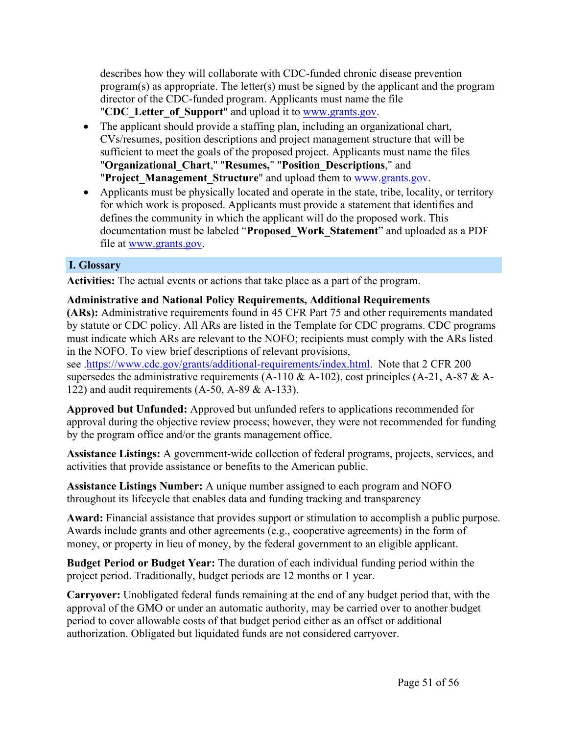describes how they will collaborate with CDC-funded chronic disease prevention program(s) as appropriate. The letter(s) must be signed by the applicant and the program director of the CDC-funded program. Applicants must name the file "**CDC_Letter_of_Support**" and upload it to www.grants.gov.

- The applicant should provide a staffing plan, including an organizational chart, CVs/resumes, position descriptions and project management structure that will be sufficient to meet the goals of the proposed project. Applicants must name the files "**Organizational_Chart**," "**Resumes,**" "**Position_Descriptions**," and "**Project_Management_Structure**" and upload them to www.grants.gov.
- Applicants must be physically located and operate in the state, tribe, locality, or territory for which work is proposed. Applicants must provide a statement that identifies and defines the community in which the applicant will do the proposed work. This documentation must be labeled "**Proposed_Work_Statement**" and uploaded as a PDF file at www.grants.gov.

## I. Glossary

**Activities:** The actual events or actions that take place as a part of the program.

**Administrative and National Policy Requirements, Additional Requirements (ARs):** Administrative requirements found in 45 CFR Part 75 and other requirements mandated by statute or CDC policy. All ARs are listed in the Template for CDC programs. CDC programs must indicate which ARs are relevant to the NOFO; recipients must comply with the ARs listed in the NOFO. To view brief descriptions of relevant provisions, see .https://www.cdc.gov/grants/additional-requirements/index.html. Note that 2 CFR 200 supersedes the administrative requirements (A-110 & A-102), cost principles (A-21, A-87 & A-122) and audit requirements (A-50, A-89 & A-133).

**Approved but Unfunded:** Approved but unfunded refers to applications recommended for approval during the objective review process; however, they were not recommended for funding by the program office and/or the grants management office.

**Assistance Listings:** A government-wide collection of federal programs, projects, services, and activities that provide assistance or benefits to the American public.

**Assistance Listings Number:** A unique number assigned to each program and NOFO throughout its lifecycle that enables data and funding tracking and transparency

**Award:** Financial assistance that provides support or stimulation to accomplish a public purpose. Awards include grants and other agreements (e.g., cooperative agreements) in the form of money, or property in lieu of money, by the federal government to an eligible applicant.

**Budget Period or Budget Year:** The duration of each individual funding period within the project period. Traditionally, budget periods are 12 months or 1 year.

**Carryover:** Unobligated federal funds remaining at the end of any budget period that, with the approval of the GMO or under an automatic authority, may be carried over to another budget period to cover allowable costs of that budget period either as an offset or additional authorization. Obligated but liquidated funds are not considered carryover.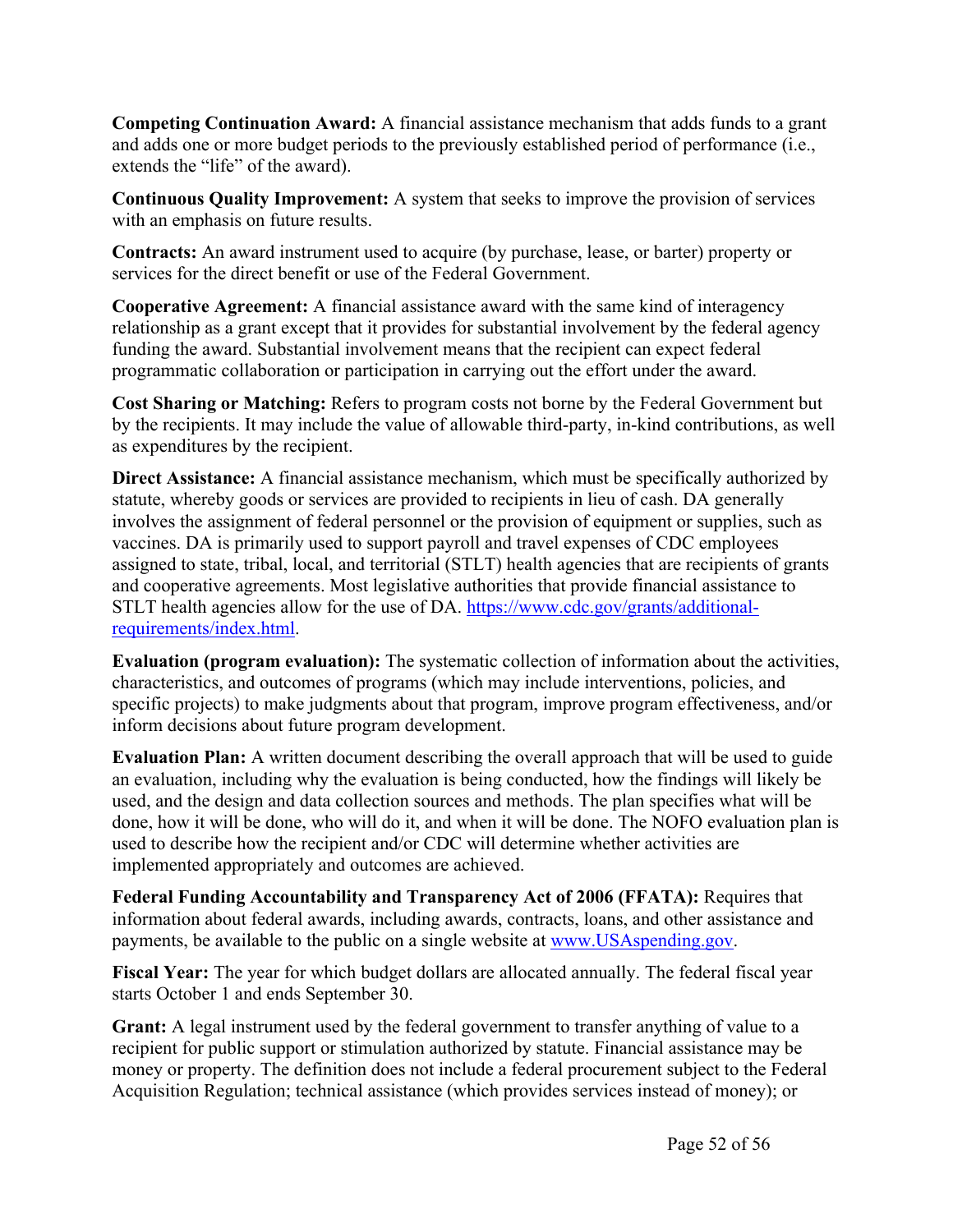**Competing Continuation Award:** A financial assistance mechanism that adds funds to a grant and adds one or more budget periods to the previously established period of performance (i.e., extends the "life" of the award).

**Continuous Quality Improvement:** A system that seeks to improve the provision of services with an emphasis on future results.

**Contracts:** An award instrument used to acquire (by purchase, lease, or barter) property or services for the direct benefit or use of the Federal Government.

**Cooperative Agreement:** A financial assistance award with the same kind of interagency relationship as a grant except that it provides for substantial involvement by the federal agency funding the award. Substantial involvement means that the recipient can expect federal programmatic collaboration or participation in carrying out the effort under the award.

**Cost Sharing or Matching:** Refers to program costs not borne by the Federal Government but by the recipients. It may include the value of allowable third-party, in-kind contributions, as well as expenditures by the recipient.

**Direct Assistance:** A financial assistance mechanism, which must be specifically authorized by statute, whereby goods or services are provided to recipients in lieu of cash. DA generally involves the assignment of federal personnel or the provision of equipment or supplies, such as vaccines. DA is primarily used to support payroll and travel expenses of CDC employees assigned to state, tribal, local, and territorial (STLT) health agencies that are recipients of grants and cooperative agreements. Most legislative authorities that provide financial assistance to STLT health agencies allow for the use of DA. [https://www.cdc.gov/grants/additional-requirements/index.html](https://www.cdc.gov/grants/additional-requirements/index.html).

**Evaluation (program evaluation):** The systematic collection of information about the activities, characteristics, and outcomes of programs (which may include interventions, policies, and specific projects) to make judgments about that program, improve program effectiveness, and/or inform decisions about future program development.

**Evaluation Plan:** A written document describing the overall approach that will be used to guide an evaluation, including why the evaluation is being conducted, how the findings will likely be used, and the design and data collection sources and methods. The plan specifies what will be done, how it will be done, who will do it, and when it will be done. The NOFO evaluation plan is used to describe how the recipient and/or CDC will determine whether activities are implemented appropriately and outcomes are achieved.

**Federal Funding Accountability and Transparency Act of 2006 (FFATA):** Requires that information about federal awards, including awards, contracts, loans, and other assistance and payments, be available to the public on a single website at [www.USAspending.gov](http://www.USAspending.gov).

**Fiscal Year:** The year for which budget dollars are allocated annually. The federal fiscal year starts October 1 and ends September 30.

**Grant:** A legal instrument used by the federal government to transfer anything of value to a recipient for public support or stimulation authorized by statute. Financial assistance may be money or property. The definition does not include a federal procurement subject to the Federal Acquisition Regulation; technical assistance (which provides services instead of money); or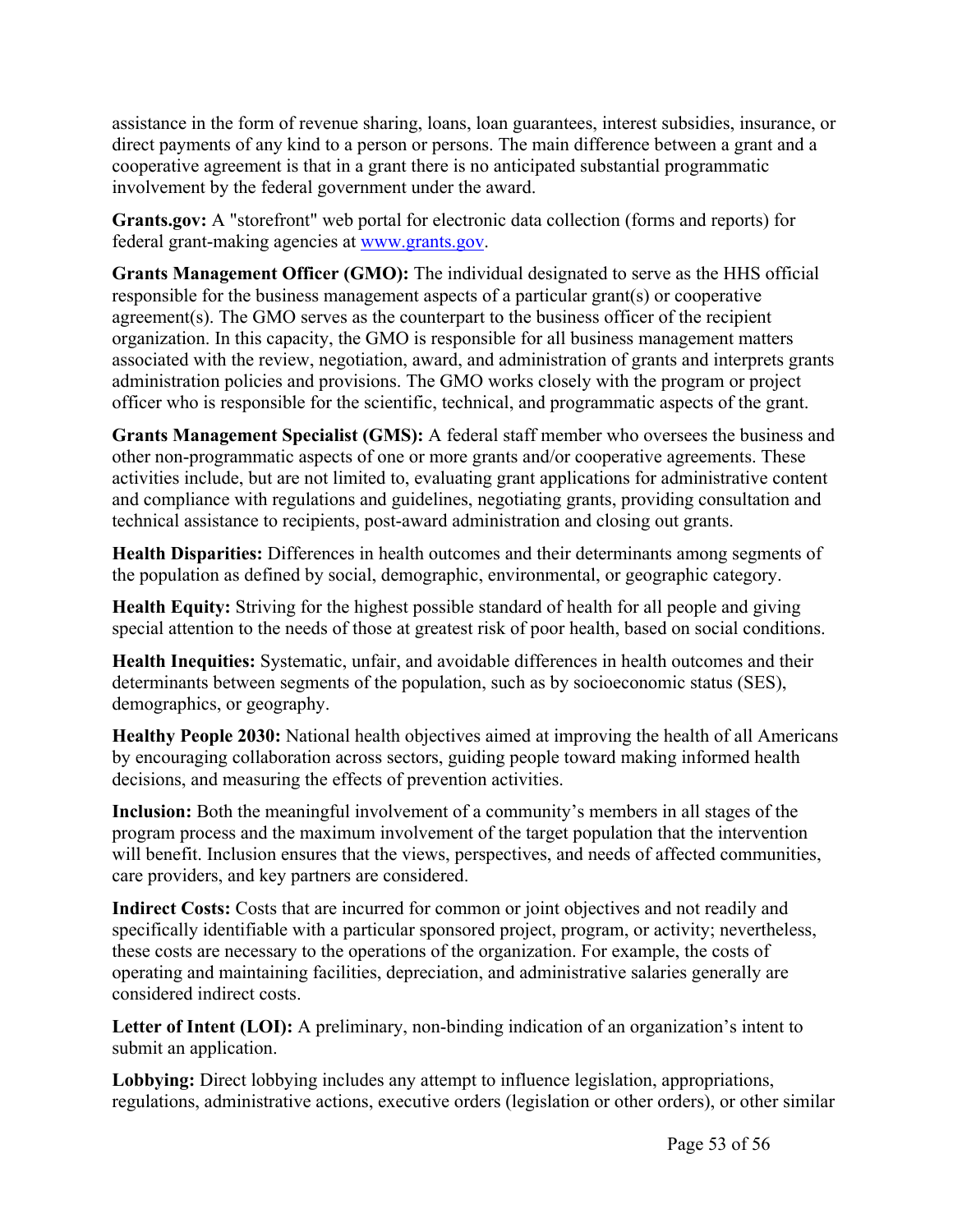assistance in the form of revenue sharing, loans, loan guarantees, interest subsidies, insurance, or direct payments of any kind to a person or persons. The main difference between a grant and a cooperative agreement is that in a grant there is no anticipated substantial programmatic involvement by the federal government under the award.

**Grants.gov:** A "storefront" web portal for electronic data collection (forms and reports) for federal grant-making agencies at [www.grants.gov](www.grants.gov).

**Grants Management Officer (GMO):** The individual designated to serve as the HHS official responsible for the business management aspects of a particular grant(s) or cooperative agreement(s). The GMO serves as the counterpart to the business officer of the recipient organization. In this capacity, the GMO is responsible for all business management matters associated with the review, negotiation, award, and administration of grants and interprets grants administration policies and provisions. The GMO works closely with the program or project officer who is responsible for the scientific, technical, and programmatic aspects of the grant.

**Grants Management Specialist (GMS):** A federal staff member who oversees the business and other non-programmatic aspects of one or more grants and/or cooperative agreements. These activities include, but are not limited to, evaluating grant applications for administrative content and compliance with regulations and guidelines, negotiating grants, providing consultation and technical assistance to recipients, post-award administration and closing out grants.

**Health Disparities:** Differences in health outcomes and their determinants among segments of the population as defined by social, demographic, environmental, or geographic category.

**Health Equity:** Striving for the highest possible standard of health for all people and giving special attention to the needs of those at greatest risk of poor health, based on social conditions.

**Health Inequities:** Systematic, unfair, and avoidable differences in health outcomes and their determinants between segments of the population, such as by socioeconomic status (SES), demographics, or geography.

**Healthy People 2030:** National health objectives aimed at improving the health of all Americans by encouraging collaboration across sectors, guiding people toward making informed health decisions, and measuring the effects of prevention activities.

**Inclusion:** Both the meaningful involvement of a community's members in all stages of the program process and the maximum involvement of the target population that the intervention will benefit. Inclusion ensures that the views, perspectives, and needs of affected communities, care providers, and key partners are considered.

**Indirect Costs:** Costs that are incurred for common or joint objectives and not readily and specifically identifiable with a particular sponsored project, program, or activity; nevertheless, these costs are necessary to the operations of the organization. For example, the costs of operating and maintaining facilities, depreciation, and administrative salaries generally are considered indirect costs.

**Letter of Intent (LOI):** A preliminary, non-binding indication of an organization's intent to submit an application.

**Lobbying:** Direct lobbying includes any attempt to influence legislation, appropriations, regulations, administrative actions, executive orders (legislation or other orders), or other similar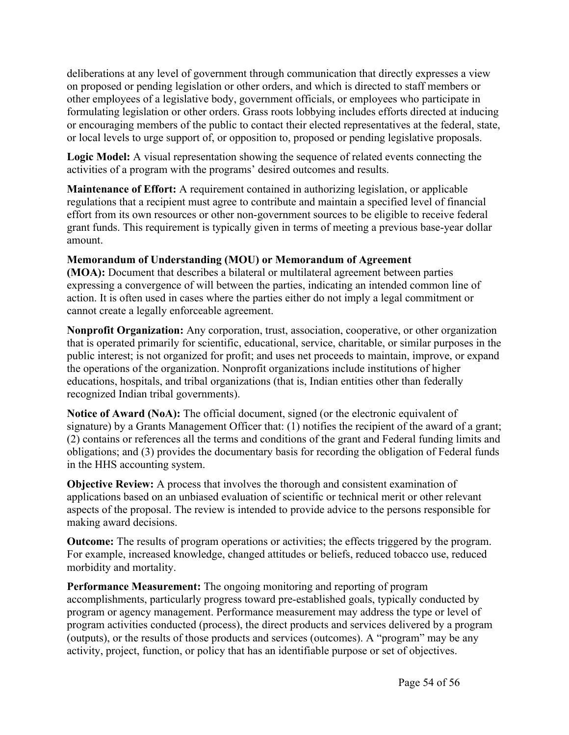deliberations at any level of government through communication that directly expresses a view on proposed or pending legislation or other orders, and which is directed to staff members or other employees of a legislative body, government officials, or employees who participate in formulating legislation or other orders. Grass roots lobbying includes efforts directed at inducing or encouraging members of the public to contact their elected representatives at the federal, state, or local levels to urge support of, or opposition to, proposed or pending legislative proposals.

**Logic Model:** A visual representation showing the sequence of related events connecting the activities of a program with the programs' desired outcomes and results.

**Maintenance of Effort:** A requirement contained in authorizing legislation, or applicable regulations that a recipient must agree to contribute and maintain a specified level of financial effort from its own resources or other non-government sources to be eligible to receive federal grant funds. This requirement is typically given in terms of meeting a previous base-year dollar amount.

**Memorandum of Understanding (MOU) or Memorandum of Agreement (MOA):** Document that describes a bilateral or multilateral agreement between parties expressing a convergence of will between the parties, indicating an intended common line of action. It is often used in cases where the parties either do not imply a legal commitment or cannot create a legally enforceable agreement.

**Nonprofit Organization:** Any corporation, trust, association, cooperative, or other organization that is operated primarily for scientific, educational, service, charitable, or similar purposes in the public interest; is not organized for profit; and uses net proceeds to maintain, improve, or expand the operations of the organization. Nonprofit organizations include institutions of higher educations, hospitals, and tribal organizations (that is, Indian entities other than federally recognized Indian tribal governments).

**Notice of Award (NoA):** The official document, signed (or the electronic equivalent of signature) by a Grants Management Officer that: (1) notifies the recipient of the award of a grant; (2) contains or references all the terms and conditions of the grant and Federal funding limits and obligations; and (3) provides the documentary basis for recording the obligation of Federal funds in the HHS accounting system.

**Objective Review:** A process that involves the thorough and consistent examination of applications based on an unbiased evaluation of scientific or technical merit or other relevant aspects of the proposal. The review is intended to provide advice to the persons responsible for making award decisions.

**Outcome:** The results of program operations or activities; the effects triggered by the program. For example, increased knowledge, changed attitudes or beliefs, reduced tobacco use, reduced morbidity and mortality.

**Performance Measurement:** The ongoing monitoring and reporting of program accomplishments, particularly progress toward pre-established goals, typically conducted by program or agency management. Performance measurement may address the type or level of program activities conducted (process), the direct products and services delivered by a program (outputs), or the results of those products and services (outcomes). A "program" may be any activity, project, function, or policy that has an identifiable purpose or set of objectives.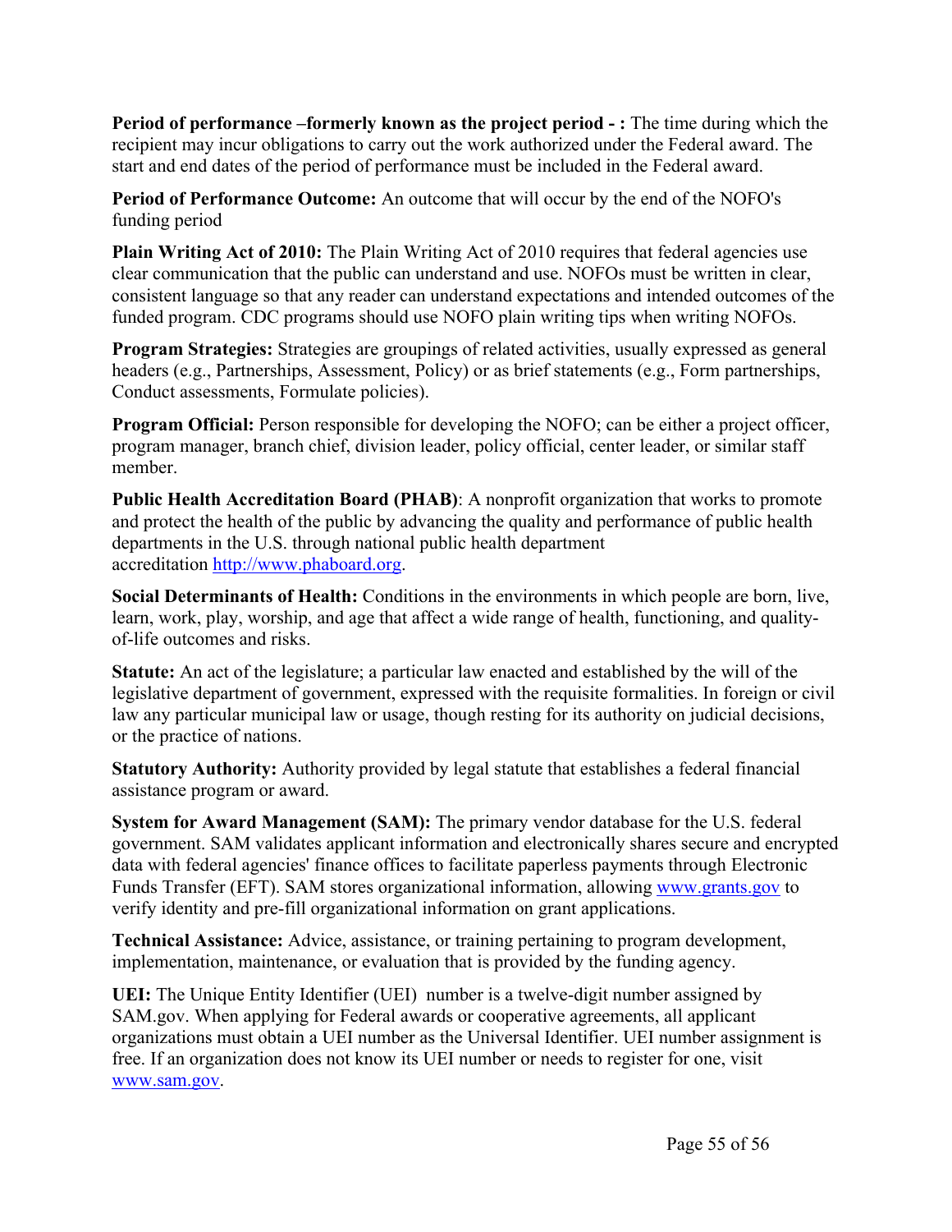**Period of performance –formerly known as the project period - :** The time during which the recipient may incur obligations to carry out the work authorized under the Federal award. The start and end dates of the period of performance must be included in the Federal award.

**Period of Performance Outcome:** An outcome that will occur by the end of the NOFO's funding period

**Plain Writing Act of 2010:** The Plain Writing Act of 2010 requires that federal agencies use clear communication that the public can understand and use. NOFOs must be written in clear, consistent language so that any reader can understand expectations and intended outcomes of the funded program. CDC programs should use NOFO plain writing tips when writing NOFOs.

**Program Strategies:** Strategies are groupings of related activities, usually expressed as general headers (e.g., Partnerships, Assessment, Policy) or as brief statements (e.g., Form partnerships, Conduct assessments, Formulate policies).

**Program Official:** Person responsible for developing the NOFO; can be either a project officer, program manager, branch chief, division leader, policy official, center leader, or similar staff member.

**Public Health Accreditation Board (PHAB)**: A nonprofit organization that works to promote and protect the health of the public by advancing the quality and performance of public health departments in the U.S. through national public health department accreditation http://www.phaboard.org.

**Social Determinants of Health:** Conditions in the environments in which people are born, live, learn, work, play, worship, and age that affect a wide range of health, functioning, and quality-of-life outcomes and risks.

**Statute:** An act of the legislature; a particular law enacted and established by the will of the legislative department of government, expressed with the requisite formalities. In foreign or civil law any particular municipal law or usage, though resting for its authority on judicial decisions, or the practice of nations.

**Statutory Authority:** Authority provided by legal statute that establishes a federal financial assistance program or award.

**System for Award Management (SAM):** The primary vendor database for the U.S. federal government. SAM validates applicant information and electronically shares secure and encrypted data with federal agencies' finance offices to facilitate paperless payments through Electronic Funds Transfer (EFT). SAM stores organizational information, allowing www.grants.gov to verify identity and pre-fill organizational information on grant applications.

**Technical Assistance:** Advice, assistance, or training pertaining to program development, implementation, maintenance, or evaluation that is provided by the funding agency.

**UEI:** The Unique Entity Identifier (UEI) number is a twelve-digit number assigned by SAM.gov. When applying for Federal awards or cooperative agreements, all applicant organizations must obtain a UEI number as the Universal Identifier. UEI number assignment is free. If an organization does not know its UEI number or needs to register for one, visit www.sam.gov.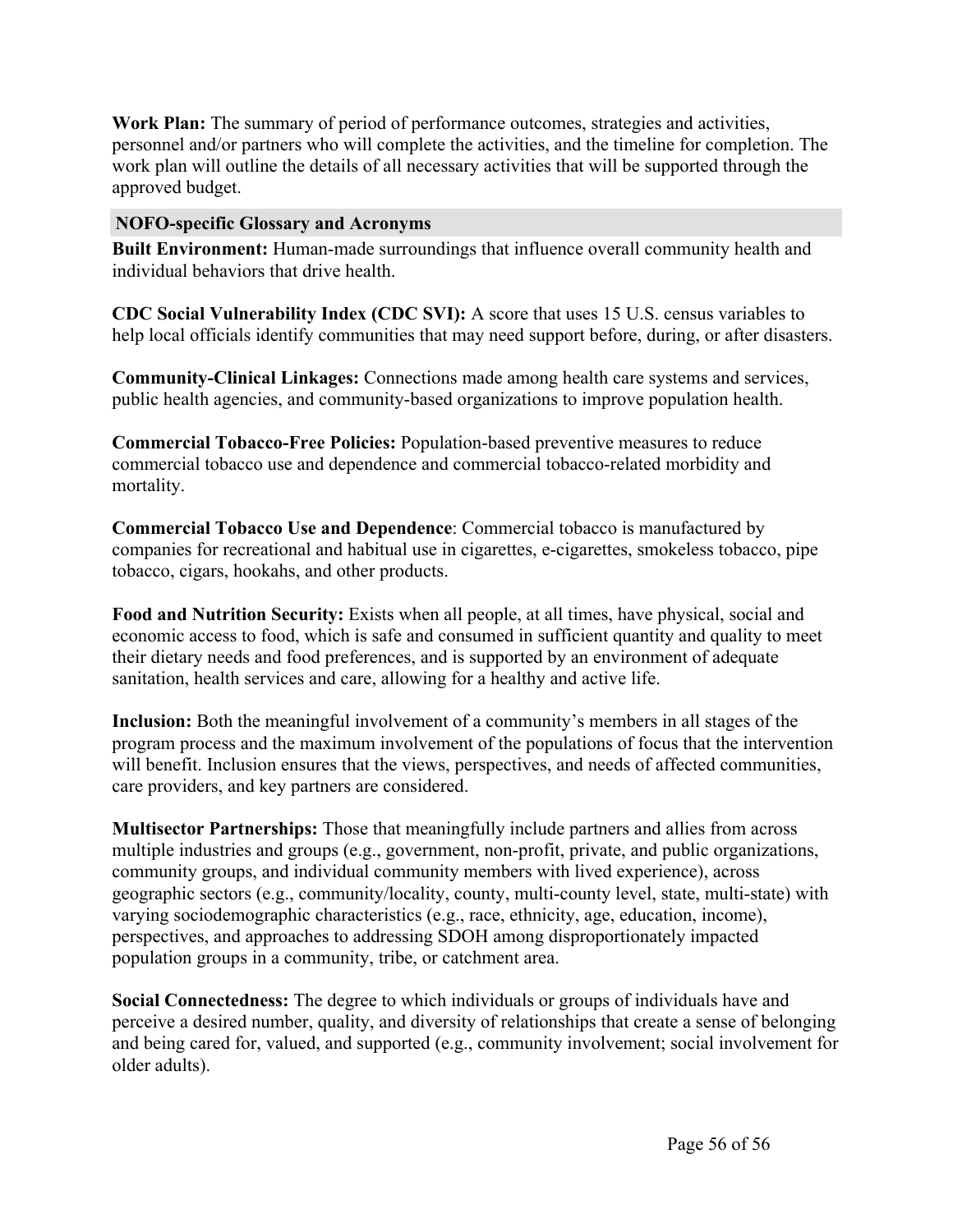**Work Plan:** The summary of period of performance outcomes, strategies and activities, personnel and/or partners who will complete the activities, and the timeline for completion. The work plan will outline the details of all necessary activities that will be supported through the approved budget.

## NOFO-specific Glossary and Acronyms

**Built Environment:** Human-made surroundings that influence overall community health and individual behaviors that drive health.

**CDC Social Vulnerability Index (CDC SVI):** A score that uses 15 U.S. census variables to help local officials identify communities that may need support before, during, or after disasters.

**Community-Clinical Linkages:** Connections made among health care systems and services, public health agencies, and community-based organizations to improve population health.

**Commercial Tobacco-Free Policies:** Population-based preventive measures to reduce commercial tobacco use and dependence and commercial tobacco-related morbidity and mortality.

**Commercial Tobacco Use and Dependence**: Commercial tobacco is manufactured by companies for recreational and habitual use in cigarettes, e-cigarettes, smokeless tobacco, pipe tobacco, cigars, hookahs, and other products.

**Food and Nutrition Security:** Exists when all people, at all times, have physical, social and economic access to food, which is safe and consumed in sufficient quantity and quality to meet their dietary needs and food preferences, and is supported by an environment of adequate sanitation, health services and care, allowing for a healthy and active life.

**Inclusion:** Both the meaningful involvement of a community's members in all stages of the program process and the maximum involvement of the populations of focus that the intervention will benefit. Inclusion ensures that the views, perspectives, and needs of affected communities, care providers, and key partners are considered.

**Multisector Partnerships:** Those that meaningfully include partners and allies from across multiple industries and groups (e.g., government, non-profit, private, and public organizations, community groups, and individual community members with lived experience), across geographic sectors (e.g., community/locality, county, multi-county level, state, multi-state) with varying sociodemographic characteristics (e.g., race, ethnicity, age, education, income), perspectives, and approaches to addressing SDOH among disproportionately impacted population groups in a community, tribe, or catchment area.

**Social Connectedness:** The degree to which individuals or groups of individuals have and perceive a desired number, quality, and diversity of relationships that create a sense of belonging and being cared for, valued, and supported (e.g., community involvement; social involvement for older adults).